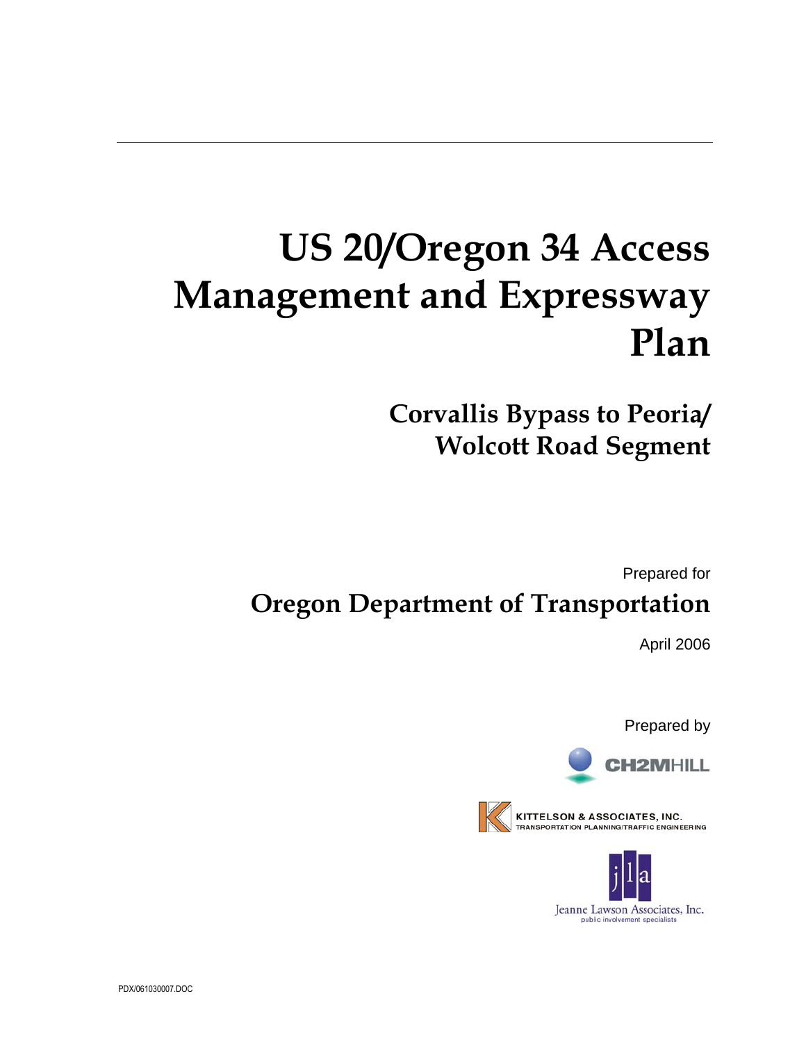# US 20/Oregon 34 Access Management and Expressway Plan

## Corvallis Bypass to Peoria/ Wolcott Road Segment

Prepared for

## Oregon Department of Transportation

April 2006

Prepared by

CH2MHILL

KITTELSON & ASSOCIATES, INC.
TRANSPORTATION PLANNING/TRAFFIC ENGINEERING

Jeanne Lawson Associates, Inc.
public involvement specialists

PDX/061030007.DOC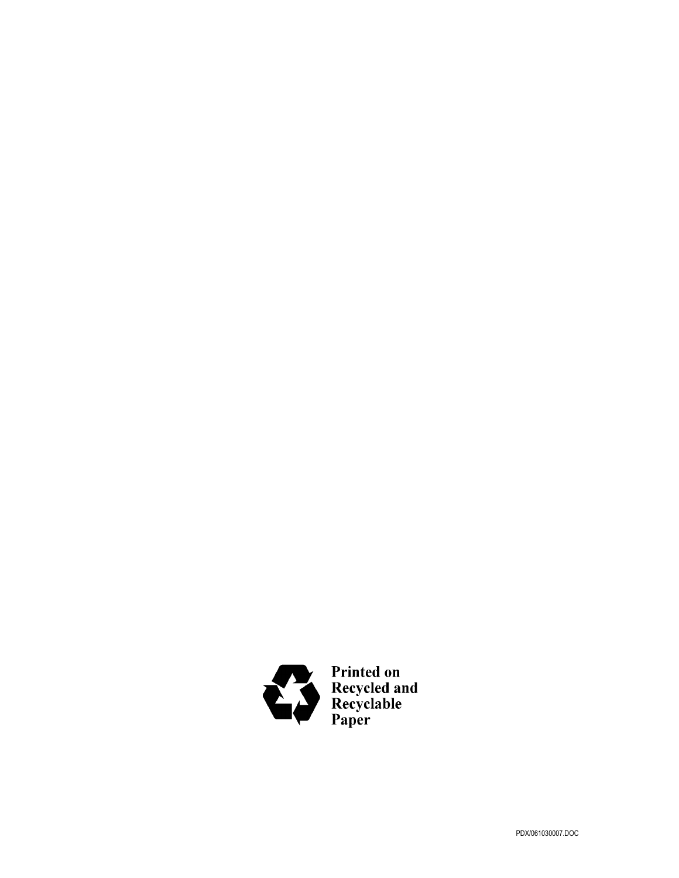Printed on
Recycled and
Recyclable
Paper

PDX/061030007.DOC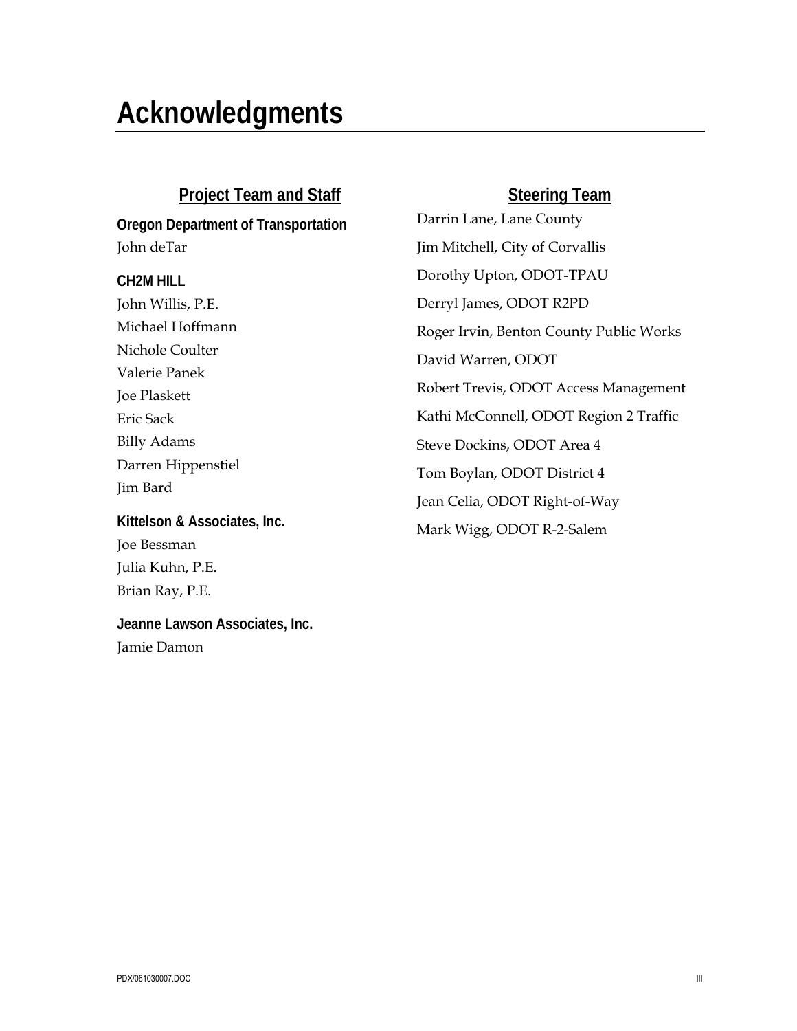# Acknowledgments

## Project Team and Staff

**Oregon Department of Transportation**

John deTar

**CH2M HILL**

John Willis, P.E.

Michael Hoffmann

Nichole Coulter

Valerie Panek

Joe Plaskett

Eric Sack

Billy Adams

Darren Hippenstiel

Jim Bard

**Kittelson & Associates, Inc.**

Joe Bessman

Julia Kuhn, P.E.

Brian Ray, P.E.

**Jeanne Lawson Associates, Inc.**

Jamie Damon

## Steering Team

Darrin Lane, Lane County

Jim Mitchell, City of Corvallis

Dorothy Upton, ODOT-TPAU

Derryl James, ODOT R2PD

Roger Irvin, Benton County Public Works

David Warren, ODOT

Robert Trevis, ODOT Access Management

Kathi McConnell, ODOT Region 2 Traffic

Steve Dockins, ODOT Area 4

Tom Boylan, ODOT District 4

Jean Celia, ODOT Right-of-Way

Mark Wigg, ODOT R-2-Salem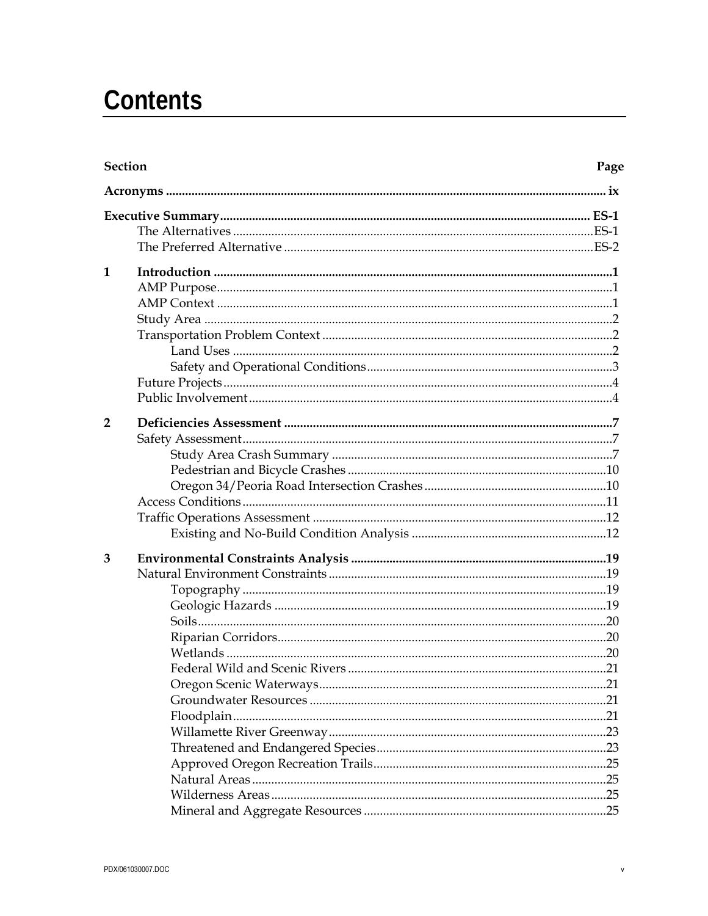# Contents

| Section | | Page |
|---|---|---|
| **Acronyms** | | **ix** |
| **Executive Summary** | | **ES-1** |
| | The Alternatives | ES-1 |
| | The Preferred Alternative | ES-2 |
| **1** | **Introduction** | **1** |
| | AMP Purpose | 1 |
| | AMP Context | 1 |
| | Study Area | 2 |
| | Transportation Problem Context | 2 |
| | Land Uses | 2 |
| | Safety and Operational Conditions | 3 |
| | Future Projects | 4 |
| | Public Involvement | 4 |
| **2** | **Deficiencies Assessment** | **7** |
| | Safety Assessment | 7 |
| | Study Area Crash Summary | 7 |
| | Pedestrian and Bicycle Crashes | 10 |
| | Oregon 34/Peoria Road Intersection Crashes | 10 |
| | Access Conditions | 11 |
| | Traffic Operations Assessment | 12 |
| | Existing and No-Build Condition Analysis | 12 |
| **3** | **Environmental Constraints Analysis** | **19** |
| | Natural Environment Constraints | 19 |
| | Topography | 19 |
| | Geologic Hazards | 19 |
| | Soils | 20 |
| | Riparian Corridors | 20 |
| | Wetlands | 20 |
| | Federal Wild and Scenic Rivers | 21 |
| | Oregon Scenic Waterways | 21 |
| | Groundwater Resources | 21 |
| | Floodplain | 21 |
| | Willamette River Greenway | 23 |
| | Threatened and Endangered Species | 23 |
| | Approved Oregon Recreation Trails | 25 |
| | Natural Areas | 25 |
| | Wilderness Areas | 25 |
| | Mineral and Aggregate Resources | 25 |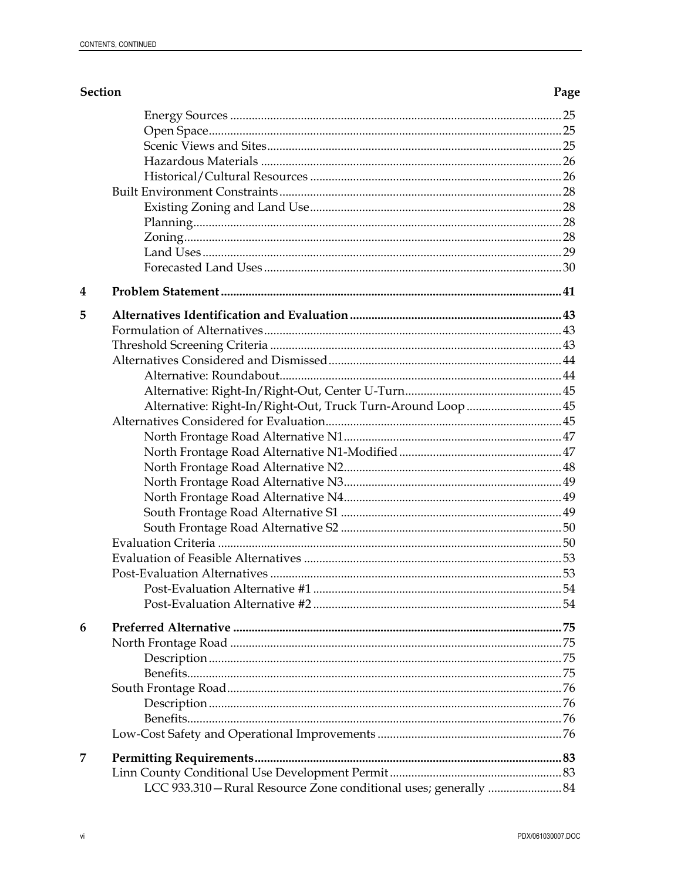| Section | | Page |
|---|---|---|
| | Energy Sources | 25 |
| | Open Space | 25 |
| | Scenic Views and Sites | 25 |
| | Hazardous Materials | 26 |
| | Historical/Cultural Resources | 26 |
| | Built Environment Constraints | 28 |
| | Existing Zoning and Land Use | 28 |
| | Planning | 28 |
| | Zoning | 28 |
| | Land Uses | 29 |
| | Forecasted Land Uses | 30 |
| **4** | **Problem Statement** | **41** |
| **5** | **Alternatives Identification and Evaluation** | **43** |
| | Formulation of Alternatives | 43 |
| | Threshold Screening Criteria | 43 |
| | Alternatives Considered and Dismissed | 44 |
| | Alternative: Roundabout | 44 |
| | Alternative: Right-In/Right-Out, Center U-Turn | 45 |
| | Alternative: Right-In/Right-Out, Truck Turn-Around Loop | 45 |
| | Alternatives Considered for Evaluation | 45 |
| | North Frontage Road Alternative N1 | 47 |
| | North Frontage Road Alternative N1-Modified | 47 |
| | North Frontage Road Alternative N2 | 48 |
| | North Frontage Road Alternative N3 | 49 |
| | North Frontage Road Alternative N4 | 49 |
| | South Frontage Road Alternative S1 | 49 |
| | South Frontage Road Alternative S2 | 50 |
| | Evaluation Criteria | 50 |
| | Evaluation of Feasible Alternatives | 53 |
| | Post-Evaluation Alternatives | 53 |
| | Post-Evaluation Alternative #1 | 54 |
| | Post-Evaluation Alternative #2 | 54 |
| **6** | **Preferred Alternative** | **75** |
| | North Frontage Road | 75 |
| | Description | 75 |
| | Benefits | 75 |
| | South Frontage Road | 76 |
| | Description | 76 |
| | Benefits | 76 |
| | Low-Cost Safety and Operational Improvements | 76 |
| **7** | **Permitting Requirements** | **83** |
| | Linn County Conditional Use Development Permit | 83 |
| | LCC 933.310—Rural Resource Zone conditional uses; generally | 84 |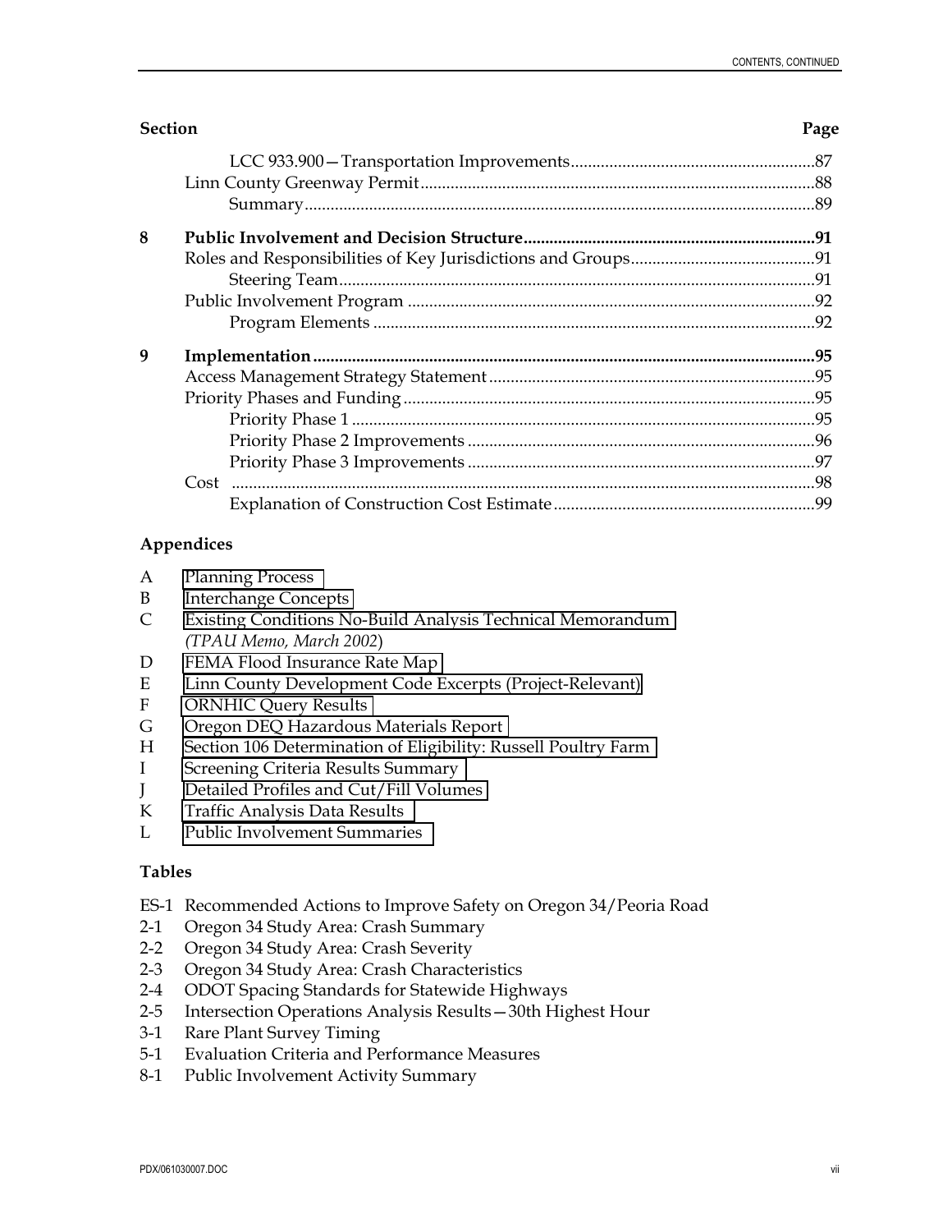| Section | | Page |
| --- | --- | --- |
| | LCC 933.900—Transportation Improvements | 87 |
| | Linn County Greenway Permit | 88 |
| | Summary | 89 |
| **8** | **Public Involvement and Decision Structure** | **91** |
| | Roles and Responsibilities of Key Jurisdictions and Groups | 91 |
| | Steering Team | 91 |
| | Public Involvement Program | 92 |
| | Program Elements | 92 |
| **9** | **Implementation** | **95** |
| | Access Management Strategy Statement | 95 |
| | Priority Phases and Funding | 95 |
| | Priority Phase 1 | 95 |
| | Priority Phase 2 Improvements | 96 |
| | Priority Phase 3 Improvements | 97 |
| | Cost | 98 |
| | Explanation of Construction Cost Estimate | 99 |

## Appendices

A Planning Process
B Interchange Concepts
C Existing Conditions No-Build Analysis Technical Memorandum *(TPAU Memo, March 2002*)
D FEMA Flood Insurance Rate Map
E Linn County Development Code Excerpts (Project-Relevant)
F ORNHIC Query Results
G Oregon DEQ Hazardous Materials Report
H Section 106 Determination of Eligibility: Russell Poultry Farm
I Screening Criteria Results Summary
J Detailed Profiles and Cut/Fill Volumes
K Traffic Analysis Data Results
L Public Involvement Summaries

## Tables

ES-1 Recommended Actions to Improve Safety on Oregon 34/Peoria Road
2-1 Oregon 34 Study Area: Crash Summary
2-2 Oregon 34 Study Area: Crash Severity
2-3 Oregon 34 Study Area: Crash Characteristics
2-4 ODOT Spacing Standards for Statewide Highways
2-5 Intersection Operations Analysis Results—30th Highest Hour
3-1 Rare Plant Survey Timing
5-1 Evaluation Criteria and Performance Measures
8-1 Public Involvement Activity Summary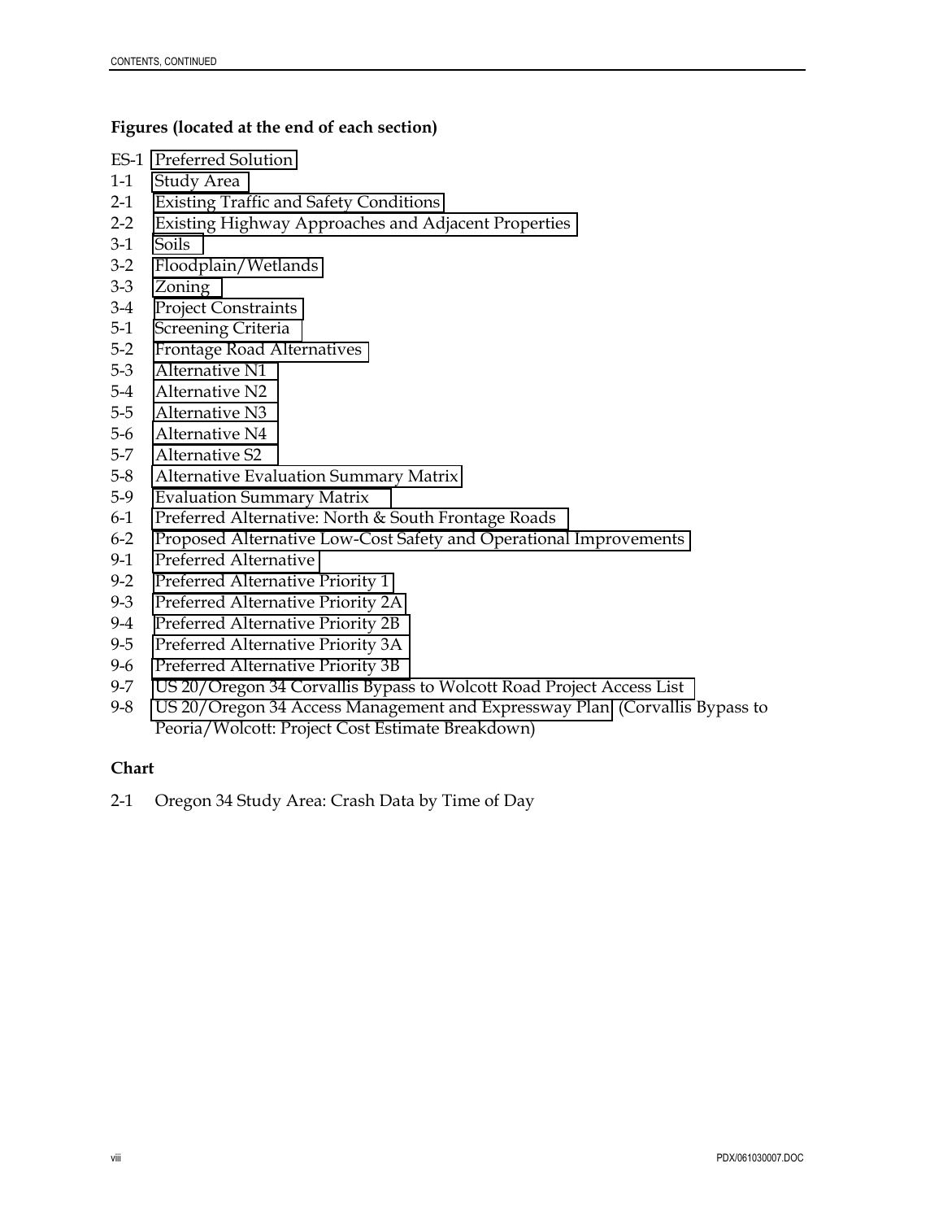**Figures (located at the end of each section)**

ES-1 Preferred Solution
1-1 Study Area
2-1 Existing Traffic and Safety Conditions
2-2 Existing Highway Approaches and Adjacent Properties
3-1 Soils
3-2 Floodplain/Wetlands
3-3 Zoning
3-4 Project Constraints
5-1 Screening Criteria
5-2 Frontage Road Alternatives
5-3 Alternative N1
5-4 Alternative N2
5-5 Alternative N3
5-6 Alternative N4
5-7 Alternative S2
5-8 Alternative Evaluation Summary Matrix
5-9 Evaluation Summary Matrix
6-1 Preferred Alternative: North & South Frontage Roads
6-2 Proposed Alternative Low-Cost Safety and Operational Improvements
9-1 Preferred Alternative
9-2 Preferred Alternative Priority 1
9-3 Preferred Alternative Priority 2A
9-4 Preferred Alternative Priority 2B
9-5 Preferred Alternative Priority 3A
9-6 Preferred Alternative Priority 3B
9-7 US 20/Oregon 34 Corvallis Bypass to Wolcott Road Project Access List
9-8 US 20/Oregon 34 Access Management and Expressway Plan (Corvallis Bypass to Peoria/Wolcott: Project Cost Estimate Breakdown)

**Chart**

2-1 Oregon 34 Study Area: Crash Data by Time of Day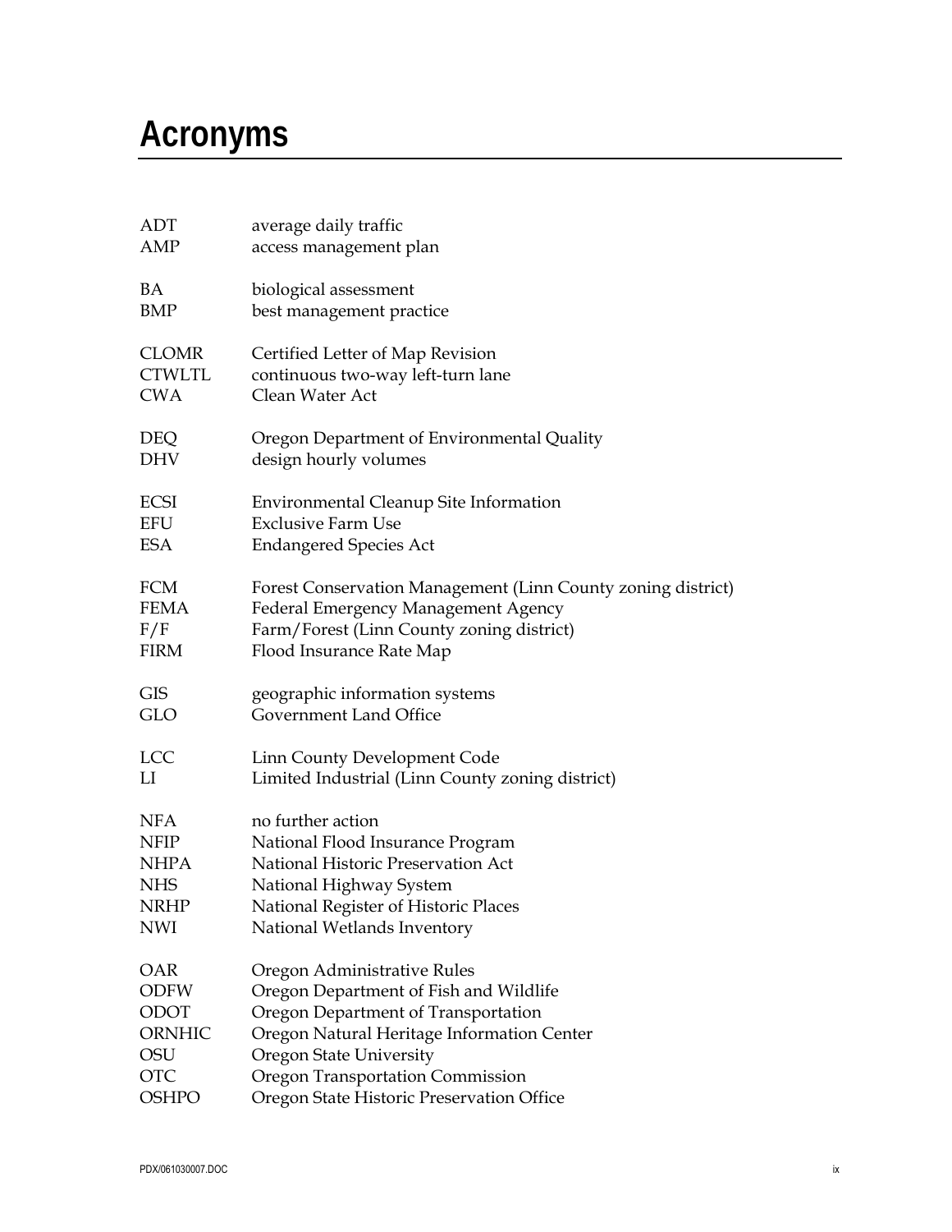# Acronyms

| | |
|---|---|
| ADT | average daily traffic |
| AMP | access management plan |
| BA | biological assessment |
| BMP | best management practice |
| CLOMR | Certified Letter of Map Revision |
| CTWLTL | continuous two-way left-turn lane |
| CWA | Clean Water Act |
| DEQ | Oregon Department of Environmental Quality |
| DHV | design hourly volumes |
| ECSI | Environmental Cleanup Site Information |
| EFU | Exclusive Farm Use |
| ESA | Endangered Species Act |
| FCM | Forest Conservation Management (Linn County zoning district) |
| FEMA | Federal Emergency Management Agency |
| F/F | Farm/Forest (Linn County zoning district) |
| FIRM | Flood Insurance Rate Map |
| GIS | geographic information systems |
| GLO | Government Land Office |
| LCC | Linn County Development Code |
| LI | Limited Industrial (Linn County zoning district) |
| NFA | no further action |
| NFIP | National Flood Insurance Program |
| NHPA | National Historic Preservation Act |
| NHS | National Highway System |
| NRHP | National Register of Historic Places |
| NWI | National Wetlands Inventory |
| OAR | Oregon Administrative Rules |
| ODFW | Oregon Department of Fish and Wildlife |
| ODOT | Oregon Department of Transportation |
| ORNHIC | Oregon Natural Heritage Information Center |
| OSU | Oregon State University |
| OTC | Oregon Transportation Commission |
| OSHPO | Oregon State Historic Preservation Office |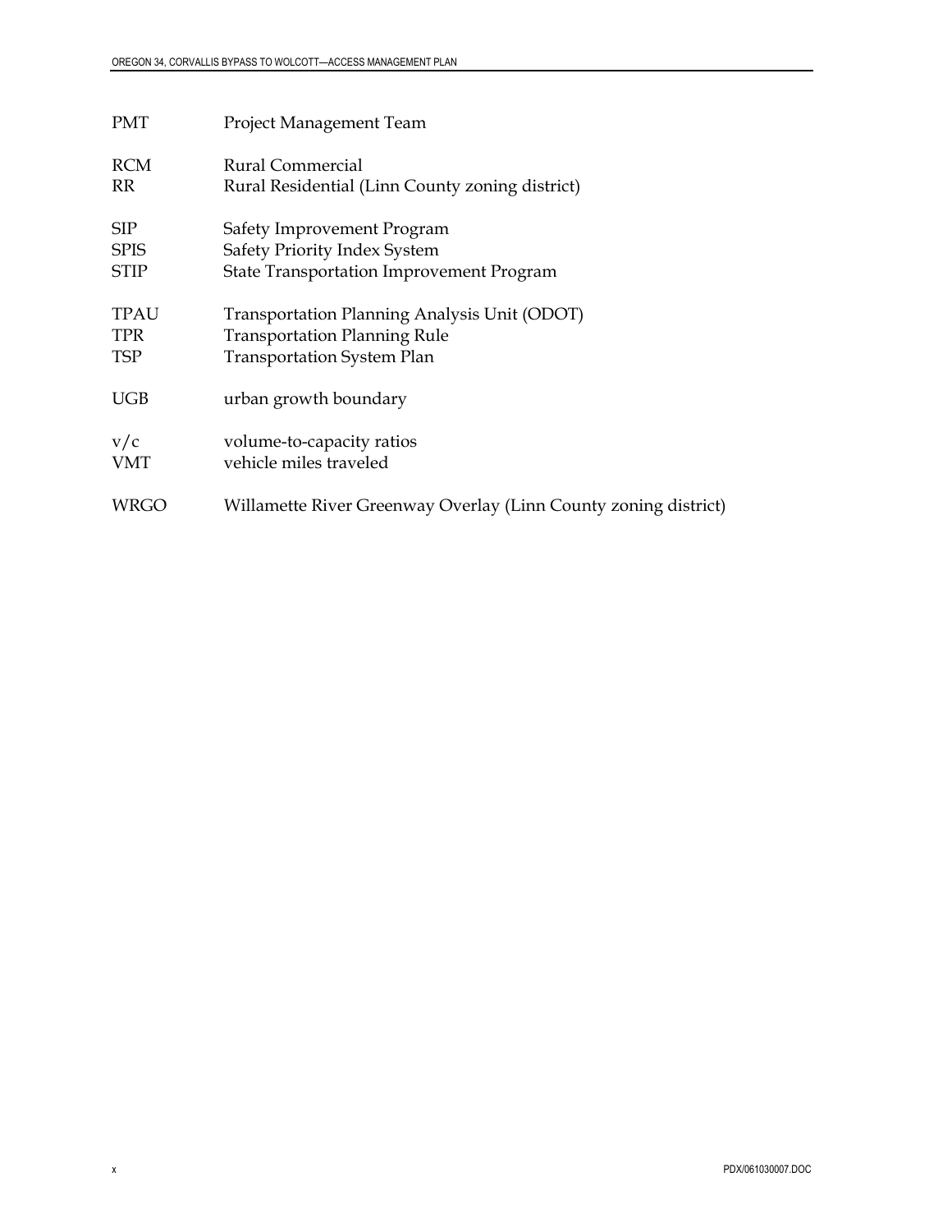| | |
|---|---|
| PMT | Project Management Team |
| RCM | Rural Commercial |
| RR | Rural Residential (Linn County zoning district) |
| SIP | Safety Improvement Program |
| SPIS | Safety Priority Index System |
| STIP | State Transportation Improvement Program |
| TPAU | Transportation Planning Analysis Unit (ODOT) |
| TPR | Transportation Planning Rule |
| TSP | Transportation System Plan |
| UGB | urban growth boundary |
| v/c | volume-to-capacity ratios |
| VMT | vehicle miles traveled |
| WRGO | Willamette River Greenway Overlay (Linn County zoning district) |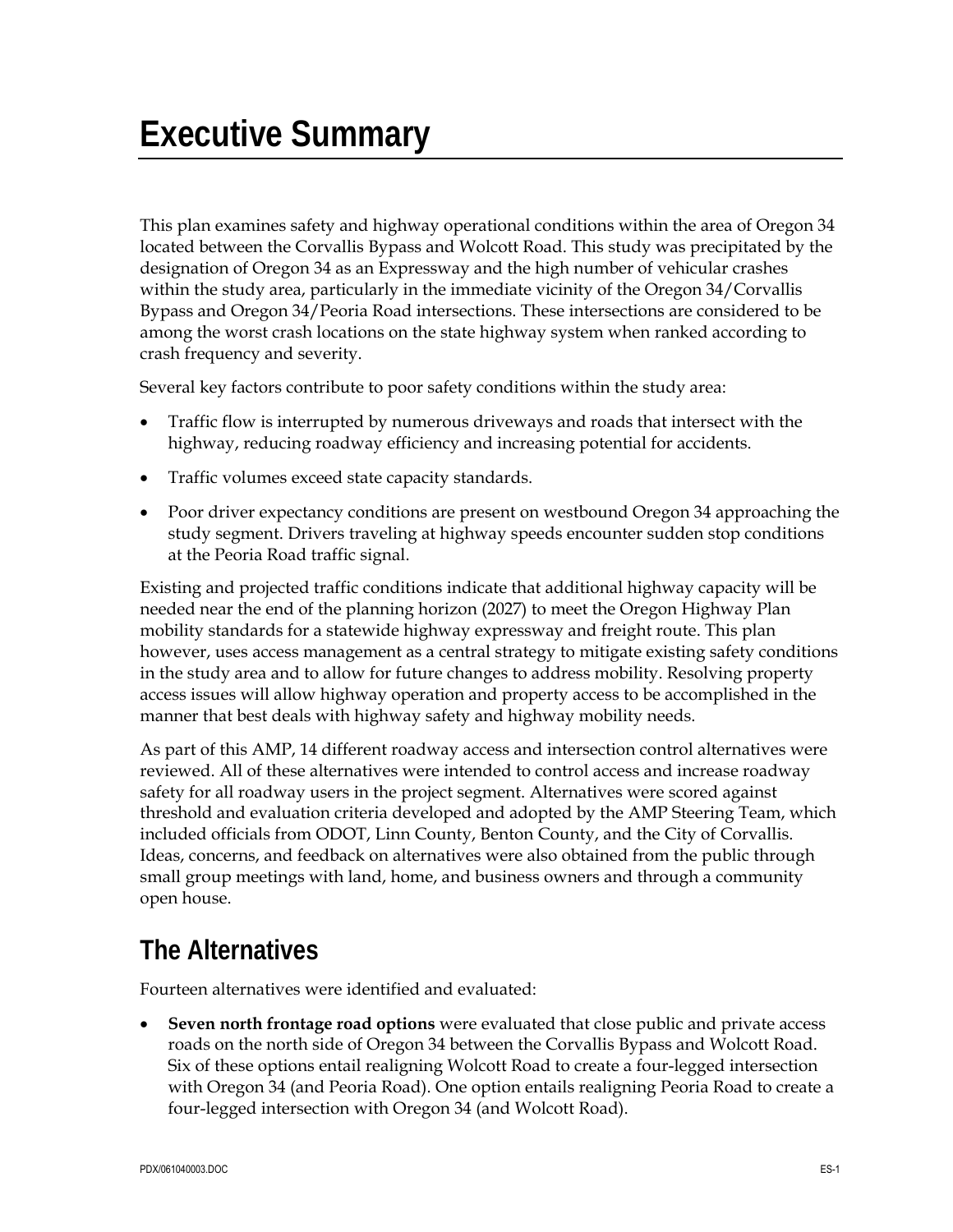# Executive Summary

This plan examines safety and highway operational conditions within the area of Oregon 34 located between the Corvallis Bypass and Wolcott Road. This study was precipitated by the designation of Oregon 34 as an Expressway and the high number of vehicular crashes within the study area, particularly in the immediate vicinity of the Oregon 34/Corvallis Bypass and Oregon 34/Peoria Road intersections. These intersections are considered to be among the worst crash locations on the state highway system when ranked according to crash frequency and severity.

Several key factors contribute to poor safety conditions within the study area:

- Traffic flow is interrupted by numerous driveways and roads that intersect with the highway, reducing roadway efficiency and increasing potential for accidents.
- Traffic volumes exceed state capacity standards.
- Poor driver expectancy conditions are present on westbound Oregon 34 approaching the study segment. Drivers traveling at highway speeds encounter sudden stop conditions at the Peoria Road traffic signal.

Existing and projected traffic conditions indicate that additional highway capacity will be needed near the end of the planning horizon (2027) to meet the Oregon Highway Plan mobility standards for a statewide highway expressway and freight route. This plan however, uses access management as a central strategy to mitigate existing safety conditions in the study area and to allow for future changes to address mobility. Resolving property access issues will allow highway operation and property access to be accomplished in the manner that best deals with highway safety and highway mobility needs.

As part of this AMP, 14 different roadway access and intersection control alternatives were reviewed. All of these alternatives were intended to control access and increase roadway safety for all roadway users in the project segment. Alternatives were scored against threshold and evaluation criteria developed and adopted by the AMP Steering Team, which included officials from ODOT, Linn County, Benton County, and the City of Corvallis. Ideas, concerns, and feedback on alternatives were also obtained from the public through small group meetings with land, home, and business owners and through a community open house.

## The Alternatives

Fourteen alternatives were identified and evaluated:

- **Seven north frontage road options** were evaluated that close public and private access roads on the north side of Oregon 34 between the Corvallis Bypass and Wolcott Road. Six of these options entail realigning Wolcott Road to create a four-legged intersection with Oregon 34 (and Peoria Road). One option entails realigning Peoria Road to create a four-legged intersection with Oregon 34 (and Wolcott Road).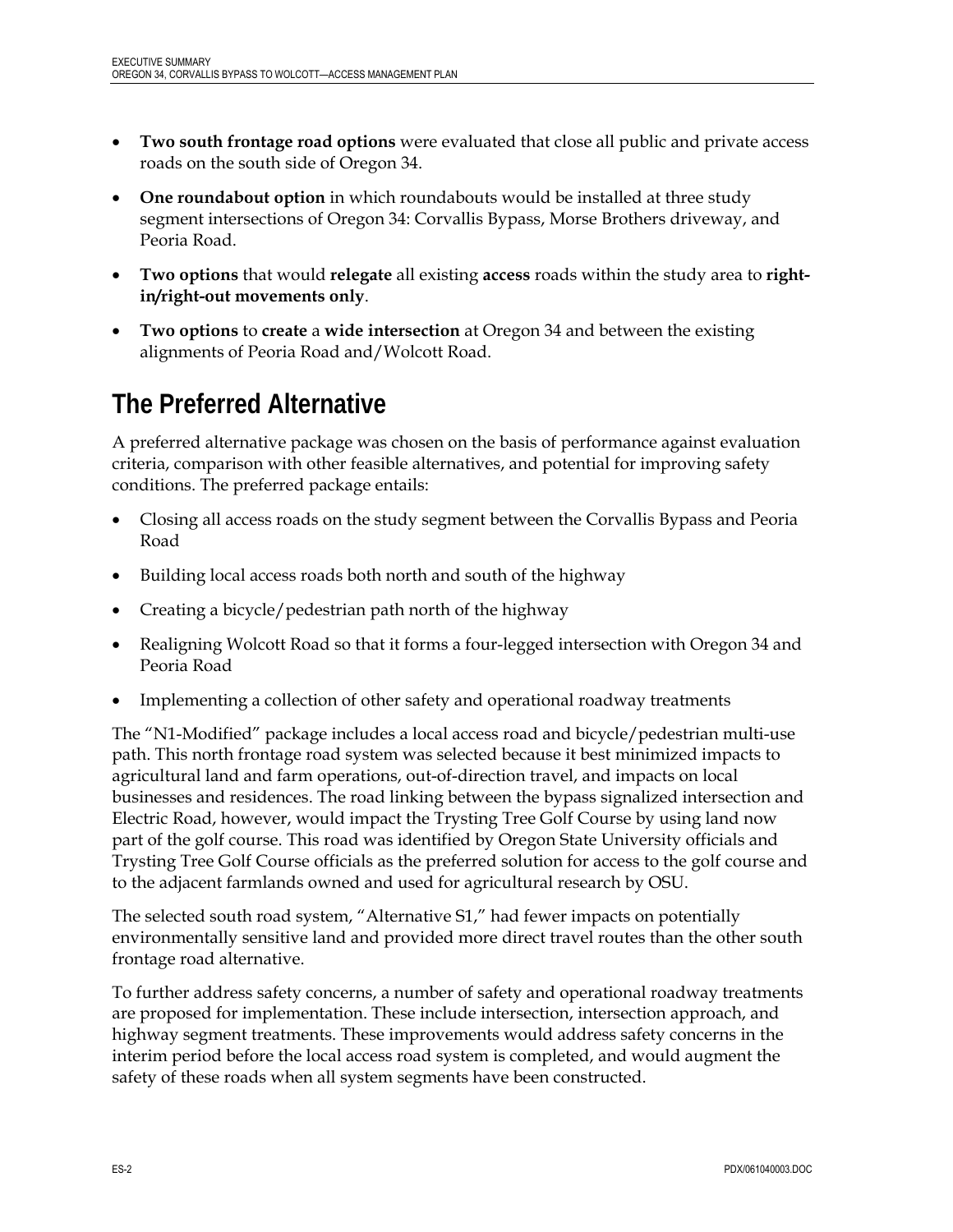- **Two south frontage road options** were evaluated that close all public and private access roads on the south side of Oregon 34.
- **One roundabout option** in which roundabouts would be installed at three study segment intersections of Oregon 34: Corvallis Bypass, Morse Brothers driveway, and Peoria Road.
- **Two options** that would **relegate** all existing **access** roads within the study area to **right-in/right-out movements only**.
- **Two options** to **create** a **wide intersection** at Oregon 34 and between the existing alignments of Peoria Road and/Wolcott Road.

## The Preferred Alternative

A preferred alternative package was chosen on the basis of performance against evaluation criteria, comparison with other feasible alternatives, and potential for improving safety conditions. The preferred package entails:

- Closing all access roads on the study segment between the Corvallis Bypass and Peoria Road
- Building local access roads both north and south of the highway
- Creating a bicycle/pedestrian path north of the highway
- Realigning Wolcott Road so that it forms a four-legged intersection with Oregon 34 and Peoria Road
- Implementing a collection of other safety and operational roadway treatments

The "N1-Modified" package includes a local access road and bicycle/pedestrian multi-use path. This north frontage road system was selected because it best minimized impacts to agricultural land and farm operations, out-of-direction travel, and impacts on local businesses and residences. The road linking between the bypass signalized intersection and Electric Road, however, would impact the Trysting Tree Golf Course by using land now part of the golf course. This road was identified by Oregon State University officials and Trysting Tree Golf Course officials as the preferred solution for access to the golf course and to the adjacent farmlands owned and used for agricultural research by OSU.

The selected south road system, "Alternative S1," had fewer impacts on potentially environmentally sensitive land and provided more direct travel routes than the other south frontage road alternative.

To further address safety concerns, a number of safety and operational roadway treatments are proposed for implementation. These include intersection, intersection approach, and highway segment treatments. These improvements would address safety concerns in the interim period before the local access road system is completed, and would augment the safety of these roads when all system segments have been constructed.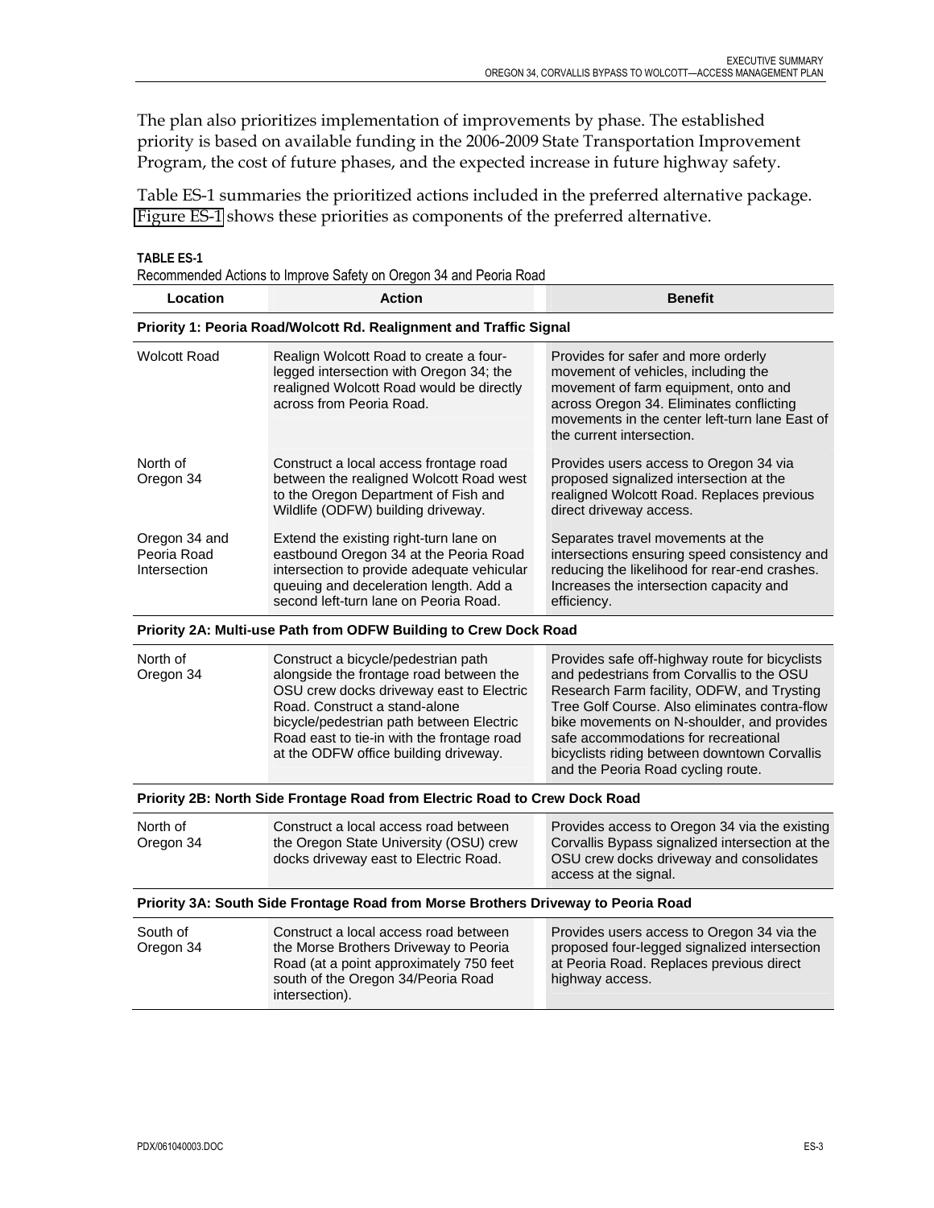The plan also prioritizes implementation of improvements by phase. The established priority is based on available funding in the 2006-2009 State Transportation Improvement Program, the cost of future phases, and the expected increase in future highway safety.

Table ES-1 summaries the prioritized actions included in the preferred alternative package. Figure ES-1 shows these priorities as components of the preferred alternative.

**TABLE ES-1**
Recommended Actions to Improve Safety on Oregon 34 and Peoria Road

| Location | Action | Benefit |
|---|---|---|
| **Priority 1: Peoria Road/Wolcott Rd. Realignment and Traffic Signal** | | |
| Wolcott Road | Realign Wolcott Road to create a four-legged intersection with Oregon 34; the realigned Wolcott Road would be directly across from Peoria Road. | Provides for safer and more orderly movement of vehicles, including the movement of farm equipment, onto and across Oregon 34. Eliminates conflicting movements in the center left-turn lane East of the current intersection. |
| North of Oregon 34 | Construct a local access frontage road between the realigned Wolcott Road west to the Oregon Department of Fish and Wildlife (ODFW) building driveway. | Provides users access to Oregon 34 via proposed signalized intersection at the realigned Wolcott Road. Replaces previous direct driveway access. |
| Oregon 34 and Peoria Road Intersection | Extend the existing right-turn lane on eastbound Oregon 34 at the Peoria Road intersection to provide adequate vehicular queuing and deceleration length. Add a second left-turn lane on Peoria Road. | Separates travel movements at the intersections ensuring speed consistency and reducing the likelihood for rear-end crashes. Increases the intersection capacity and efficiency. |
| **Priority 2A: Multi-use Path from ODFW Building to Crew Dock Road** | | |
| North of Oregon 34 | Construct a bicycle/pedestrian path alongside the frontage road between the OSU crew docks driveway east to Electric Road. Construct a stand-alone bicycle/pedestrian path between Electric Road east to tie-in with the frontage road at the ODFW office building driveway. | Provides safe off-highway route for bicyclists and pedestrians from Corvallis to the OSU Research Farm facility, ODFW, and Trysting Tree Golf Course. Also eliminates contra-flow bike movements on N-shoulder, and provides safe accommodations for recreational bicyclists riding between downtown Corvallis and the Peoria Road cycling route. |
| **Priority 2B: North Side Frontage Road from Electric Road to Crew Dock Road** | | |
| North of Oregon 34 | Construct a local access road between the Oregon State University (OSU) crew docks driveway east to Electric Road. | Provides access to Oregon 34 via the existing Corvallis Bypass signalized intersection at the OSU crew docks driveway and consolidates access at the signal. |
| **Priority 3A: South Side Frontage Road from Morse Brothers Driveway to Peoria Road** | | |
| South of Oregon 34 | Construct a local access road between the Morse Brothers Driveway to Peoria Road (at a point approximately 750 feet south of the Oregon 34/Peoria Road intersection). | Provides users access to Oregon 34 via the proposed four-legged signalized intersection at Peoria Road. Replaces previous direct highway access. |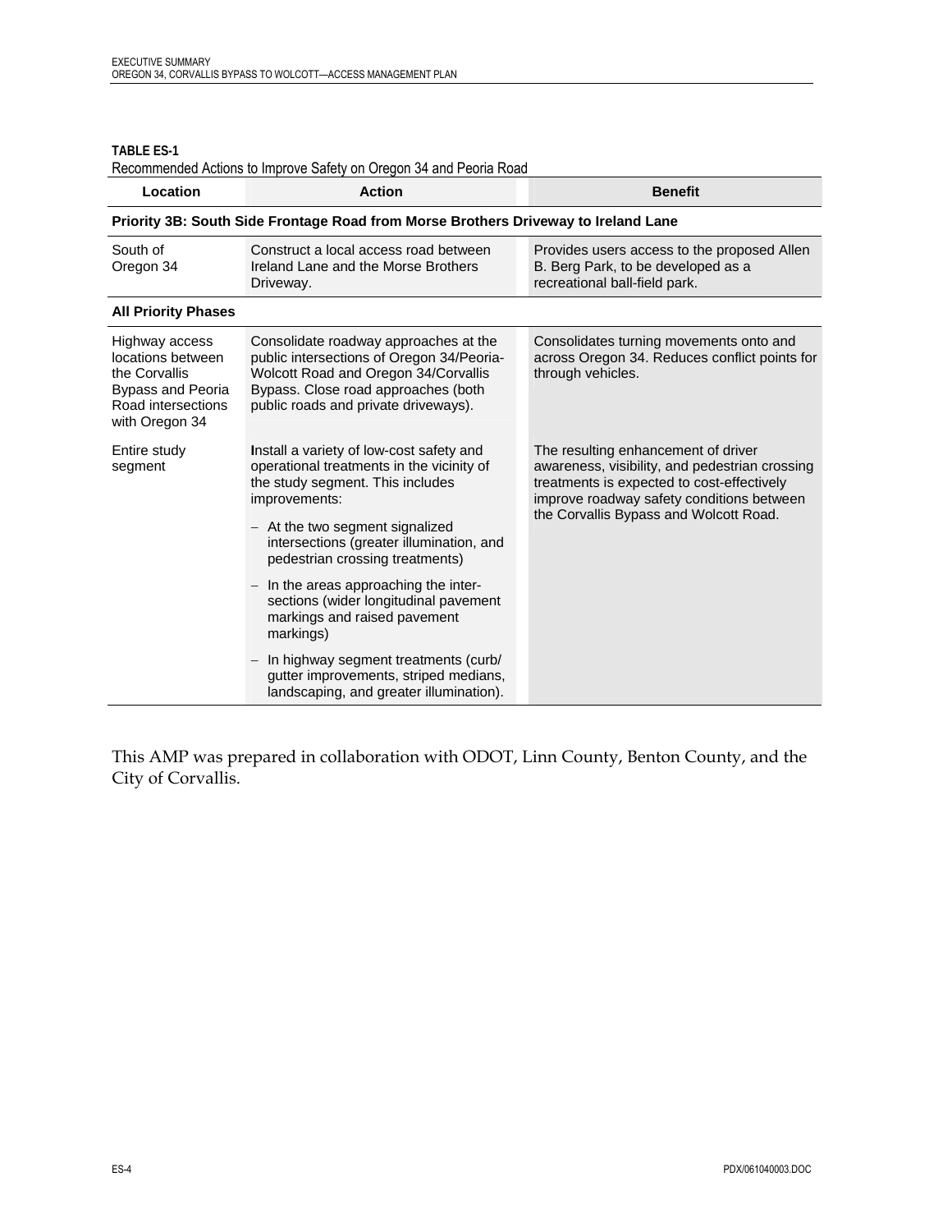**TABLE ES-1**
Recommended Actions to Improve Safety on Oregon 34 and Peoria Road

| Location | Action | Benefit |
|---|---|---|
| **Priority 3B: South Side Frontage Road from Morse Brothers Driveway to Ireland Lane** | | |
| South of Oregon 34 | Construct a local access road between Ireland Lane and the Morse Brothers Driveway. | Provides users access to the proposed Allen B. Berg Park, to be developed as a recreational ball-field park. |
| **All Priority Phases** | | |
| Highway access locations between the Corvallis Bypass and Peoria Road intersections with Oregon 34 | Consolidate roadway approaches at the public intersections of Oregon 34/Peoria-Wolcott Road and Oregon 34/Corvallis Bypass. Close road approaches (both public roads and private driveways). | Consolidates turning movements onto and across Oregon 34. Reduces conflict points for through vehicles. |
| Entire study segment | Install a variety of low-cost safety and operational treatments in the vicinity of the study segment. This includes improvements:<br>– At the two segment signalized intersections (greater illumination, and pedestrian crossing treatments)<br>– In the areas approaching the inter-sections (wider longitudinal pavement markings and raised pavement markings)<br>– In highway segment treatments (curb/ gutter improvements, striped medians, landscaping, and greater illumination). | The resulting enhancement of driver awareness, visibility, and pedestrian crossing treatments is expected to cost-effectively improve roadway safety conditions between the Corvallis Bypass and Wolcott Road. |

This AMP was prepared in collaboration with ODOT, Linn County, Benton County, and the City of Corvallis.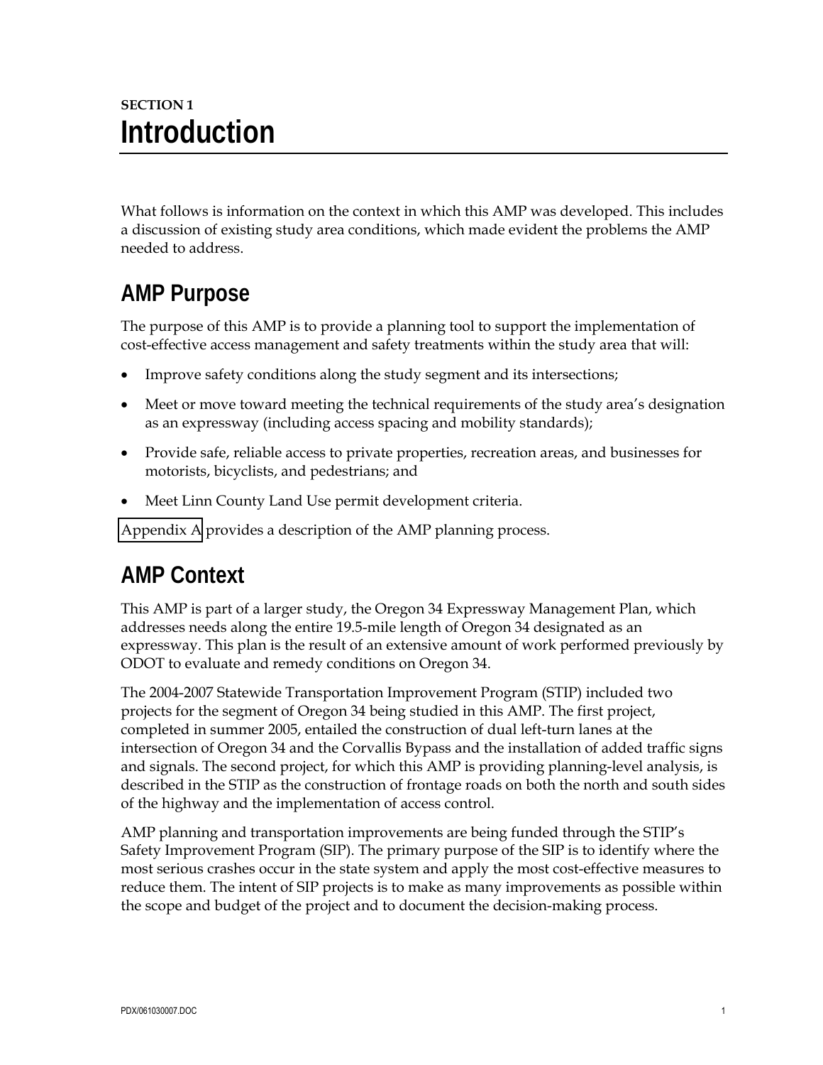SECTION 1

# Introduction

What follows is information on the context in which this AMP was developed. This includes a discussion of existing study area conditions, which made evident the problems the AMP needed to address.

## AMP Purpose

The purpose of this AMP is to provide a planning tool to support the implementation of cost-effective access management and safety treatments within the study area that will:

- Improve safety conditions along the study segment and its intersections;
- Meet or move toward meeting the technical requirements of the study area's designation as an expressway (including access spacing and mobility standards);
- Provide safe, reliable access to private properties, recreation areas, and businesses for motorists, bicyclists, and pedestrians; and
- Meet Linn County Land Use permit development criteria.

Appendix A provides a description of the AMP planning process.

## AMP Context

This AMP is part of a larger study, the Oregon 34 Expressway Management Plan, which addresses needs along the entire 19.5-mile length of Oregon 34 designated as an expressway. This plan is the result of an extensive amount of work performed previously by ODOT to evaluate and remedy conditions on Oregon 34.

The 2004-2007 Statewide Transportation Improvement Program (STIP) included two projects for the segment of Oregon 34 being studied in this AMP. The first project, completed in summer 2005, entailed the construction of dual left-turn lanes at the intersection of Oregon 34 and the Corvallis Bypass and the installation of added traffic signs and signals. The second project, for which this AMP is providing planning-level analysis, is described in the STIP as the construction of frontage roads on both the north and south sides of the highway and the implementation of access control.

AMP planning and transportation improvements are being funded through the STIP's Safety Improvement Program (SIP). The primary purpose of the SIP is to identify where the most serious crashes occur in the state system and apply the most cost-effective measures to reduce them. The intent of SIP projects is to make as many improvements as possible within the scope and budget of the project and to document the decision-making process.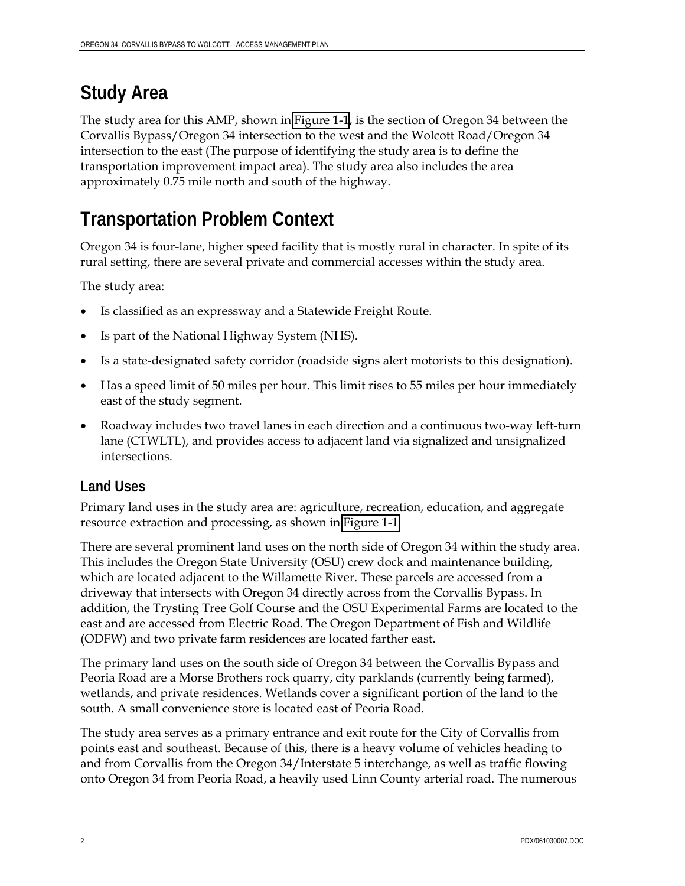## Study Area

The study area for this AMP, shown in Figure 1-1, is the section of Oregon 34 between the Corvallis Bypass/Oregon 34 intersection to the west and the Wolcott Road/Oregon 34 intersection to the east (The purpose of identifying the study area is to define the transportation improvement impact area). The study area also includes the area approximately 0.75 mile north and south of the highway.

## Transportation Problem Context

Oregon 34 is four-lane, higher speed facility that is mostly rural in character. In spite of its rural setting, there are several private and commercial accesses within the study area.

The study area:

- Is classified as an expressway and a Statewide Freight Route.
- Is part of the National Highway System (NHS).
- Is a state-designated safety corridor (roadside signs alert motorists to this designation).
- Has a speed limit of 50 miles per hour. This limit rises to 55 miles per hour immediately east of the study segment.
- Roadway includes two travel lanes in each direction and a continuous two-way left-turn lane (CTWLTL), and provides access to adjacent land via signalized and unsignalized intersections.

### Land Uses

Primary land uses in the study area are: agriculture, recreation, education, and aggregate resource extraction and processing, as shown in Figure 1-1.

There are several prominent land uses on the north side of Oregon 34 within the study area. This includes the Oregon State University (OSU) crew dock and maintenance building, which are located adjacent to the Willamette River. These parcels are accessed from a driveway that intersects with Oregon 34 directly across from the Corvallis Bypass. In addition, the Trysting Tree Golf Course and the OSU Experimental Farms are located to the east and are accessed from Electric Road. The Oregon Department of Fish and Wildlife (ODFW) and two private farm residences are located farther east.

The primary land uses on the south side of Oregon 34 between the Corvallis Bypass and Peoria Road are a Morse Brothers rock quarry, city parklands (currently being farmed), wetlands, and private residences. Wetlands cover a significant portion of the land to the south. A small convenience store is located east of Peoria Road.

The study area serves as a primary entrance and exit route for the City of Corvallis from points east and southeast. Because of this, there is a heavy volume of vehicles heading to and from Corvallis from the Oregon 34/Interstate 5 interchange, as well as traffic flowing onto Oregon 34 from Peoria Road, a heavily used Linn County arterial road. The numerous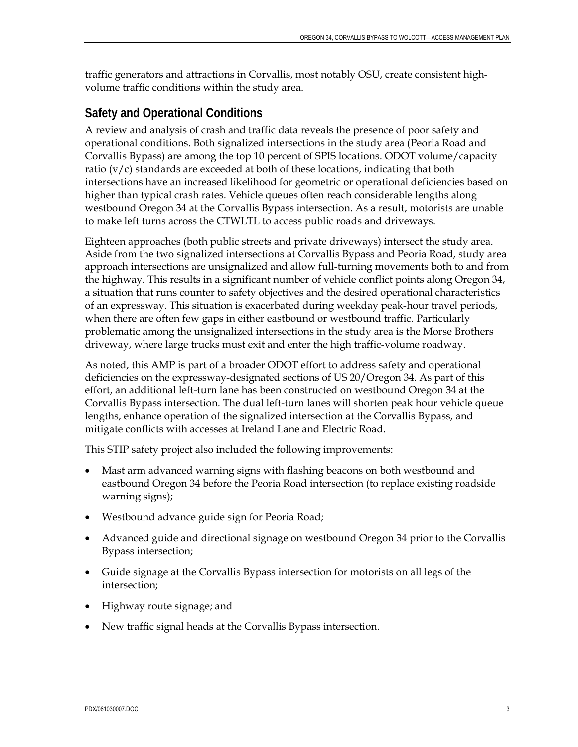traffic generators and attractions in Corvallis, most notably OSU, create consistent high-volume traffic conditions within the study area.

## Safety and Operational Conditions

A review and analysis of crash and traffic data reveals the presence of poor safety and operational conditions. Both signalized intersections in the study area (Peoria Road and Corvallis Bypass) are among the top 10 percent of SPIS locations. ODOT volume/capacity ratio (v/c) standards are exceeded at both of these locations, indicating that both intersections have an increased likelihood for geometric or operational deficiencies based on higher than typical crash rates. Vehicle queues often reach considerable lengths along westbound Oregon 34 at the Corvallis Bypass intersection. As a result, motorists are unable to make left turns across the CTWLTL to access public roads and driveways.

Eighteen approaches (both public streets and private driveways) intersect the study area. Aside from the two signalized intersections at Corvallis Bypass and Peoria Road, study area approach intersections are unsignalized and allow full-turning movements both to and from the highway. This results in a significant number of vehicle conflict points along Oregon 34, a situation that runs counter to safety objectives and the desired operational characteristics of an expressway. This situation is exacerbated during weekday peak-hour travel periods, when there are often few gaps in either eastbound or westbound traffic. Particularly problematic among the unsignalized intersections in the study area is the Morse Brothers driveway, where large trucks must exit and enter the high traffic-volume roadway.

As noted, this AMP is part of a broader ODOT effort to address safety and operational deficiencies on the expressway-designated sections of US 20/Oregon 34. As part of this effort, an additional left-turn lane has been constructed on westbound Oregon 34 at the Corvallis Bypass intersection. The dual left-turn lanes will shorten peak hour vehicle queue lengths, enhance operation of the signalized intersection at the Corvallis Bypass, and mitigate conflicts with accesses at Ireland Lane and Electric Road.

This STIP safety project also included the following improvements:

- Mast arm advanced warning signs with flashing beacons on both westbound and eastbound Oregon 34 before the Peoria Road intersection (to replace existing roadside warning signs);
- Westbound advance guide sign for Peoria Road;
- Advanced guide and directional signage on westbound Oregon 34 prior to the Corvallis Bypass intersection;
- Guide signage at the Corvallis Bypass intersection for motorists on all legs of the intersection;
- Highway route signage; and
- New traffic signal heads at the Corvallis Bypass intersection.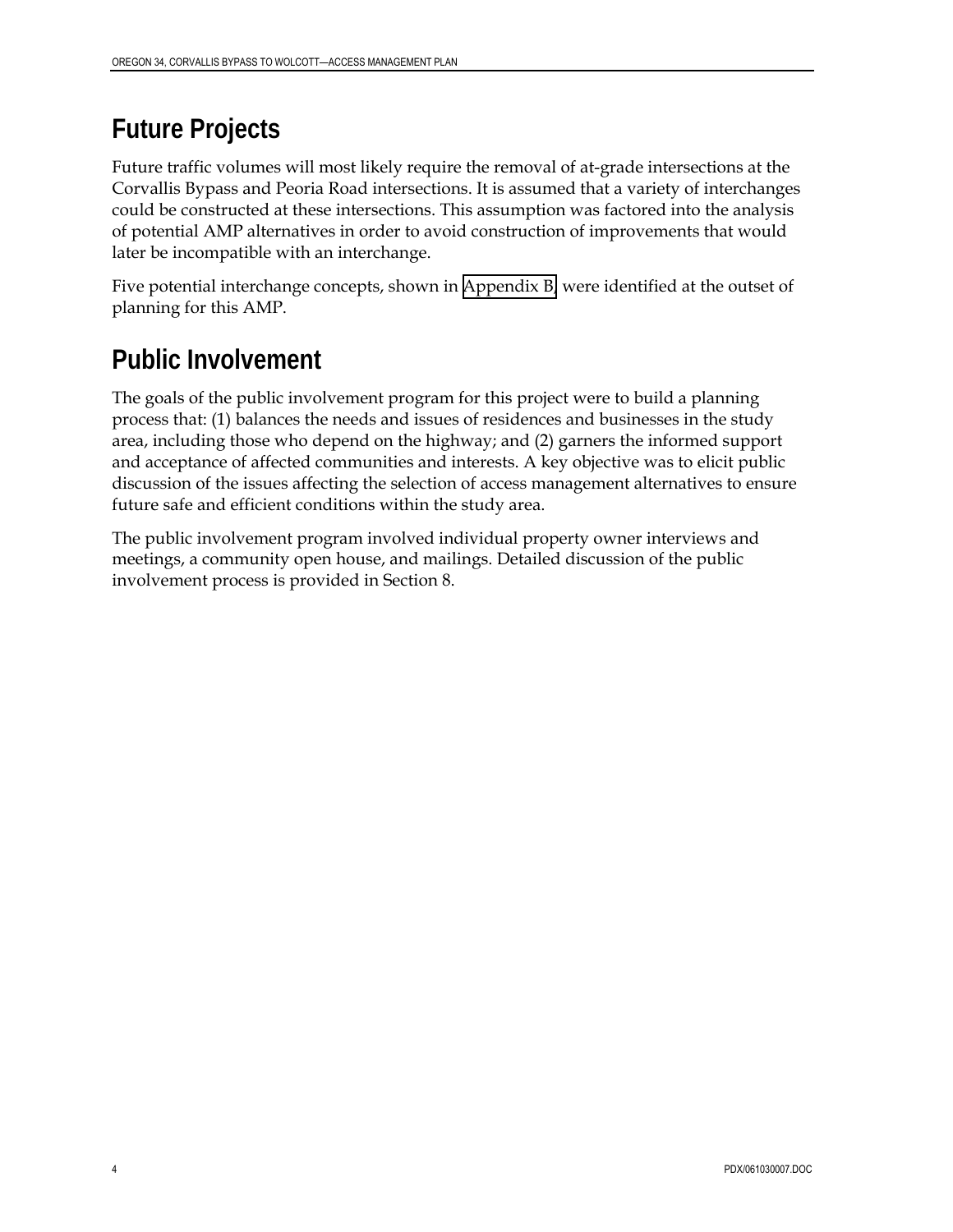## Future Projects

Future traffic volumes will most likely require the removal of at-grade intersections at the Corvallis Bypass and Peoria Road intersections. It is assumed that a variety of interchanges could be constructed at these intersections. This assumption was factored into the analysis of potential AMP alternatives in order to avoid construction of improvements that would later be incompatible with an interchange.

Five potential interchange concepts, shown in Appendix B, were identified at the outset of planning for this AMP.

## Public Involvement

The goals of the public involvement program for this project were to build a planning process that: (1) balances the needs and issues of residences and businesses in the study area, including those who depend on the highway; and (2) garners the informed support and acceptance of affected communities and interests. A key objective was to elicit public discussion of the issues affecting the selection of access management alternatives to ensure future safe and efficient conditions within the study area.

The public involvement program involved individual property owner interviews and meetings, a community open house, and mailings. Detailed discussion of the public involvement process is provided in Section 8.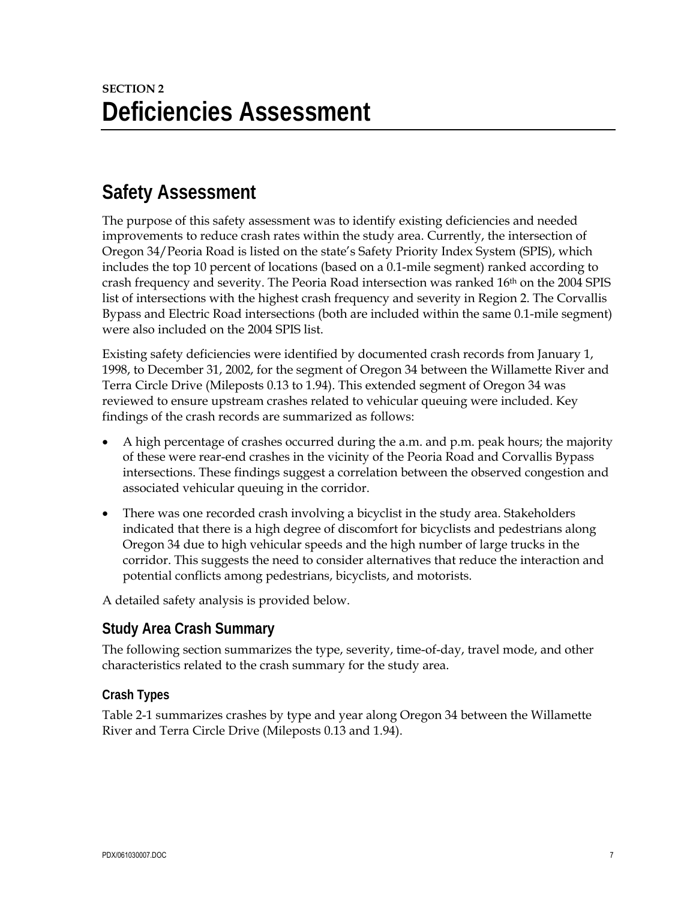**SECTION 2**

# Deficiencies Assessment

## Safety Assessment

The purpose of this safety assessment was to identify existing deficiencies and needed improvements to reduce crash rates within the study area. Currently, the intersection of Oregon 34/Peoria Road is listed on the state's Safety Priority Index System (SPIS), which includes the top 10 percent of locations (based on a 0.1-mile segment) ranked according to crash frequency and severity. The Peoria Road intersection was ranked 16th on the 2004 SPIS list of intersections with the highest crash frequency and severity in Region 2. The Corvallis Bypass and Electric Road intersections (both are included within the same 0.1-mile segment) were also included on the 2004 SPIS list.

Existing safety deficiencies were identified by documented crash records from January 1, 1998, to December 31, 2002, for the segment of Oregon 34 between the Willamette River and Terra Circle Drive (Mileposts 0.13 to 1.94). This extended segment of Oregon 34 was reviewed to ensure upstream crashes related to vehicular queuing were included. Key findings of the crash records are summarized as follows:

- A high percentage of crashes occurred during the a.m. and p.m. peak hours; the majority of these were rear-end crashes in the vicinity of the Peoria Road and Corvallis Bypass intersections. These findings suggest a correlation between the observed congestion and associated vehicular queuing in the corridor.
- There was one recorded crash involving a bicyclist in the study area. Stakeholders indicated that there is a high degree of discomfort for bicyclists and pedestrians along Oregon 34 due to high vehicular speeds and the high number of large trucks in the corridor. This suggests the need to consider alternatives that reduce the interaction and potential conflicts among pedestrians, bicyclists, and motorists.

A detailed safety analysis is provided below.

### Study Area Crash Summary

The following section summarizes the type, severity, time-of-day, travel mode, and other characteristics related to the crash summary for the study area.

#### Crash Types

Table 2-1 summarizes crashes by type and year along Oregon 34 between the Willamette River and Terra Circle Drive (Mileposts 0.13 and 1.94).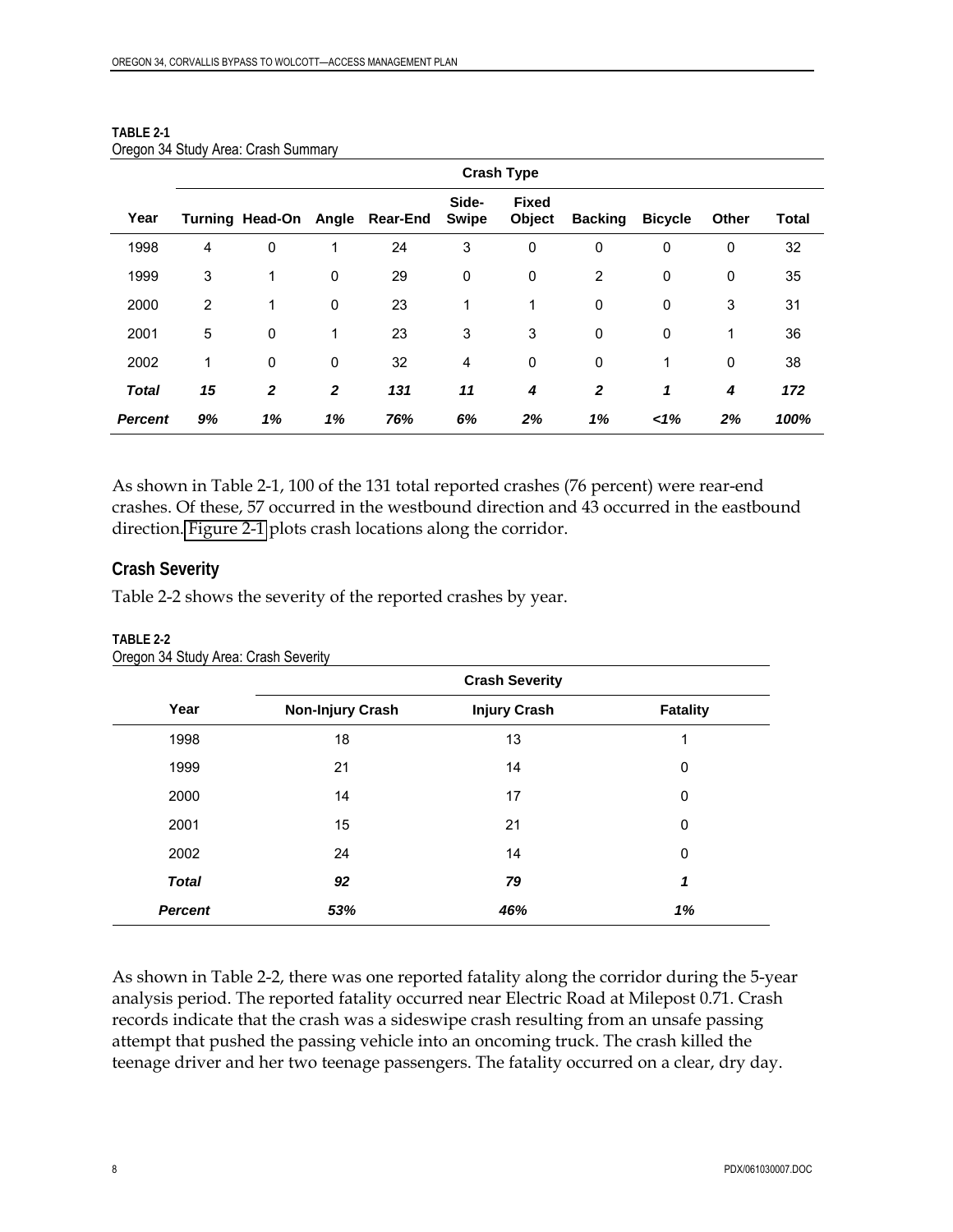**TABLE 2-1**
Oregon 34 Study Area: Crash Summary

| | Crash Type | | | | | | | | | |
|---|---|---|---|---|---|---|---|---|---|---|
| Year | Turning | Head-On | Angle | Rear-End | Side-Swipe | Fixed Object | Backing | Bicycle | Other | Total |
| 1998 | 4 | 0 | 1 | 24 | 3 | 0 | 0 | 0 | 0 | 32 |
| 1999 | 3 | 1 | 0 | 29 | 0 | 0 | 2 | 0 | 0 | 35 |
| 2000 | 2 | 1 | 0 | 23 | 1 | 1 | 0 | 0 | 3 | 31 |
| 2001 | 5 | 0 | 1 | 23 | 3 | 3 | 0 | 0 | 1 | 36 |
| 2002 | 1 | 0 | 0 | 32 | 4 | 0 | 0 | 1 | 0 | 38 |
| ***Total*** | ***15*** | ***2*** | ***2*** | ***131*** | ***11*** | ***4*** | ***2*** | ***1*** | ***4*** | ***172*** |
| ***Percent*** | ***9%*** | ***1%*** | ***1%*** | ***76%*** | ***6%*** | ***2%*** | ***1%*** | ***<1%*** | ***2%*** | ***100%*** |

As shown in Table 2-1, 100 of the 131 total reported crashes (76 percent) were rear-end crashes. Of these, 57 occurred in the westbound direction and 43 occurred in the eastbound direction. Figure 2-1 plots crash locations along the corridor.

### Crash Severity

Table 2-2 shows the severity of the reported crashes by year.

**TABLE 2-2**
Oregon 34 Study Area: Crash Severity

| | Crash Severity | | |
|---|---|---|---|
| Year | Non-Injury Crash | Injury Crash | Fatality |
| 1998 | 18 | 13 | 1 |
| 1999 | 21 | 14 | 0 |
| 2000 | 14 | 17 | 0 |
| 2001 | 15 | 21 | 0 |
| 2002 | 24 | 14 | 0 |
| ***Total*** | ***92*** | ***79*** | ***1*** |
| ***Percent*** | ***53%*** | ***46%*** | ***1%*** |

As shown in Table 2-2, there was one reported fatality along the corridor during the 5-year analysis period. The reported fatality occurred near Electric Road at Milepost 0.71. Crash records indicate that the crash was a sideswipe crash resulting from an unsafe passing attempt that pushed the passing vehicle into an oncoming truck. The crash killed the teenage driver and her two teenage passengers. The fatality occurred on a clear, dry day.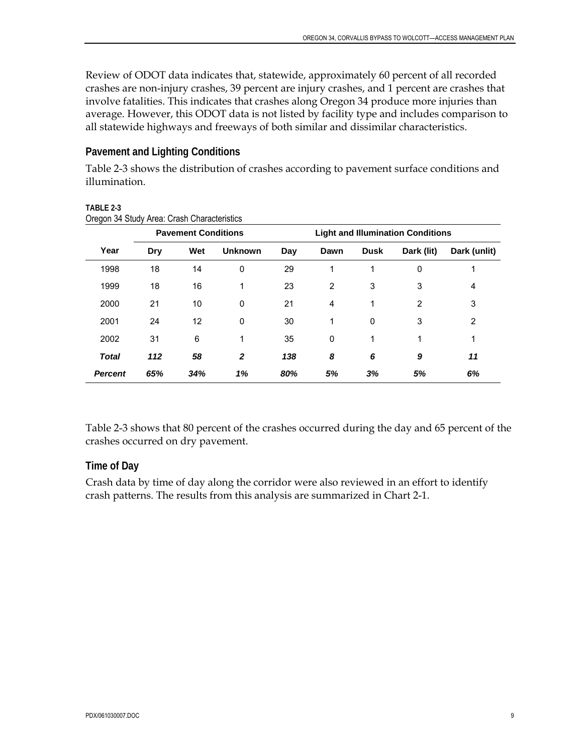Review of ODOT data indicates that, statewide, approximately 60 percent of all recorded crashes are non-injury crashes, 39 percent are injury crashes, and 1 percent are crashes that involve fatalities. This indicates that crashes along Oregon 34 produce more injuries than average. However, this ODOT data is not listed by facility type and includes comparison to all statewide highways and freeways of both similar and dissimilar characteristics.

### Pavement and Lighting Conditions

Table 2-3 shows the distribution of crashes according to pavement surface conditions and illumination.

**TABLE 2-3**
Oregon 34 Study Area: Crash Characteristics

| | Pavement Conditions | | | Light and Illumination Conditions | | | | |
|---|---|---|---|---|---|---|---|---|
| **Year** | **Dry** | **Wet** | **Unknown** | **Day** | **Dawn** | **Dusk** | **Dark (lit)** | **Dark (unlit)** |
| 1998 | 18 | 14 | 0 | 29 | 1 | 1 | 0 | 1 |
| 1999 | 18 | 16 | 1 | 23 | 2 | 3 | 3 | 4 |
| 2000 | 21 | 10 | 0 | 21 | 4 | 1 | 2 | 3 |
| 2001 | 24 | 12 | 0 | 30 | 1 | 0 | 3 | 2 |
| 2002 | 31 | 6 | 1 | 35 | 0 | 1 | 1 | 1 |
| ***Total*** | ***112*** | ***58*** | ***2*** | ***138*** | ***8*** | ***6*** | ***9*** | ***11*** |
| ***Percent*** | ***65%*** | ***34%*** | ***1%*** | ***80%*** | ***5%*** | ***3%*** | ***5%*** | ***6%*** |

Table 2-3 shows that 80 percent of the crashes occurred during the day and 65 percent of the crashes occurred on dry pavement.

### Time of Day

Crash data by time of day along the corridor were also reviewed in an effort to identify crash patterns. The results from this analysis are summarized in Chart 2-1.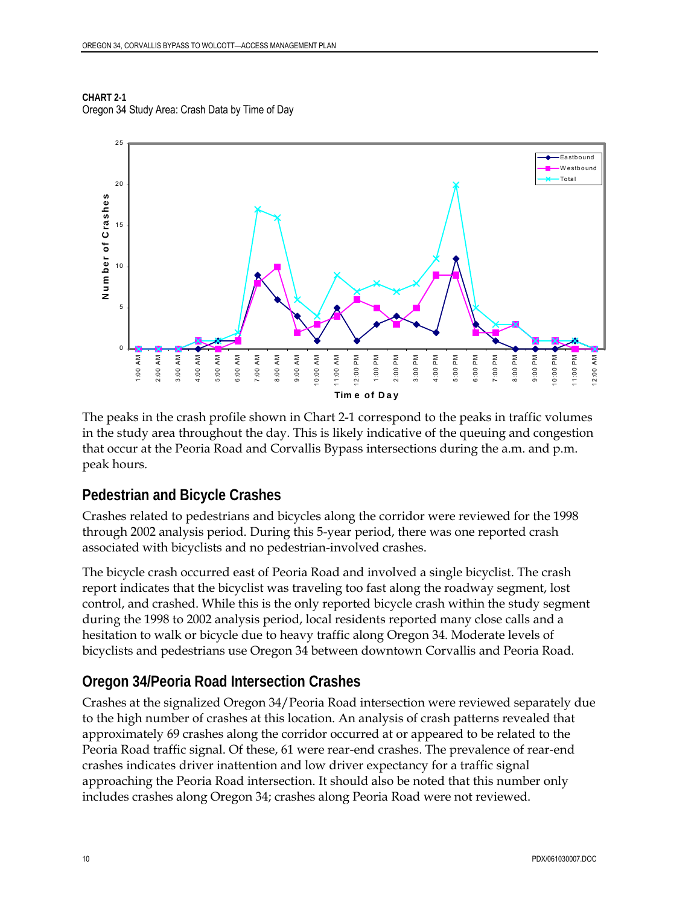**CHART 2-1**
Oregon 34 Study Area: Crash Data by Time of Day

Number of Crashes

0
5
10
15
20
25

1:00 AM
2:00 AM
3:00 AM
4:00 AM
5:00 AM
6:00 AM
7:00 AM
8:00 AM
9:00 AM
10:00 AM
11:00 AM
12:00 PM
1:00 PM
2:00 PM
3:00 PM
4:00 PM
5:00 PM
6:00 PM
7:00 PM
8:00 PM
9:00 PM
10:00 PM
11:00 PM
12:00 AM

Time of Day

Eastbound
Westbound
Total

The peaks in the crash profile shown in Chart 2-1 correspond to the peaks in traffic volumes in the study area throughout the day. This is likely indicative of the queuing and congestion that occur at the Peoria Road and Corvallis Bypass intersections during the a.m. and p.m. peak hours.

## Pedestrian and Bicycle Crashes

Crashes related to pedestrians and bicycles along the corridor were reviewed for the 1998 through 2002 analysis period. During this 5-year period, there was one reported crash associated with bicyclists and no pedestrian-involved crashes.

The bicycle crash occurred east of Peoria Road and involved a single bicyclist. The crash report indicates that the bicyclist was traveling too fast along the roadway segment, lost control, and crashed. While this is the only reported bicycle crash within the study segment during the 1998 to 2002 analysis period, local residents reported many close calls and a hesitation to walk or bicycle due to heavy traffic along Oregon 34. Moderate levels of bicyclists and pedestrians use Oregon 34 between downtown Corvallis and Peoria Road.

## Oregon 34/Peoria Road Intersection Crashes

Crashes at the signalized Oregon 34/Peoria Road intersection were reviewed separately due to the high number of crashes at this location. An analysis of crash patterns revealed that approximately 69 crashes along the corridor occurred at or appeared to be related to the Peoria Road traffic signal. Of these, 61 were rear-end crashes. The prevalence of rear-end crashes indicates driver inattention and low driver expectancy for a traffic signal approaching the Peoria Road intersection. It should also be noted that this number only includes crashes along Oregon 34; crashes along Peoria Road were not reviewed.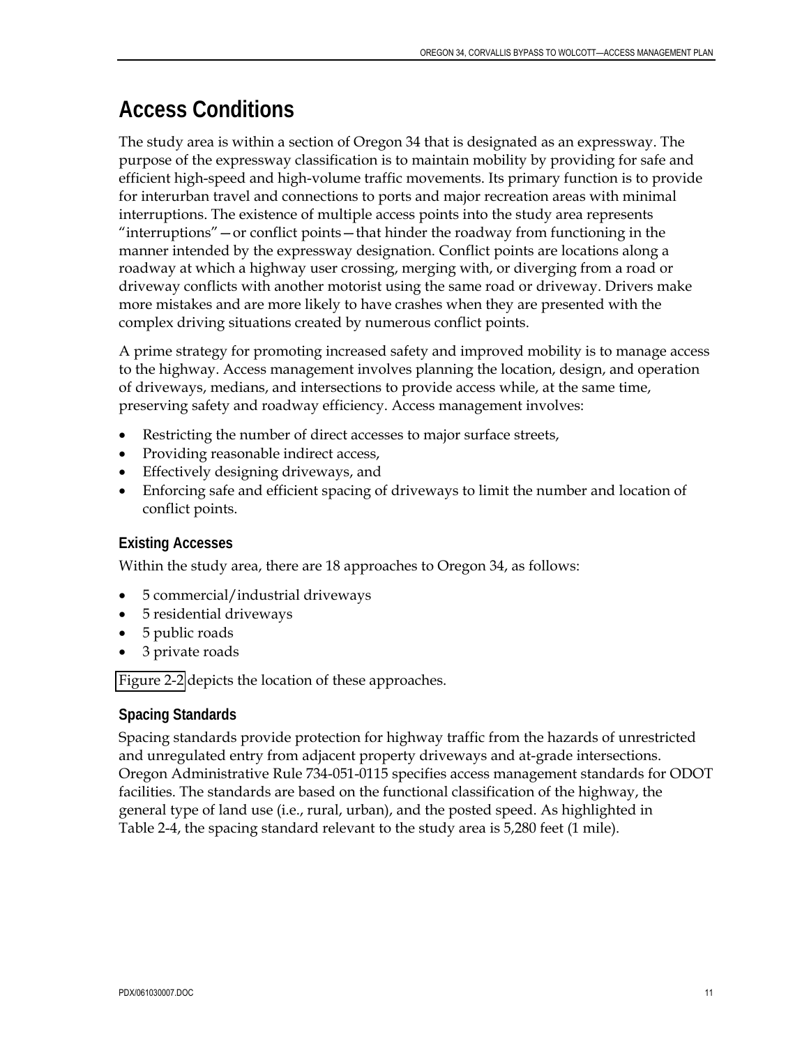# Access Conditions

The study area is within a section of Oregon 34 that is designated as an expressway. The purpose of the expressway classification is to maintain mobility by providing for safe and efficient high-speed and high-volume traffic movements. Its primary function is to provide for interurban travel and connections to ports and major recreation areas with minimal interruptions. The existence of multiple access points into the study area represents "interruptions"—or conflict points—that hinder the roadway from functioning in the manner intended by the expressway designation. Conflict points are locations along a roadway at which a highway user crossing, merging with, or diverging from a road or driveway conflicts with another motorist using the same road or driveway. Drivers make more mistakes and are more likely to have crashes when they are presented with the complex driving situations created by numerous conflict points.

A prime strategy for promoting increased safety and improved mobility is to manage access to the highway. Access management involves planning the location, design, and operation of driveways, medians, and intersections to provide access while, at the same time, preserving safety and roadway efficiency. Access management involves:

- Restricting the number of direct accesses to major surface streets,
- Providing reasonable indirect access,
- Effectively designing driveways, and
- Enforcing safe and efficient spacing of driveways to limit the number and location of conflict points.

### Existing Accesses

Within the study area, there are 18 approaches to Oregon 34, as follows:

- 5 commercial/industrial driveways
- 5 residential driveways
- 5 public roads
- 3 private roads

Figure 2-2 depicts the location of these approaches.

### Spacing Standards

Spacing standards provide protection for highway traffic from the hazards of unrestricted and unregulated entry from adjacent property driveways and at-grade intersections. Oregon Administrative Rule 734-051-0115 specifies access management standards for ODOT facilities. The standards are based on the functional classification of the highway, the general type of land use (i.e., rural, urban), and the posted speed. As highlighted in Table 2-4, the spacing standard relevant to the study area is 5,280 feet (1 mile).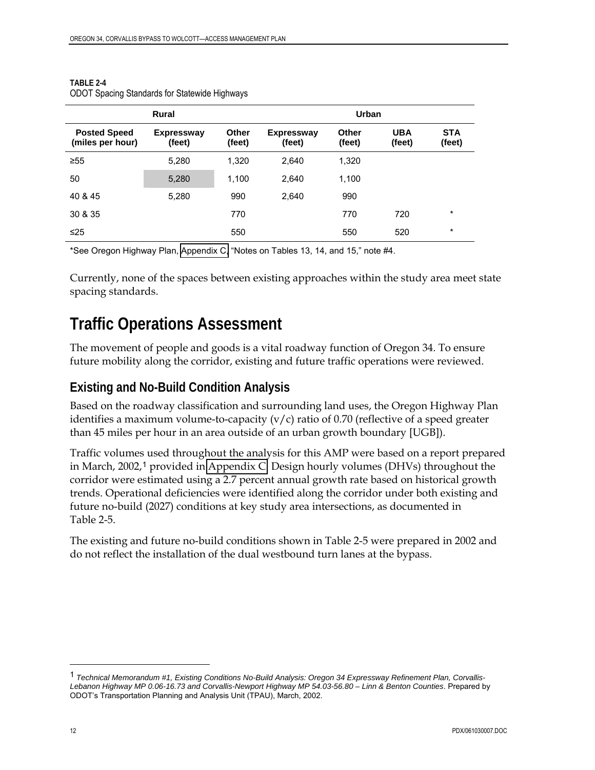**TABLE 2-4**
ODOT Spacing Standards for Statewide Highways

| | Rural | | Urban | | | |
|---|---|---|---|---|---|---|
| **Posted Speed (miles per hour)** | **Expressway (feet)** | **Other (feet)** | **Expressway (feet)** | **Other (feet)** | **UBA (feet)** | **STA (feet)** |
| ≥55 | 5,280 | 1,320 | 2,640 | 1,320 | | |
| 50 | 5,280 | 1,100 | 2,640 | 1,100 | | |
| 40 & 45 | 5,280 | 990 | 2,640 | 990 | | |
| 30 & 35 | | 770 | | 770 | 720 | * |
| ≤25 | | 550 | | 550 | 520 | * |

*See Oregon Highway Plan, Appendix C, "Notes on Tables 13, 14, and 15," note #4.

Currently, none of the spaces between existing approaches within the study area meet state spacing standards.

# Traffic Operations Assessment

The movement of people and goods is a vital roadway function of Oregon 34. To ensure future mobility along the corridor, existing and future traffic operations were reviewed.

## Existing and No-Build Condition Analysis

Based on the roadway classification and surrounding land uses, the Oregon Highway Plan identifies a maximum volume-to-capacity (v/c) ratio of 0.70 (reflective of a speed greater than 45 miles per hour in an area outside of an urban growth boundary [UGB]).

Traffic volumes used throughout the analysis for this AMP were based on a report prepared in March, 2002,[1] provided in Appendix C. Design hourly volumes (DHVs) throughout the corridor were estimated using a 2.7 percent annual growth rate based on historical growth trends. Operational deficiencies were identified along the corridor under both existing and future no-build (2027) conditions at key study area intersections, as documented in Table 2-5.

The existing and future no-build conditions shown in Table 2-5 were prepared in 2002 and do not reflect the installation of the dual westbound turn lanes at the bypass.

[1] *Technical Memorandum #1, Existing Conditions No-Build Analysis: Oregon 34 Expressway Refinement Plan, Corvallis-Lebanon Highway MP 0.06-16.73 and Corvallis-Newport Highway MP 54.03-56.80 – Linn & Benton Counties*. Prepared by ODOT's Transportation Planning and Analysis Unit (TPAU), March, 2002.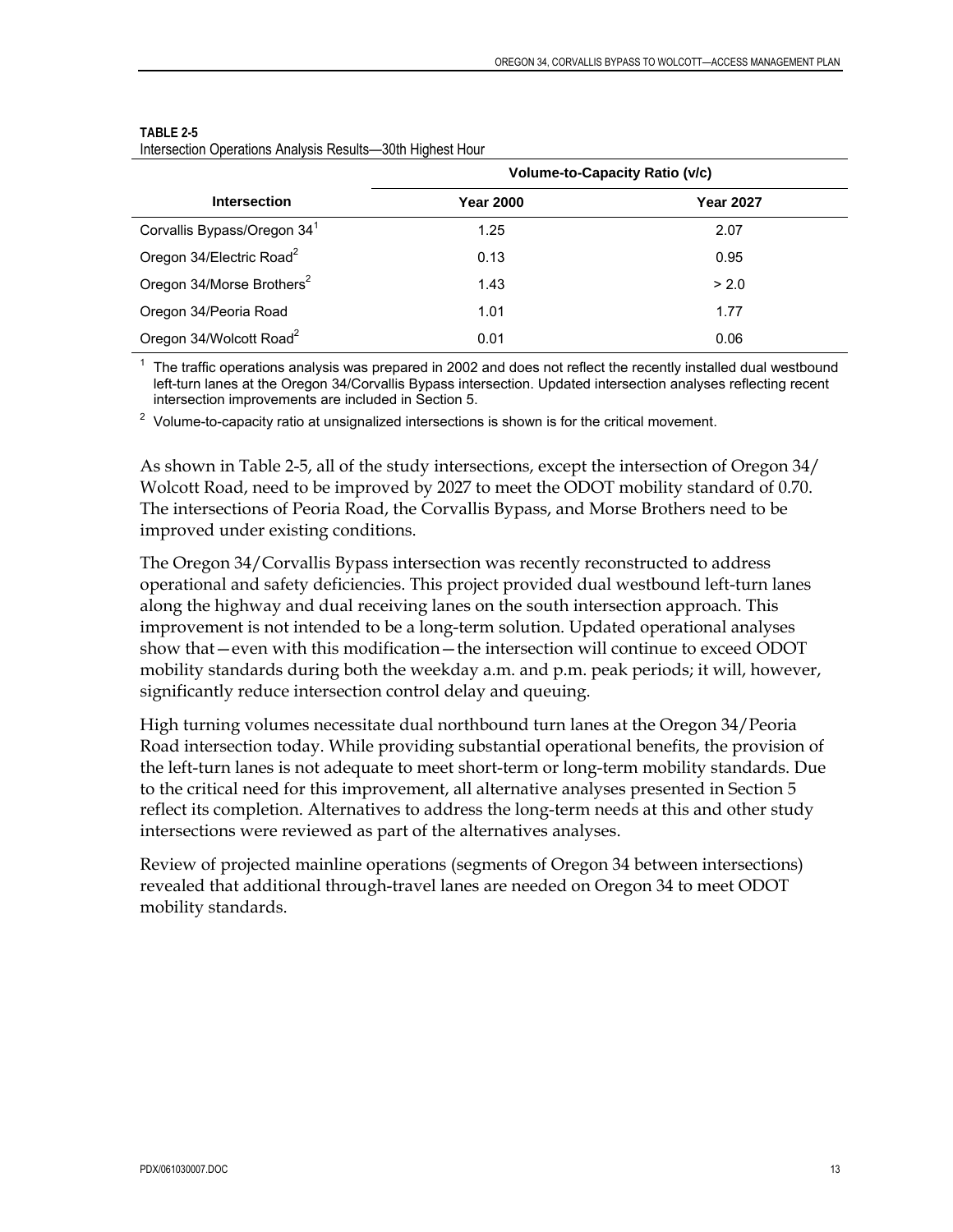**TABLE 2-5**
Intersection Operations Analysis Results—30th Highest Hour

| Intersection | Volume-to-Capacity Ratio (v/c) | |
|---|---|---|
| | **Year 2000** | **Year 2027** |
| Corvallis Bypass/Oregon 34[1] | 1.25 | 2.07 |
| Oregon 34/Electric Road[2] | 0.13 | 0.95 |
| Oregon 34/Morse Brothers[2] | 1.43 | > 2.0 |
| Oregon 34/Peoria Road | 1.01 | 1.77 |
| Oregon 34/Wolcott Road[2] | 0.01 | 0.06 |

[1] The traffic operations analysis was prepared in 2002 and does not reflect the recently installed dual westbound left-turn lanes at the Oregon 34/Corvallis Bypass intersection. Updated intersection analyses reflecting recent intersection improvements are included in Section 5.

[2] Volume-to-capacity ratio at unsignalized intersections is shown is for the critical movement.

As shown in Table 2-5, all of the study intersections, except the intersection of Oregon 34/Wolcott Road, need to be improved by 2027 to meet the ODOT mobility standard of 0.70. The intersections of Peoria Road, the Corvallis Bypass, and Morse Brothers need to be improved under existing conditions.

The Oregon 34/Corvallis Bypass intersection was recently reconstructed to address operational and safety deficiencies. This project provided dual westbound left-turn lanes along the highway and dual receiving lanes on the south intersection approach. This improvement is not intended to be a long-term solution. Updated operational analyses show that—even with this modification—the intersection will continue to exceed ODOT mobility standards during both the weekday a.m. and p.m. peak periods; it will, however, significantly reduce intersection control delay and queuing.

High turning volumes necessitate dual northbound turn lanes at the Oregon 34/Peoria Road intersection today. While providing substantial operational benefits, the provision of the left-turn lanes is not adequate to meet short-term or long-term mobility standards. Due to the critical need for this improvement, all alternative analyses presented in Section 5 reflect its completion. Alternatives to address the long-term needs at this and other study intersections were reviewed as part of the alternatives analyses.

Review of projected mainline operations (segments of Oregon 34 between intersections) revealed that additional through-travel lanes are needed on Oregon 34 to meet ODOT mobility standards.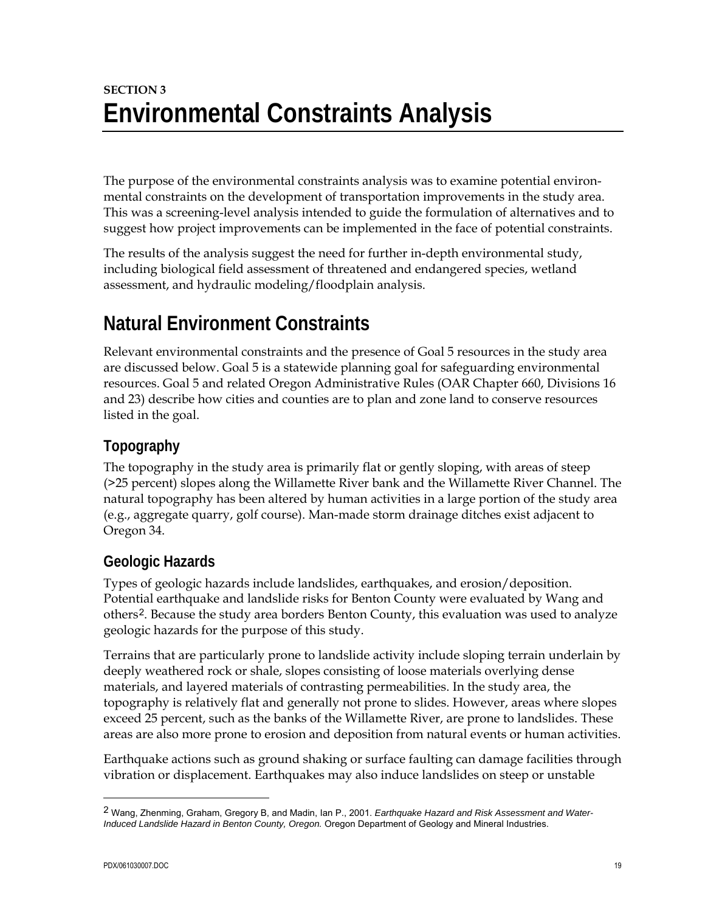SECTION 3

# Environmental Constraints Analysis

The purpose of the environmental constraints analysis was to examine potential environmental constraints on the development of transportation improvements in the study area. This was a screening-level analysis intended to guide the formulation of alternatives and to suggest how project improvements can be implemented in the face of potential constraints.

The results of the analysis suggest the need for further in-depth environmental study, including biological field assessment of threatened and endangered species, wetland assessment, and hydraulic modeling/floodplain analysis.

## Natural Environment Constraints

Relevant environmental constraints and the presence of Goal 5 resources in the study area are discussed below. Goal 5 is a statewide planning goal for safeguarding environmental resources. Goal 5 and related Oregon Administrative Rules (OAR Chapter 660, Divisions 16 and 23) describe how cities and counties are to plan and zone land to conserve resources listed in the goal.

### Topography

The topography in the study area is primarily flat or gently sloping, with areas of steep (>25 percent) slopes along the Willamette River bank and the Willamette River Channel. The natural topography has been altered by human activities in a large portion of the study area (e.g., aggregate quarry, golf course). Man-made storm drainage ditches exist adjacent to Oregon 34.

### Geologic Hazards

Types of geologic hazards include landslides, earthquakes, and erosion/deposition. Potential earthquake and landslide risks for Benton County were evaluated by Wang and others[2]. Because the study area borders Benton County, this evaluation was used to analyze geologic hazards for the purpose of this study.

Terrains that are particularly prone to landslide activity include sloping terrain underlain by deeply weathered rock or shale, slopes consisting of loose materials overlying dense materials, and layered materials of contrasting permeabilities. In the study area, the topography is relatively flat and generally not prone to slides. However, areas where slopes exceed 25 percent, such as the banks of the Willamette River, are prone to landslides. These areas are also more prone to erosion and deposition from natural events or human activities.

Earthquake actions such as ground shaking or surface faulting can damage facilities through vibration or displacement. Earthquakes may also induce landslides on steep or unstable

---

[2] Wang, Zhenming, Graham, Gregory B, and Madin, Ian P., 2001. *Earthquake Hazard and Risk Assessment and Water-Induced Landslide Hazard in Benton County, Oregon.* Oregon Department of Geology and Mineral Industries.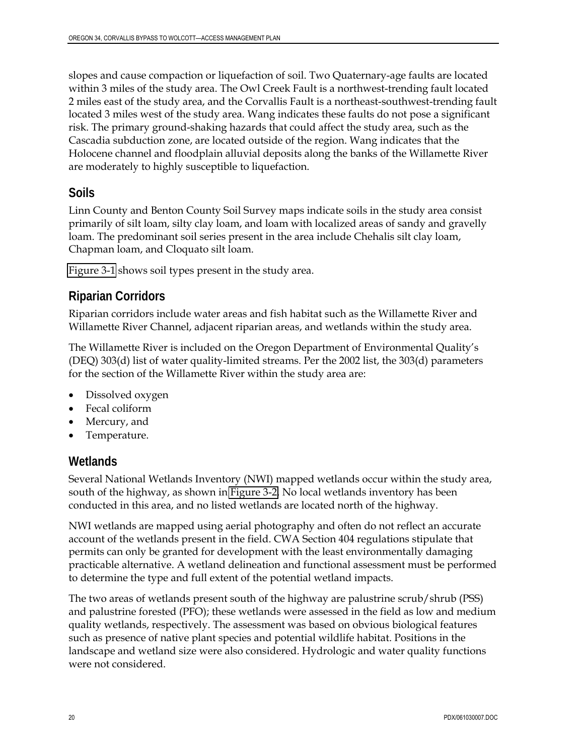slopes and cause compaction or liquefaction of soil. Two Quaternary-age faults are located within 3 miles of the study area. The Owl Creek Fault is a northwest-trending fault located 2 miles east of the study area, and the Corvallis Fault is a northeast-southwest-trending fault located 3 miles west of the study area. Wang indicates these faults do not pose a significant risk. The primary ground-shaking hazards that could affect the study area, such as the Cascadia subduction zone, are located outside of the region. Wang indicates that the Holocene channel and floodplain alluvial deposits along the banks of the Willamette River are moderately to highly susceptible to liquefaction.

## Soils

Linn County and Benton County Soil Survey maps indicate soils in the study area consist primarily of silt loam, silty clay loam, and loam with localized areas of sandy and gravelly loam. The predominant soil series present in the area include Chehalis silt clay loam, Chapman loam, and Cloquato silt loam.

Figure 3-1 shows soil types present in the study area.

## Riparian Corridors

Riparian corridors include water areas and fish habitat such as the Willamette River and Willamette River Channel, adjacent riparian areas, and wetlands within the study area.

The Willamette River is included on the Oregon Department of Environmental Quality's (DEQ) 303(d) list of water quality-limited streams. Per the 2002 list, the 303(d) parameters for the section of the Willamette River within the study area are:

- Dissolved oxygen
- Fecal coliform
- Mercury, and
- Temperature.

## Wetlands

Several National Wetlands Inventory (NWI) mapped wetlands occur within the study area, south of the highway, as shown in Figure 3-2. No local wetlands inventory has been conducted in this area, and no listed wetlands are located north of the highway.

NWI wetlands are mapped using aerial photography and often do not reflect an accurate account of the wetlands present in the field. CWA Section 404 regulations stipulate that permits can only be granted for development with the least environmentally damaging practicable alternative. A wetland delineation and functional assessment must be performed to determine the type and full extent of the potential wetland impacts.

The two areas of wetlands present south of the highway are palustrine scrub/shrub (PSS) and palustrine forested (PFO); these wetlands were assessed in the field as low and medium quality wetlands, respectively. The assessment was based on obvious biological features such as presence of native plant species and potential wildlife habitat. Positions in the landscape and wetland size were also considered. Hydrologic and water quality functions were not considered.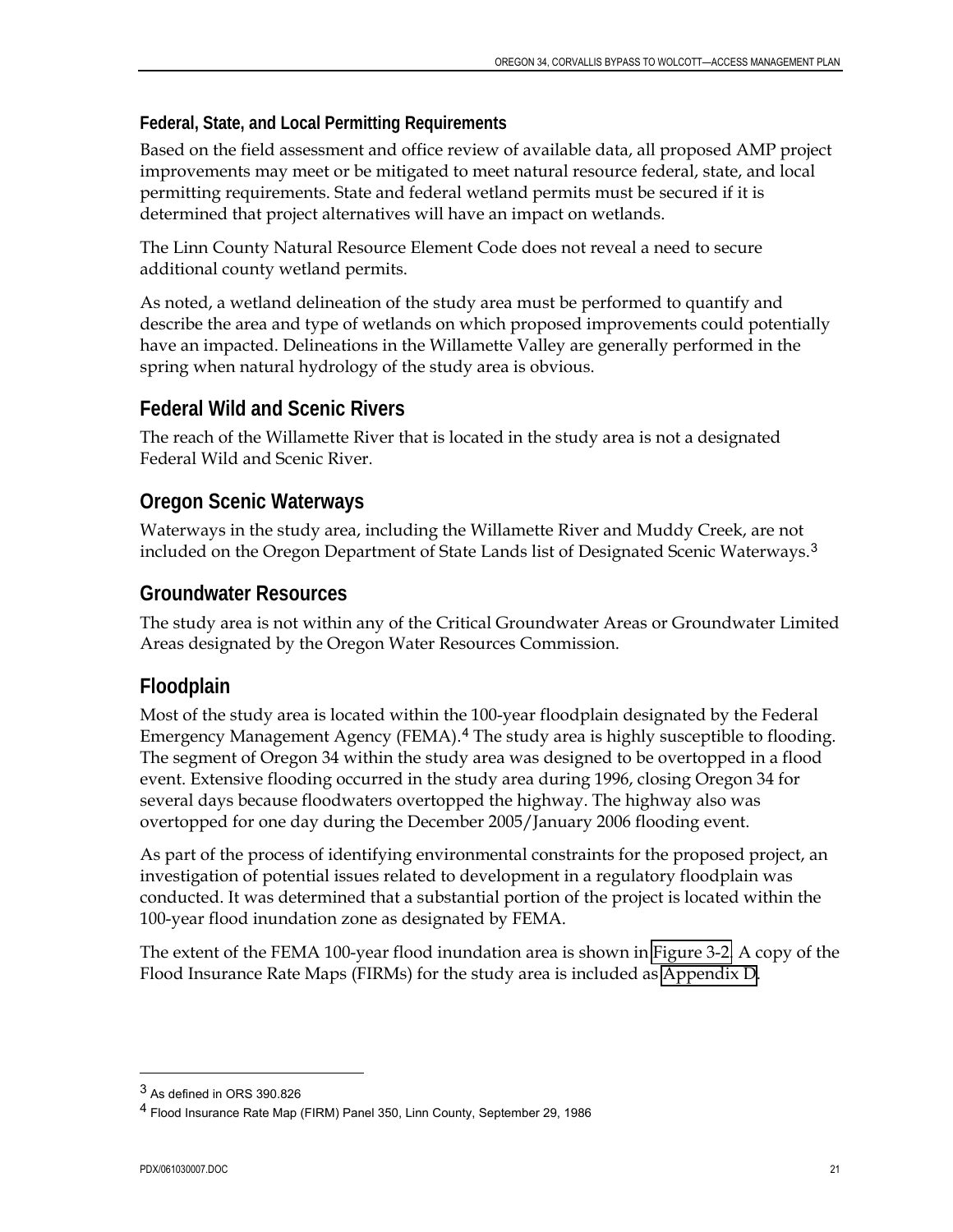### Federal, State, and Local Permitting Requirements

Based on the field assessment and office review of available data, all proposed AMP project improvements may meet or be mitigated to meet natural resource federal, state, and local permitting requirements. State and federal wetland permits must be secured if it is determined that project alternatives will have an impact on wetlands.

The Linn County Natural Resource Element Code does not reveal a need to secure additional county wetland permits.

As noted, a wetland delineation of the study area must be performed to quantify and describe the area and type of wetlands on which proposed improvements could potentially have an impacted. Delineations in the Willamette Valley are generally performed in the spring when natural hydrology of the study area is obvious.

## Federal Wild and Scenic Rivers

The reach of the Willamette River that is located in the study area is not a designated Federal Wild and Scenic River.

## Oregon Scenic Waterways

Waterways in the study area, including the Willamette River and Muddy Creek, are not included on the Oregon Department of State Lands list of Designated Scenic Waterways.[3]

## Groundwater Resources

The study area is not within any of the Critical Groundwater Areas or Groundwater Limited Areas designated by the Oregon Water Resources Commission.

## Floodplain

Most of the study area is located within the 100-year floodplain designated by the Federal Emergency Management Agency (FEMA).[4] The study area is highly susceptible to flooding. The segment of Oregon 34 within the study area was designed to be overtopped in a flood event. Extensive flooding occurred in the study area during 1996, closing Oregon 34 for several days because floodwaters overtopped the highway. The highway also was overtopped for one day during the December 2005/January 2006 flooding event.

As part of the process of identifying environmental constraints for the proposed project, an investigation of potential issues related to development in a regulatory floodplain was conducted. It was determined that a substantial portion of the project is located within the 100-year flood inundation zone as designated by FEMA.

The extent of the FEMA 100-year flood inundation area is shown in Figure 3-2. A copy of the Flood Insurance Rate Maps (FIRMs) for the study area is included as Appendix D.

---

[3] As defined in ORS 390.826

[4] Flood Insurance Rate Map (FIRM) Panel 350, Linn County, September 29, 1986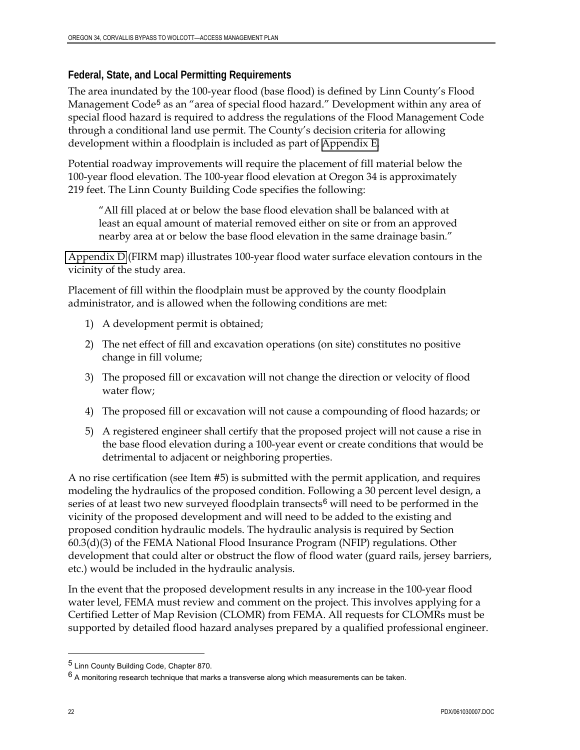### Federal, State, and Local Permitting Requirements

The area inundated by the 100-year flood (base flood) is defined by Linn County's Flood Management Code[5] as an "area of special flood hazard." Development within any area of special flood hazard is required to address the regulations of the Flood Management Code through a conditional land use permit. The County's decision criteria for allowing development within a floodplain is included as part of Appendix E.

Potential roadway improvements will require the placement of fill material below the 100-year flood elevation. The 100-year flood elevation at Oregon 34 is approximately 219 feet. The Linn County Building Code specifies the following:

> "All fill placed at or below the base flood elevation shall be balanced with at least an equal amount of material removed either on site or from an approved nearby area at or below the base flood elevation in the same drainage basin."

Appendix D (FIRM map) illustrates 100-year flood water surface elevation contours in the vicinity of the study area.

Placement of fill within the floodplain must be approved by the county floodplain administrator, and is allowed when the following conditions are met:

1) A development permit is obtained;
2) The net effect of fill and excavation operations (on site) constitutes no positive change in fill volume;
3) The proposed fill or excavation will not change the direction or velocity of flood water flow;
4) The proposed fill or excavation will not cause a compounding of flood hazards; or
5) A registered engineer shall certify that the proposed project will not cause a rise in the base flood elevation during a 100-year event or create conditions that would be detrimental to adjacent or neighboring properties.

A no rise certification (see Item #5) is submitted with the permit application, and requires modeling the hydraulics of the proposed condition. Following a 30 percent level design, a series of at least two new surveyed floodplain transects[6] will need to be performed in the vicinity of the proposed development and will need to be added to the existing and proposed condition hydraulic models. The hydraulic analysis is required by Section 60.3(d)(3) of the FEMA National Flood Insurance Program (NFIP) regulations. Other development that could alter or obstruct the flow of flood water (guard rails, jersey barriers, etc.) would be included in the hydraulic analysis.

In the event that the proposed development results in any increase in the 100-year flood water level, FEMA must review and comment on the project. This involves applying for a Certified Letter of Map Revision (CLOMR) from FEMA. All requests for CLOMRs must be supported by detailed flood hazard analyses prepared by a qualified professional engineer.

---

[5] Linn County Building Code, Chapter 870.

[6] A monitoring research technique that marks a transverse along which measurements can be taken.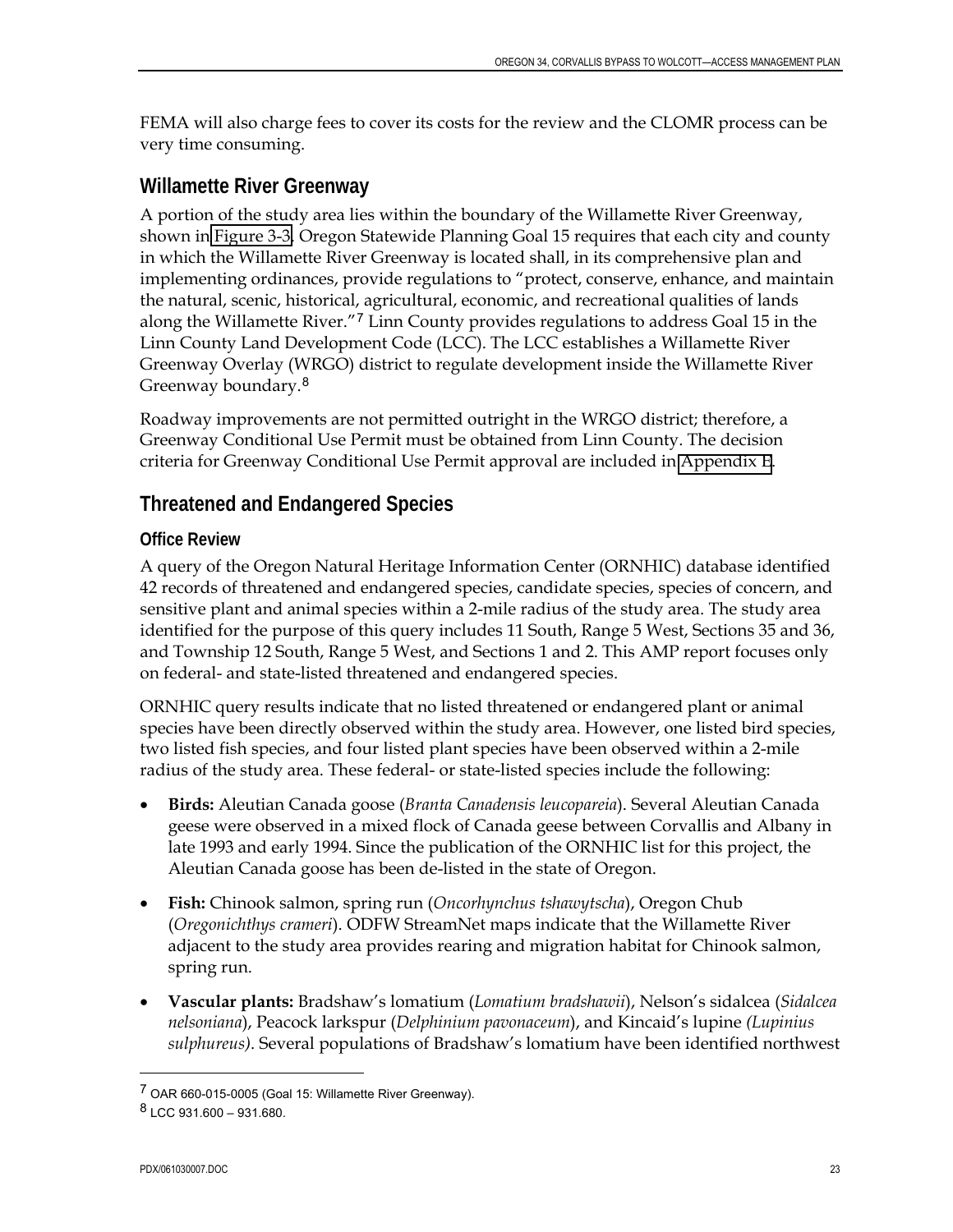FEMA will also charge fees to cover its costs for the review and the CLOMR process can be very time consuming.

## Willamette River Greenway

A portion of the study area lies within the boundary of the Willamette River Greenway, shown in Figure 3-3. Oregon Statewide Planning Goal 15 requires that each city and county in which the Willamette River Greenway is located shall, in its comprehensive plan and implementing ordinances, provide regulations to "protect, conserve, enhance, and maintain the natural, scenic, historical, agricultural, economic, and recreational qualities of lands along the Willamette River."[7] Linn County provides regulations to address Goal 15 in the Linn County Land Development Code (LCC). The LCC establishes a Willamette River Greenway Overlay (WRGO) district to regulate development inside the Willamette River Greenway boundary.[8]

Roadway improvements are not permitted outright in the WRGO district; therefore, a Greenway Conditional Use Permit must be obtained from Linn County. The decision criteria for Greenway Conditional Use Permit approval are included in Appendix E.

## Threatened and Endangered Species

### Office Review

A query of the Oregon Natural Heritage Information Center (ORNHIC) database identified 42 records of threatened and endangered species, candidate species, species of concern, and sensitive plant and animal species within a 2-mile radius of the study area. The study area identified for the purpose of this query includes 11 South, Range 5 West, Sections 35 and 36, and Township 12 South, Range 5 West, and Sections 1 and 2. This AMP report focuses only on federal- and state-listed threatened and endangered species.

ORNHIC query results indicate that no listed threatened or endangered plant or animal species have been directly observed within the study area. However, one listed bird species, two listed fish species, and four listed plant species have been observed within a 2-mile radius of the study area. These federal- or state-listed species include the following:

- **Birds:** Aleutian Canada goose (*Branta Canadensis leucopareia*). Several Aleutian Canada geese were observed in a mixed flock of Canada geese between Corvallis and Albany in late 1993 and early 1994. Since the publication of the ORNHIC list for this project, the Aleutian Canada goose has been de-listed in the state of Oregon.
- **Fish:** Chinook salmon, spring run (*Oncorhynchus tshawytscha*), Oregon Chub (*Oregonichthys crameri*). ODFW StreamNet maps indicate that the Willamette River adjacent to the study area provides rearing and migration habitat for Chinook salmon, spring run.
- **Vascular plants:** Bradshaw's lomatium (*Lomatium bradshawii*), Nelson's sidalcea (*Sidalcea nelsoniana*), Peacock larkspur (*Delphinium pavonaceum*), and Kincaid's lupine *(Lupinius sulphureus)*. Several populations of Bradshaw's lomatium have been identified northwest

---

[7] OAR 660-015-0005 (Goal 15: Willamette River Greenway).

[8] LCC 931.600 – 931.680.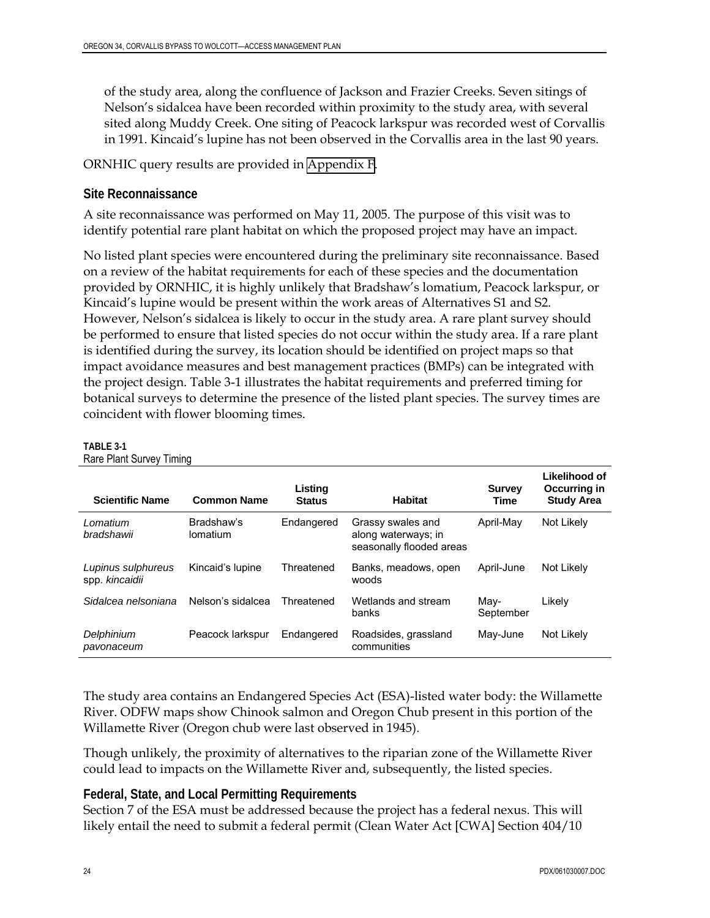of the study area, along the confluence of Jackson and Frazier Creeks. Seven sitings of Nelson's sidalcea have been recorded within proximity to the study area, with several sited along Muddy Creek. One siting of Peacock larkspur was recorded west of Corvallis in 1991. Kincaid's lupine has not been observed in the Corvallis area in the last 90 years.

ORNHIC query results are provided in Appendix F.

### Site Reconnaissance

A site reconnaissance was performed on May 11, 2005. The purpose of this visit was to identify potential rare plant habitat on which the proposed project may have an impact.

No listed plant species were encountered during the preliminary site reconnaissance. Based on a review of the habitat requirements for each of these species and the documentation provided by ORNHIC, it is highly unlikely that Bradshaw's lomatium, Peacock larkspur, or Kincaid's lupine would be present within the work areas of Alternatives S1 and S2. However, Nelson's sidalcea is likely to occur in the study area. A rare plant survey should be performed to ensure that listed species do not occur within the study area. If a rare plant is identified during the survey, its location should be identified on project maps so that impact avoidance measures and best management practices (BMPs) can be integrated with the project design. Table 3-1 illustrates the habitat requirements and preferred timing for botanical surveys to determine the presence of the listed plant species. The survey times are coincident with flower blooming times.

**TABLE 3-1**
Rare Plant Survey Timing

| Scientific Name | Common Name | Listing Status | Habitat | Survey Time | Likelihood of Occurring in Study Area |
|---|---|---|---|---|---|
| *Lomatium bradshawii* | Bradshaw's lomatium | Endangered | Grassy swales and along waterways; in seasonally flooded areas | April-May | Not Likely |
| *Lupinus sulphureus* spp. *kincaidii* | Kincaid's lupine | Threatened | Banks, meadows, open woods | April-June | Not Likely |
| *Sidalcea nelsoniana* | Nelson's sidalcea | Threatened | Wetlands and stream banks | May-September | Likely |
| *Delphinium pavonaceum* | Peacock larkspur | Endangered | Roadsides, grassland communities | May-June | Not Likely |

The study area contains an Endangered Species Act (ESA)-listed water body: the Willamette River. ODFW maps show Chinook salmon and Oregon Chub present in this portion of the Willamette River (Oregon chub were last observed in 1945).

Though unlikely, the proximity of alternatives to the riparian zone of the Willamette River could lead to impacts on the Willamette River and, subsequently, the listed species.

### Federal, State, and Local Permitting Requirements

Section 7 of the ESA must be addressed because the project has a federal nexus. This will likely entail the need to submit a federal permit (Clean Water Act [CWA] Section 404/10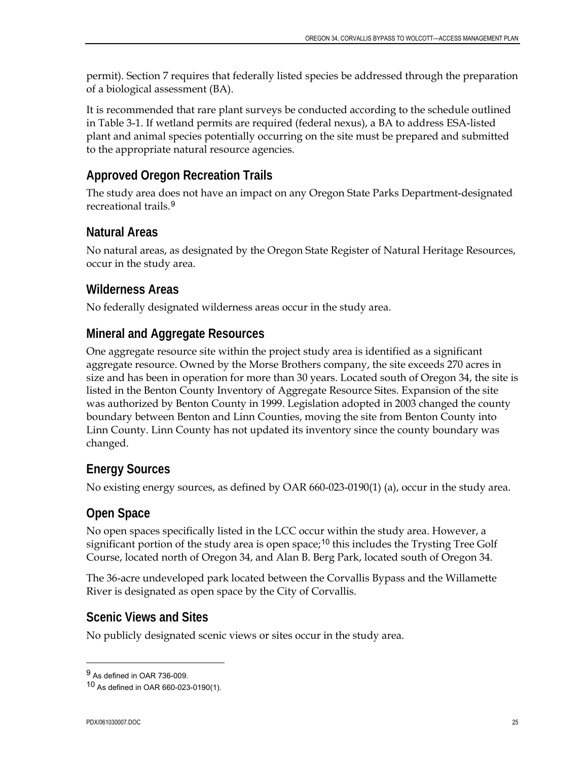permit). Section 7 requires that federally listed species be addressed through the preparation of a biological assessment (BA).

It is recommended that rare plant surveys be conducted according to the schedule outlined in Table 3-1. If wetland permits are required (federal nexus), a BA to address ESA-listed plant and animal species potentially occurring on the site must be prepared and submitted to the appropriate natural resource agencies.

## Approved Oregon Recreation Trails

The study area does not have an impact on any Oregon State Parks Department-designated recreational trails.[9]

## Natural Areas

No natural areas, as designated by the Oregon State Register of Natural Heritage Resources, occur in the study area.

## Wilderness Areas

No federally designated wilderness areas occur in the study area.

## Mineral and Aggregate Resources

One aggregate resource site within the project study area is identified as a significant aggregate resource. Owned by the Morse Brothers company, the site exceeds 270 acres in size and has been in operation for more than 30 years. Located south of Oregon 34, the site is listed in the Benton County Inventory of Aggregate Resource Sites. Expansion of the site was authorized by Benton County in 1999. Legislation adopted in 2003 changed the county boundary between Benton and Linn Counties, moving the site from Benton County into Linn County. Linn County has not updated its inventory since the county boundary was changed.

## Energy Sources

No existing energy sources, as defined by OAR 660-023-0190(1) (a), occur in the study area.

## Open Space

No open spaces specifically listed in the LCC occur within the study area. However, a significant portion of the study area is open space;[10] this includes the Trysting Tree Golf Course, located north of Oregon 34, and Alan B. Berg Park, located south of Oregon 34.

The 36-acre undeveloped park located between the Corvallis Bypass and the Willamette River is designated as open space by the City of Corvallis.

## Scenic Views and Sites

No publicly designated scenic views or sites occur in the study area.

---

[9] As defined in OAR 736-009.

[10] As defined in OAR 660-023-0190(1).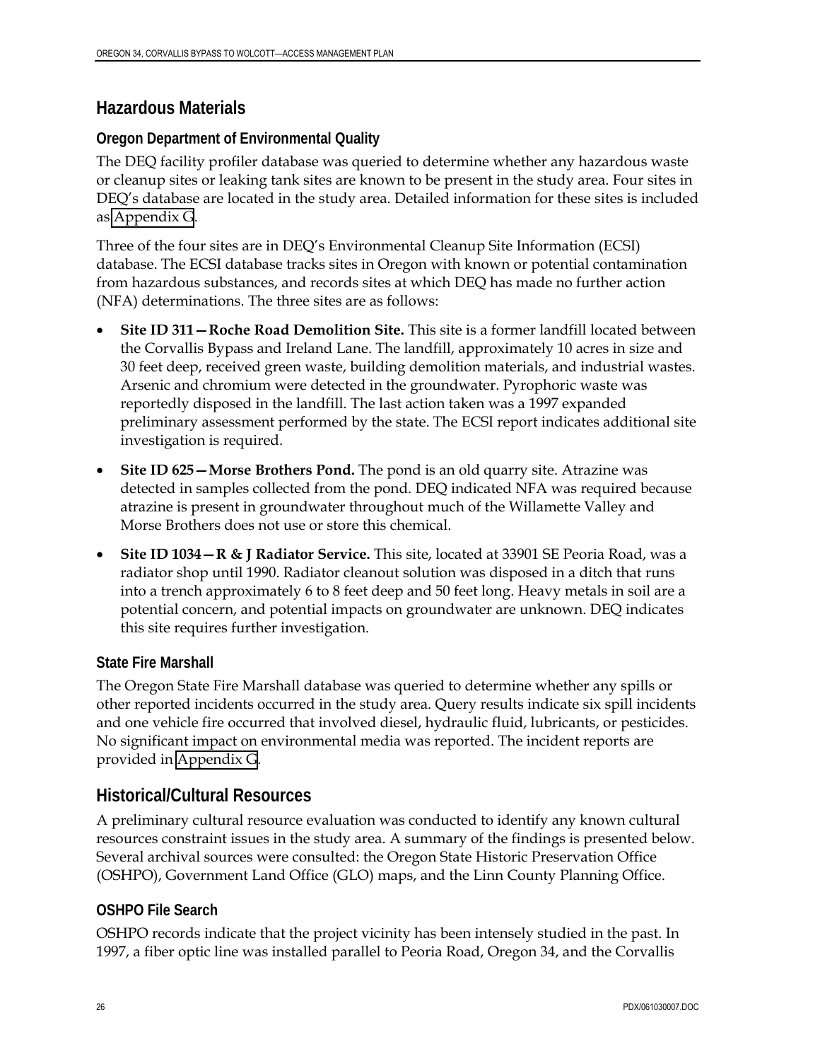## Hazardous Materials

### Oregon Department of Environmental Quality

The DEQ facility profiler database was queried to determine whether any hazardous waste or cleanup sites or leaking tank sites are known to be present in the study area. Four sites in DEQ's database are located in the study area. Detailed information for these sites is included as Appendix G.

Three of the four sites are in DEQ's Environmental Cleanup Site Information (ECSI) database. The ECSI database tracks sites in Oregon with known or potential contamination from hazardous substances, and records sites at which DEQ has made no further action (NFA) determinations. The three sites are as follows:

- **Site ID 311—Roche Road Demolition Site.** This site is a former landfill located between the Corvallis Bypass and Ireland Lane. The landfill, approximately 10 acres in size and 30 feet deep, received green waste, building demolition materials, and industrial wastes. Arsenic and chromium were detected in the groundwater. Pyrophoric waste was reportedly disposed in the landfill. The last action taken was a 1997 expanded preliminary assessment performed by the state. The ECSI report indicates additional site investigation is required.
- **Site ID 625—Morse Brothers Pond.** The pond is an old quarry site. Atrazine was detected in samples collected from the pond. DEQ indicated NFA was required because atrazine is present in groundwater throughout much of the Willamette Valley and Morse Brothers does not use or store this chemical.
- **Site ID 1034—R & J Radiator Service.** This site, located at 33901 SE Peoria Road, was a radiator shop until 1990. Radiator cleanout solution was disposed in a ditch that runs into a trench approximately 6 to 8 feet deep and 50 feet long. Heavy metals in soil are a potential concern, and potential impacts on groundwater are unknown. DEQ indicates this site requires further investigation.

### State Fire Marshall

The Oregon State Fire Marshall database was queried to determine whether any spills or other reported incidents occurred in the study area. Query results indicate six spill incidents and one vehicle fire occurred that involved diesel, hydraulic fluid, lubricants, or pesticides. No significant impact on environmental media was reported. The incident reports are provided in Appendix G.

## Historical/Cultural Resources

A preliminary cultural resource evaluation was conducted to identify any known cultural resources constraint issues in the study area. A summary of the findings is presented below. Several archival sources were consulted: the Oregon State Historic Preservation Office (OSHPO), Government Land Office (GLO) maps, and the Linn County Planning Office.

### OSHPO File Search

OSHPO records indicate that the project vicinity has been intensely studied in the past. In 1997, a fiber optic line was installed parallel to Peoria Road, Oregon 34, and the Corvallis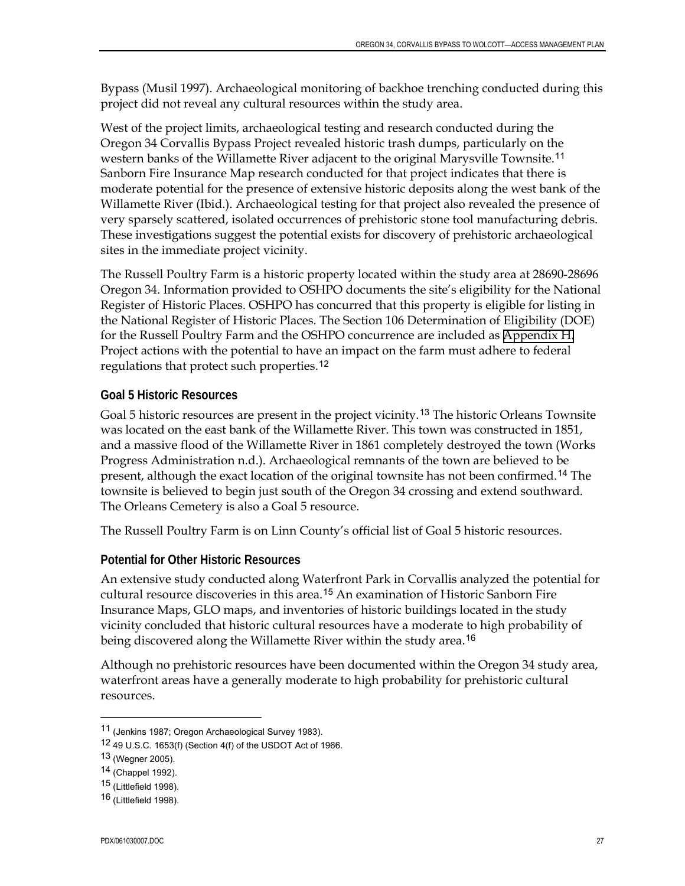Bypass (Musil 1997). Archaeological monitoring of backhoe trenching conducted during this project did not reveal any cultural resources within the study area.

West of the project limits, archaeological testing and research conducted during the Oregon 34 Corvallis Bypass Project revealed historic trash dumps, particularly on the western banks of the Willamette River adjacent to the original Marysville Townsite.[11] Sanborn Fire Insurance Map research conducted for that project indicates that there is moderate potential for the presence of extensive historic deposits along the west bank of the Willamette River (Ibid.). Archaeological testing for that project also revealed the presence of very sparsely scattered, isolated occurrences of prehistoric stone tool manufacturing debris. These investigations suggest the potential exists for discovery of prehistoric archaeological sites in the immediate project vicinity.

The Russell Poultry Farm is a historic property located within the study area at 28690-28696 Oregon 34. Information provided to OSHPO documents the site's eligibility for the National Register of Historic Places. OSHPO has concurred that this property is eligible for listing in the National Register of Historic Places. The Section 106 Determination of Eligibility (DOE) for the Russell Poultry Farm and the OSHPO concurrence are included as Appendix H. Project actions with the potential to have an impact on the farm must adhere to federal regulations that protect such properties.[12]

### Goal 5 Historic Resources

Goal 5 historic resources are present in the project vicinity.[13] The historic Orleans Townsite was located on the east bank of the Willamette River. This town was constructed in 1851, and a massive flood of the Willamette River in 1861 completely destroyed the town (Works Progress Administration n.d.). Archaeological remnants of the town are believed to be present, although the exact location of the original townsite has not been confirmed.[14] The townsite is believed to begin just south of the Oregon 34 crossing and extend southward. The Orleans Cemetery is also a Goal 5 resource.

The Russell Poultry Farm is on Linn County's official list of Goal 5 historic resources.

### Potential for Other Historic Resources

An extensive study conducted along Waterfront Park in Corvallis analyzed the potential for cultural resource discoveries in this area.[15] An examination of Historic Sanborn Fire Insurance Maps, GLO maps, and inventories of historic buildings located in the study vicinity concluded that historic cultural resources have a moderate to high probability of being discovered along the Willamette River within the study area.[16]

Although no prehistoric resources have been documented within the Oregon 34 study area, waterfront areas have a generally moderate to high probability for prehistoric cultural resources.

---

[11] (Jenkins 1987; Oregon Archaeological Survey 1983).

[12] 49 U.S.C. 1653(f) (Section 4(f) of the USDOT Act of 1966.

[13] (Wegner 2005).

[14] (Chappel 1992).

[15] (Littlefield 1998).

[16] (Littlefield 1998).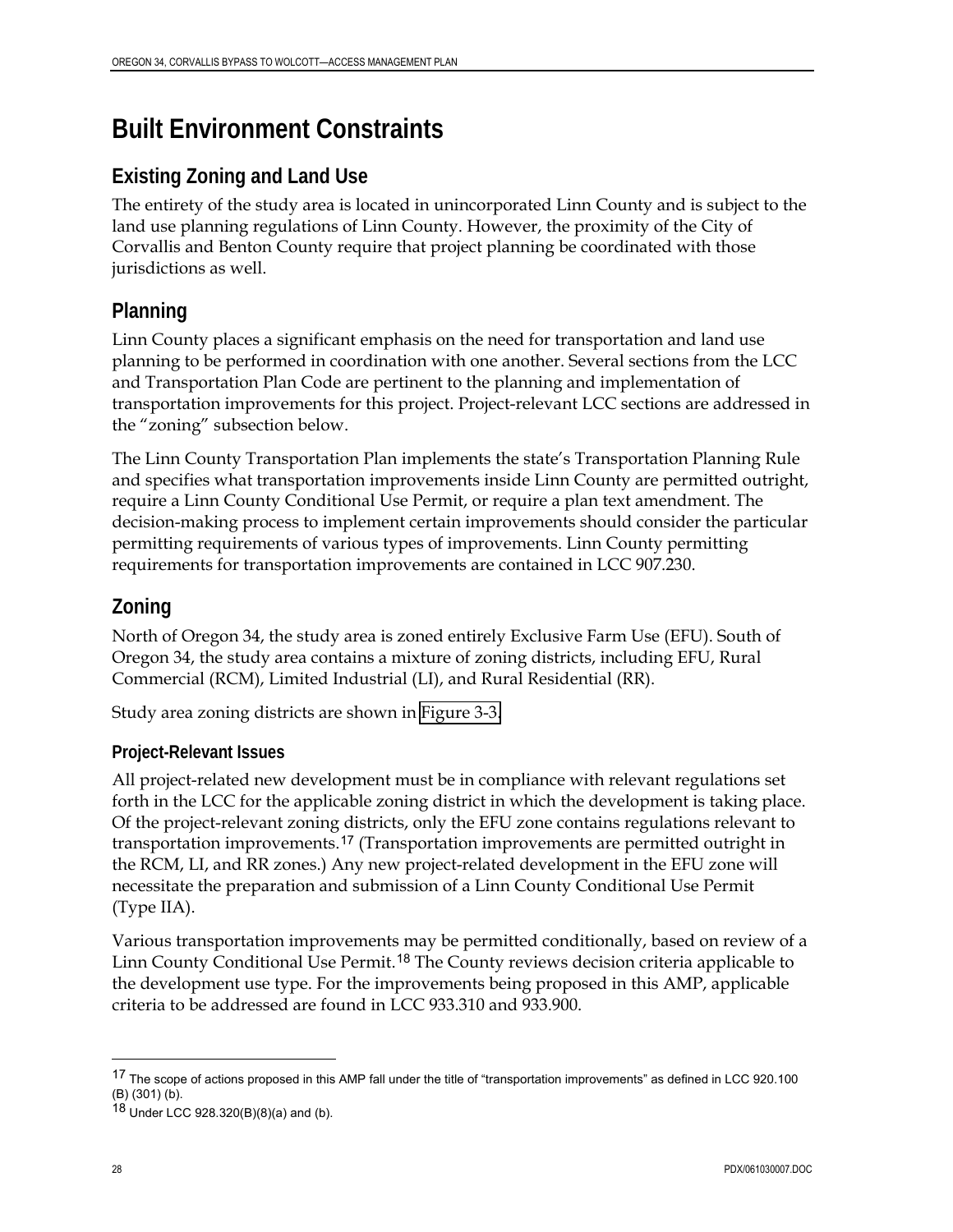# Built Environment Constraints

## Existing Zoning and Land Use

The entirety of the study area is located in unincorporated Linn County and is subject to the land use planning regulations of Linn County. However, the proximity of the City of Corvallis and Benton County require that project planning be coordinated with those jurisdictions as well.

## Planning

Linn County places a significant emphasis on the need for transportation and land use planning to be performed in coordination with one another. Several sections from the LCC and Transportation Plan Code are pertinent to the planning and implementation of transportation improvements for this project. Project-relevant LCC sections are addressed in the "zoning" subsection below.

The Linn County Transportation Plan implements the state's Transportation Planning Rule and specifies what transportation improvements inside Linn County are permitted outright, require a Linn County Conditional Use Permit, or require a plan text amendment. The decision-making process to implement certain improvements should consider the particular permitting requirements of various types of improvements. Linn County permitting requirements for transportation improvements are contained in LCC 907.230.

## Zoning

North of Oregon 34, the study area is zoned entirely Exclusive Farm Use (EFU). South of Oregon 34, the study area contains a mixture of zoning districts, including EFU, Rural Commercial (RCM), Limited Industrial (LI), and Rural Residential (RR).

Study area zoning districts are shown in Figure 3-3.

### Project-Relevant Issues

All project-related new development must be in compliance with relevant regulations set forth in the LCC for the applicable zoning district in which the development is taking place. Of the project-relevant zoning districts, only the EFU zone contains regulations relevant to transportation improvements.[17] (Transportation improvements are permitted outright in the RCM, LI, and RR zones.) Any new project-related development in the EFU zone will necessitate the preparation and submission of a Linn County Conditional Use Permit (Type IIA).

Various transportation improvements may be permitted conditionally, based on review of a Linn County Conditional Use Permit.[18] The County reviews decision criteria applicable to the development use type. For the improvements being proposed in this AMP, applicable criteria to be addressed are found in LCC 933.310 and 933.900.

---

[17] The scope of actions proposed in this AMP fall under the title of "transportation improvements" as defined in LCC 920.100 (B) (301) (b).

[18] Under LCC 928.320(B)(8)(a) and (b).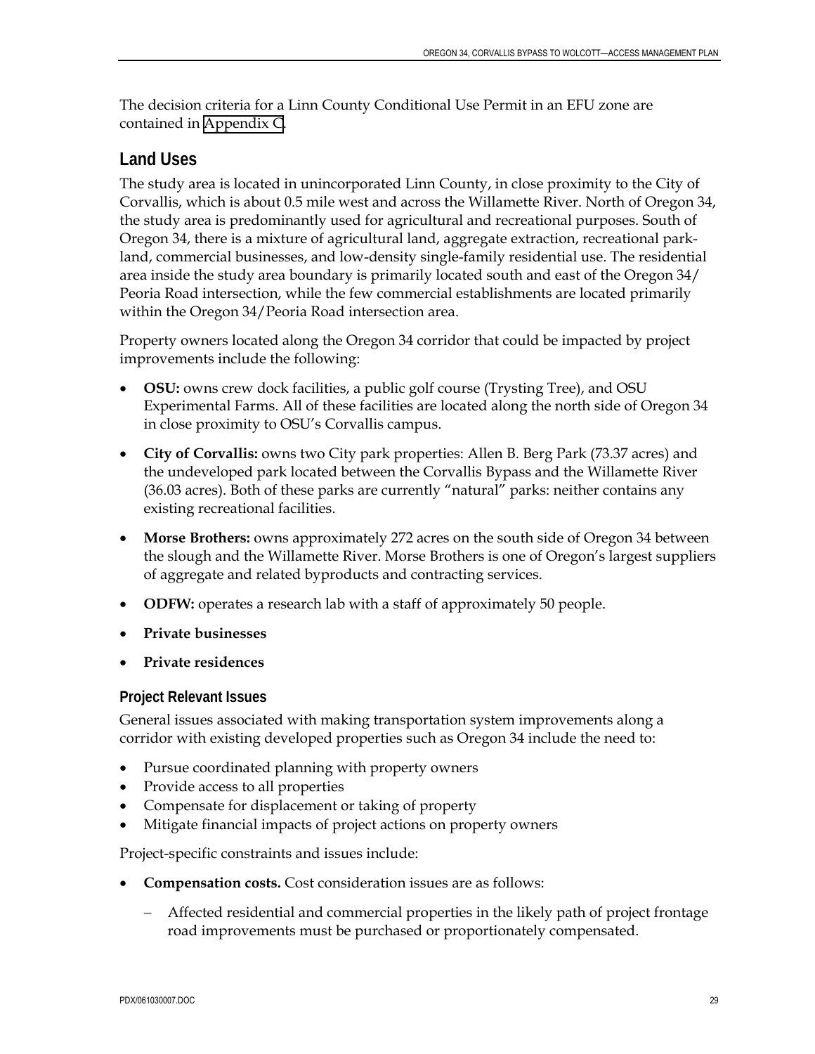The decision criteria for a Linn County Conditional Use Permit in an EFU zone are contained in Appendix C.

## Land Uses

The study area is located in unincorporated Linn County, in close proximity to the City of Corvallis, which is about 0.5 mile west and across the Willamette River. North of Oregon 34, the study area is predominantly used for agricultural and recreational purposes. South of Oregon 34, there is a mixture of agricultural land, aggregate extraction, recreational park-land, commercial businesses, and low-density single-family residential use. The residential area inside the study area boundary is primarily located south and east of the Oregon 34/ Peoria Road intersection, while the few commercial establishments are located primarily within the Oregon 34/Peoria Road intersection area.

Property owners located along the Oregon 34 corridor that could be impacted by project improvements include the following:

- **OSU:** owns crew dock facilities, a public golf course (Trysting Tree), and OSU Experimental Farms. All of these facilities are located along the north side of Oregon 34 in close proximity to OSU's Corvallis campus.
- **City of Corvallis:** owns two City park properties: Allen B. Berg Park (73.37 acres) and the undeveloped park located between the Corvallis Bypass and the Willamette River (36.03 acres). Both of these parks are currently "natural" parks: neither contains any existing recreational facilities.
- **Morse Brothers:** owns approximately 272 acres on the south side of Oregon 34 between the slough and the Willamette River. Morse Brothers is one of Oregon's largest suppliers of aggregate and related byproducts and contracting services.
- **ODFW:** operates a research lab with a staff of approximately 50 people.
- **Private businesses**
- **Private residences**

### Project Relevant Issues

General issues associated with making transportation system improvements along a corridor with existing developed properties such as Oregon 34 include the need to:

- Pursue coordinated planning with property owners
- Provide access to all properties
- Compensate for displacement or taking of property
- Mitigate financial impacts of project actions on property owners

Project-specific constraints and issues include:

- **Compensation costs.** Cost consideration issues are as follows:
  - Affected residential and commercial properties in the likely path of project frontage road improvements must be purchased or proportionately compensated.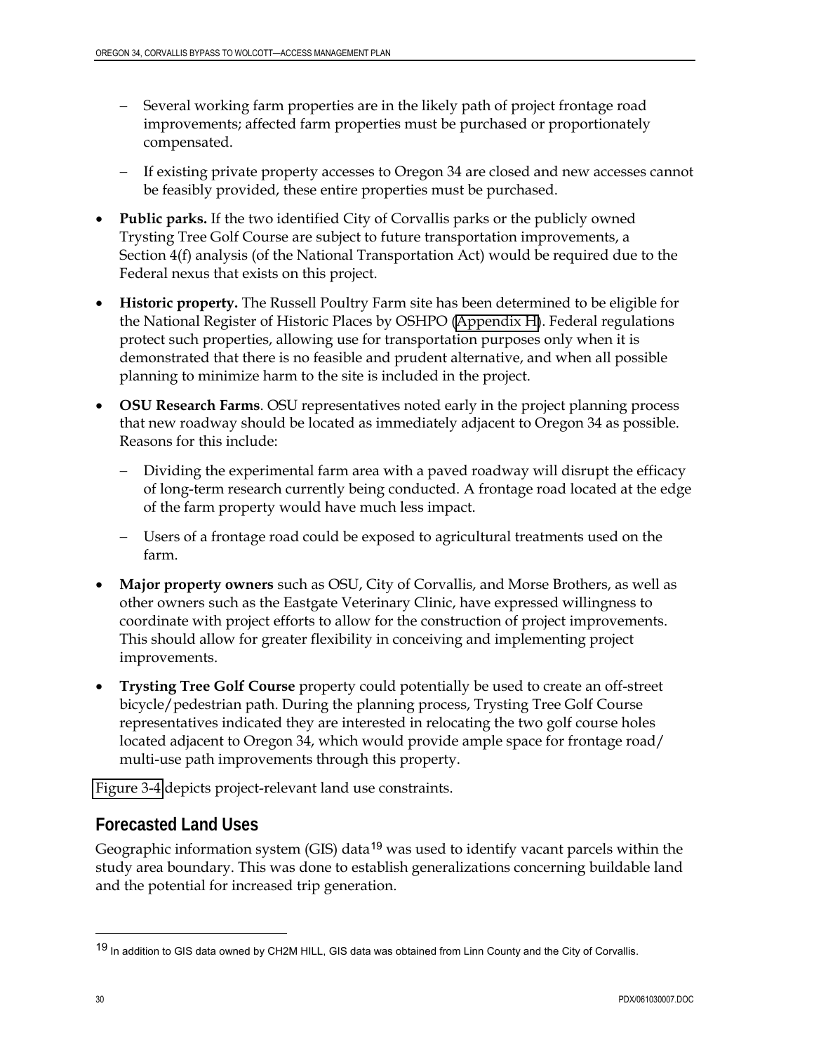- Several working farm properties are in the likely path of project frontage road improvements; affected farm properties must be purchased or proportionately compensated.
- If existing private property accesses to Oregon 34 are closed and new accesses cannot be feasibly provided, these entire properties must be purchased.

- **Public parks.** If the two identified City of Corvallis parks or the publicly owned Trysting Tree Golf Course are subject to future transportation improvements, a Section 4(f) analysis (of the National Transportation Act) would be required due to the Federal nexus that exists on this project.
- **Historic property.** The Russell Poultry Farm site has been determined to be eligible for the National Register of Historic Places by OSHPO (Appendix H). Federal regulations protect such properties, allowing use for transportation purposes only when it is demonstrated that there is no feasible and prudent alternative, and when all possible planning to minimize harm to the site is included in the project.
- **OSU Research Farms**. OSU representatives noted early in the project planning process that new roadway should be located as immediately adjacent to Oregon 34 as possible. Reasons for this include:
  - Dividing the experimental farm area with a paved roadway will disrupt the efficacy of long-term research currently being conducted. A frontage road located at the edge of the farm property would have much less impact.
  - Users of a frontage road could be exposed to agricultural treatments used on the farm.
- **Major property owners** such as OSU, City of Corvallis, and Morse Brothers, as well as other owners such as the Eastgate Veterinary Clinic, have expressed willingness to coordinate with project efforts to allow for the construction of project improvements. This should allow for greater flexibility in conceiving and implementing project improvements.
- **Trysting Tree Golf Course** property could potentially be used to create an off-street bicycle/pedestrian path. During the planning process, Trysting Tree Golf Course representatives indicated they are interested in relocating the two golf course holes located adjacent to Oregon 34, which would provide ample space for frontage road/ multi-use path improvements through this property.

Figure 3-4 depicts project-relevant land use constraints.

## Forecasted Land Uses

Geographic information system (GIS) data[19] was used to identify vacant parcels within the study area boundary. This was done to establish generalizations concerning buildable land and the potential for increased trip generation.

[19] In addition to GIS data owned by CH2M HILL, GIS data was obtained from Linn County and the City of Corvallis.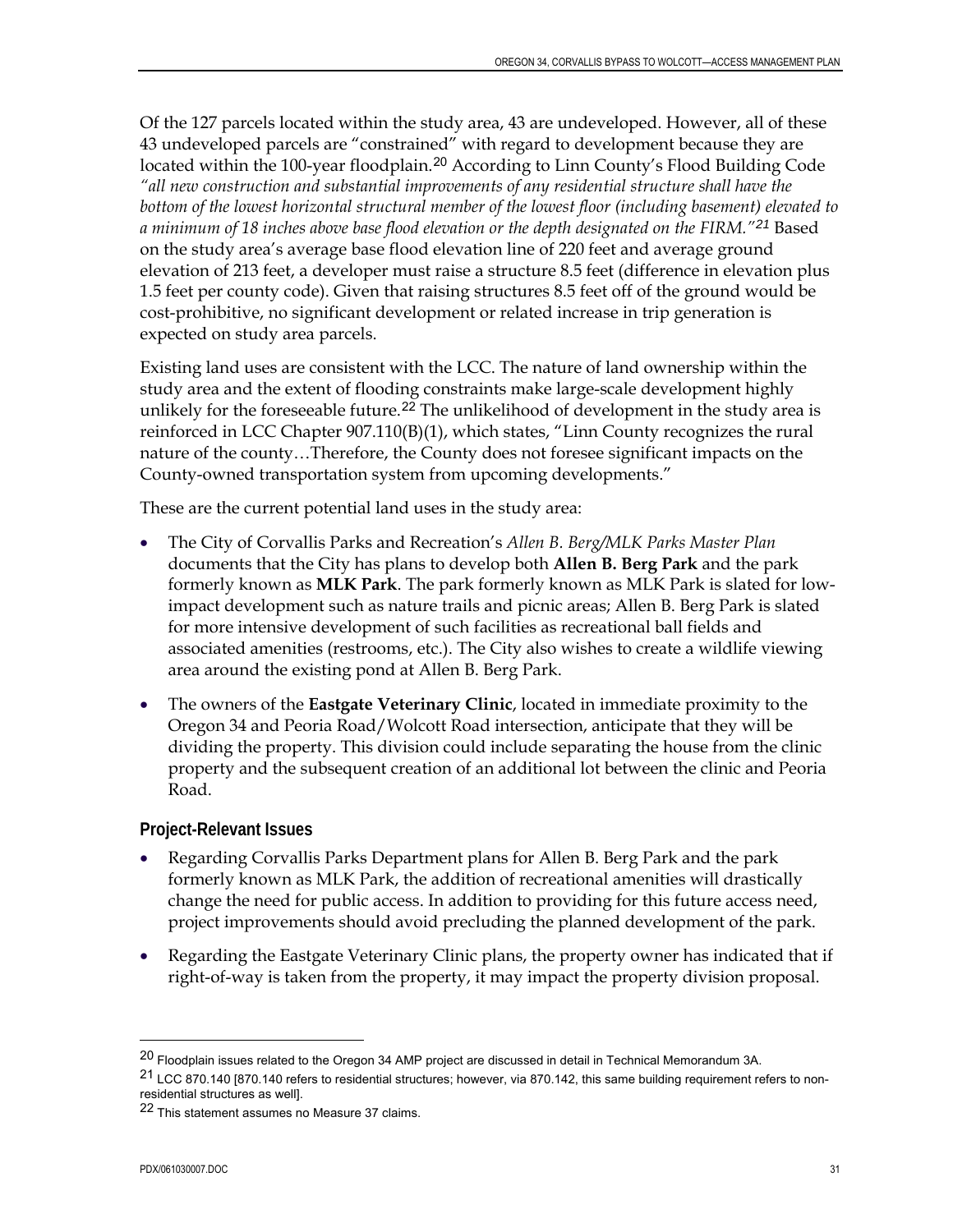Of the 127 parcels located within the study area, 43 are undeveloped. However, all of these 43 undeveloped parcels are "constrained" with regard to development because they are located within the 100-year floodplain.[20] According to Linn County's Flood Building Code *"all new construction and substantial improvements of any residential structure shall have the bottom of the lowest horizontal structural member of the lowest floor (including basement) elevated to a minimum of 18 inches above base flood elevation or the depth designated on the FIRM."*[21] Based on the study area's average base flood elevation line of 220 feet and average ground elevation of 213 feet, a developer must raise a structure 8.5 feet (difference in elevation plus 1.5 feet per county code). Given that raising structures 8.5 feet off of the ground would be cost-prohibitive, no significant development or related increase in trip generation is expected on study area parcels.

Existing land uses are consistent with the LCC. The nature of land ownership within the study area and the extent of flooding constraints make large-scale development highly unlikely for the foreseeable future.[22] The unlikelihood of development in the study area is reinforced in LCC Chapter 907.110(B)(1), which states, "Linn County recognizes the rural nature of the county…Therefore, the County does not foresee significant impacts on the County-owned transportation system from upcoming developments."

These are the current potential land uses in the study area:

- The City of Corvallis Parks and Recreation's *Allen B. Berg/MLK Parks Master Plan* documents that the City has plans to develop both **Allen B. Berg Park** and the park formerly known as **MLK Park**. The park formerly known as MLK Park is slated for low-impact development such as nature trails and picnic areas; Allen B. Berg Park is slated for more intensive development of such facilities as recreational ball fields and associated amenities (restrooms, etc.). The City also wishes to create a wildlife viewing area around the existing pond at Allen B. Berg Park.
- The owners of the **Eastgate Veterinary Clinic**, located in immediate proximity to the Oregon 34 and Peoria Road/Wolcott Road intersection, anticipate that they will be dividing the property. This division could include separating the house from the clinic property and the subsequent creation of an additional lot between the clinic and Peoria Road.

### Project-Relevant Issues

- Regarding Corvallis Parks Department plans for Allen B. Berg Park and the park formerly known as MLK Park, the addition of recreational amenities will drastically change the need for public access. In addition to providing for this future access need, project improvements should avoid precluding the planned development of the park.
- Regarding the Eastgate Veterinary Clinic plans, the property owner has indicated that if right-of-way is taken from the property, it may impact the property division proposal.

---

[20] Floodplain issues related to the Oregon 34 AMP project are discussed in detail in Technical Memorandum 3A.

[21] LCC 870.140 [870.140 refers to residential structures; however, via 870.142, this same building requirement refers to non-residential structures as well].

[22] This statement assumes no Measure 37 claims.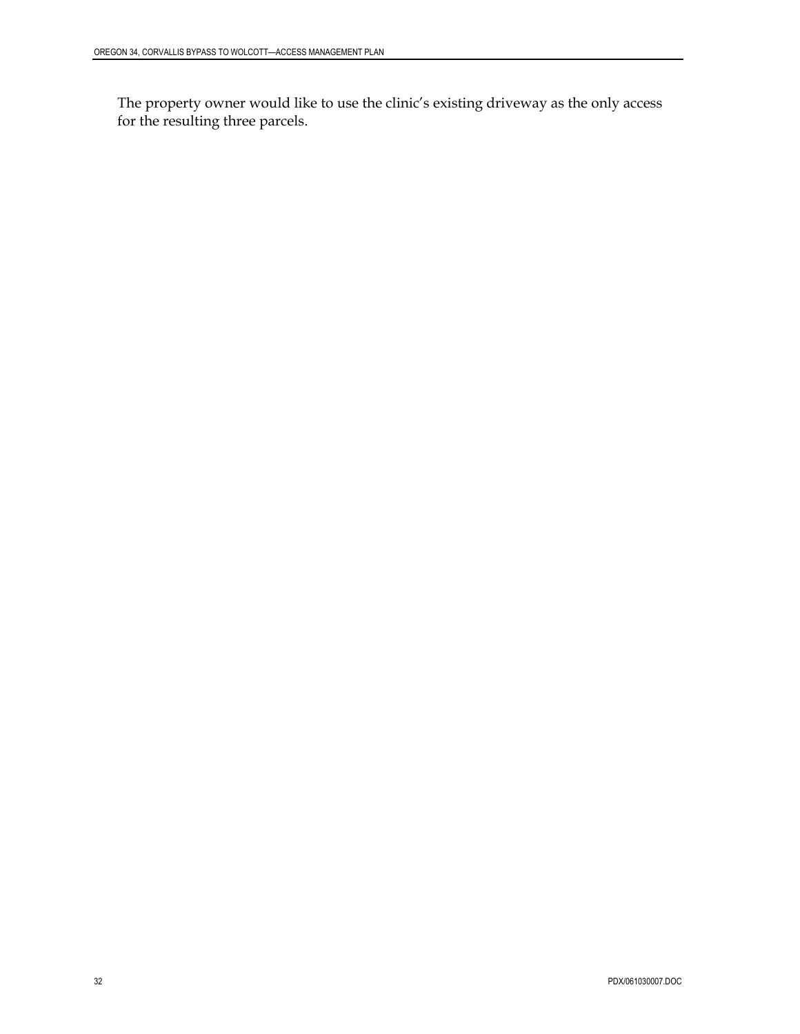The property owner would like to use the clinic's existing driveway as the only access for the resulting three parcels.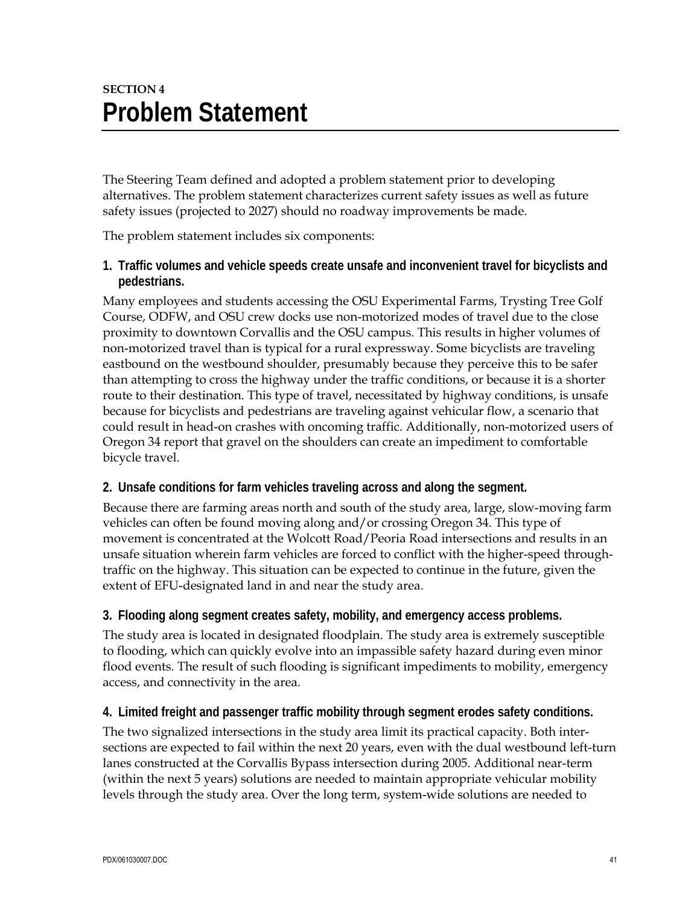SECTION 4

# Problem Statement

The Steering Team defined and adopted a problem statement prior to developing alternatives. The problem statement characterizes current safety issues as well as future safety issues (projected to 2027) should no roadway improvements be made.

The problem statement includes six components:

### 1. Traffic volumes and vehicle speeds create unsafe and inconvenient travel for bicyclists and pedestrians.

Many employees and students accessing the OSU Experimental Farms, Trysting Tree Golf Course, ODFW, and OSU crew docks use non-motorized modes of travel due to the close proximity to downtown Corvallis and the OSU campus. This results in higher volumes of non-motorized travel than is typical for a rural expressway. Some bicyclists are traveling eastbound on the westbound shoulder, presumably because they perceive this to be safer than attempting to cross the highway under the traffic conditions, or because it is a shorter route to their destination. This type of travel, necessitated by highway conditions, is unsafe because for bicyclists and pedestrians are traveling against vehicular flow, a scenario that could result in head-on crashes with oncoming traffic. Additionally, non-motorized users of Oregon 34 report that gravel on the shoulders can create an impediment to comfortable bicycle travel.

### 2. Unsafe conditions for farm vehicles traveling across and along the segment.

Because there are farming areas north and south of the study area, large, slow-moving farm vehicles can often be found moving along and/or crossing Oregon 34. This type of movement is concentrated at the Wolcott Road/Peoria Road intersections and results in an unsafe situation wherein farm vehicles are forced to conflict with the higher-speed through-traffic on the highway. This situation can be expected to continue in the future, given the extent of EFU-designated land in and near the study area.

### 3. Flooding along segment creates safety, mobility, and emergency access problems.

The study area is located in designated floodplain. The study area is extremely susceptible to flooding, which can quickly evolve into an impassible safety hazard during even minor flood events. The result of such flooding is significant impediments to mobility, emergency access, and connectivity in the area.

### 4. Limited freight and passenger traffic mobility through segment erodes safety conditions.

The two signalized intersections in the study area limit its practical capacity. Both intersections are expected to fail within the next 20 years, even with the dual westbound left-turn lanes constructed at the Corvallis Bypass intersection during 2005. Additional near-term (within the next 5 years) solutions are needed to maintain appropriate vehicular mobility levels through the study area. Over the long term, system-wide solutions are needed to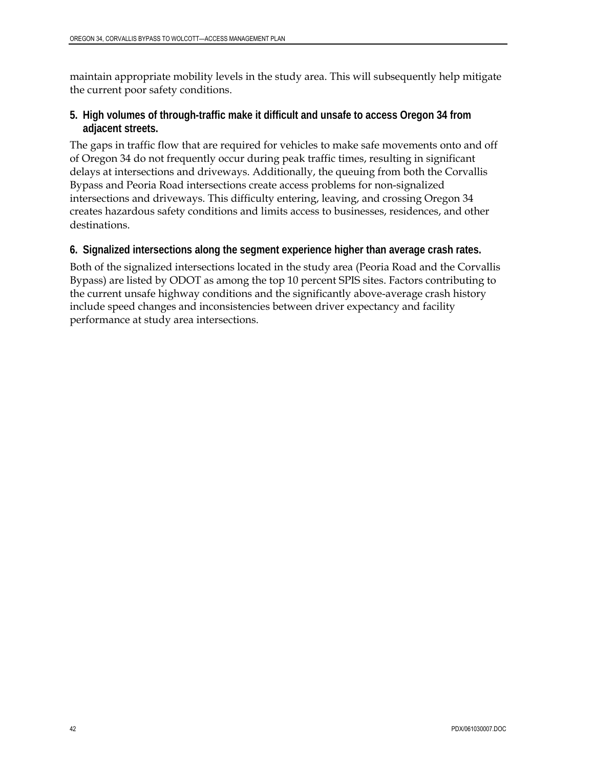maintain appropriate mobility levels in the study area. This will subsequently help mitigate the current poor safety conditions.

**5. High volumes of through-traffic make it difficult and unsafe to access Oregon 34 from adjacent streets.**

The gaps in traffic flow that are required for vehicles to make safe movements onto and off of Oregon 34 do not frequently occur during peak traffic times, resulting in significant delays at intersections and driveways. Additionally, the queuing from both the Corvallis Bypass and Peoria Road intersections create access problems for non-signalized intersections and driveways. This difficulty entering, leaving, and crossing Oregon 34 creates hazardous safety conditions and limits access to businesses, residences, and other destinations.

**6. Signalized intersections along the segment experience higher than average crash rates.**

Both of the signalized intersections located in the study area (Peoria Road and the Corvallis Bypass) are listed by ODOT as among the top 10 percent SPIS sites. Factors contributing to the current unsafe highway conditions and the significantly above-average crash history include speed changes and inconsistencies between driver expectancy and facility performance at study area intersections.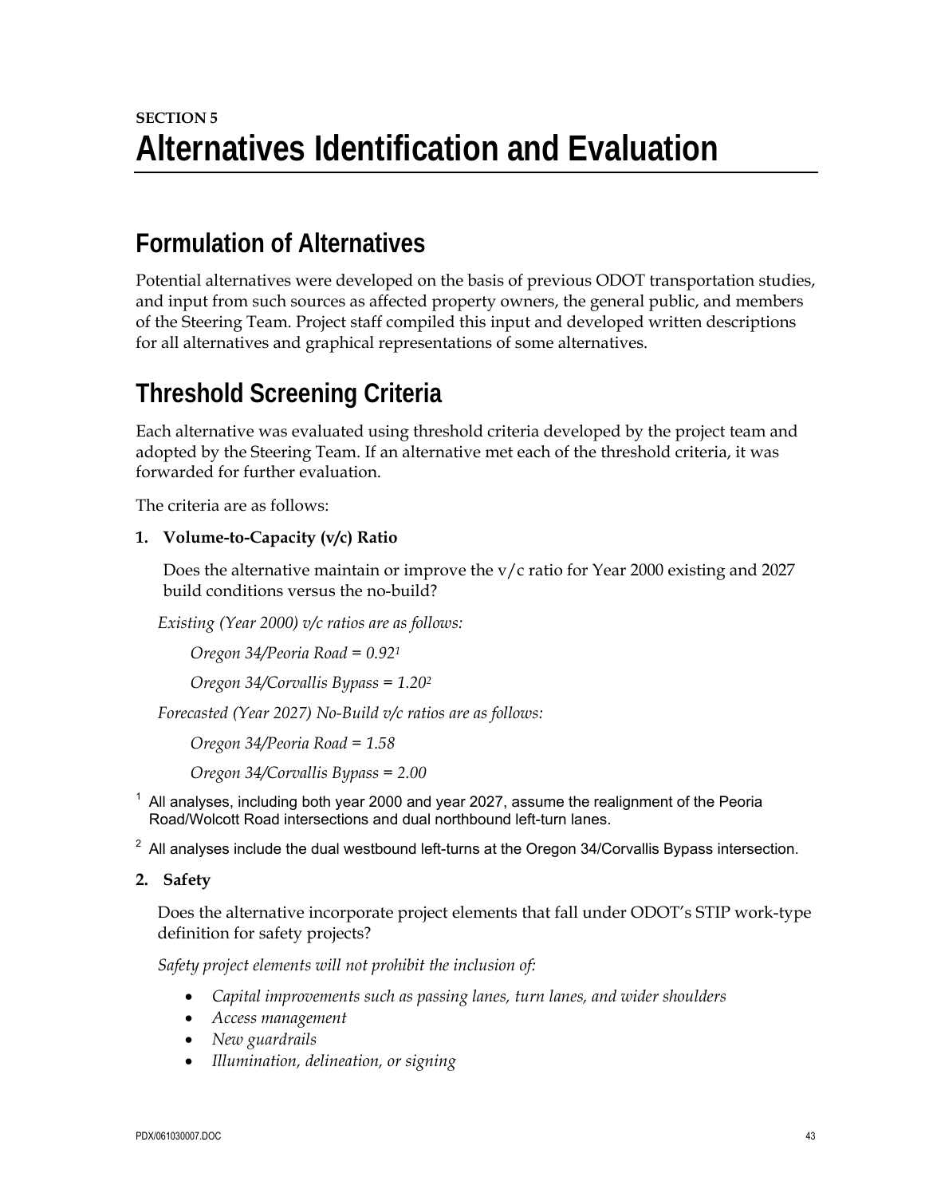**SECTION 5**

# Alternatives Identification and Evaluation

## Formulation of Alternatives

Potential alternatives were developed on the basis of previous ODOT transportation studies, and input from such sources as affected property owners, the general public, and members of the Steering Team. Project staff compiled this input and developed written descriptions for all alternatives and graphical representations of some alternatives.

## Threshold Screening Criteria

Each alternative was evaluated using threshold criteria developed by the project team and adopted by the Steering Team. If an alternative met each of the threshold criteria, it was forwarded for further evaluation.

The criteria are as follows:

**1. Volume-to-Capacity (v/c) Ratio**

Does the alternative maintain or improve the v/c ratio for Year 2000 existing and 2027 build conditions versus the no-build?

*Existing (Year 2000) v/c ratios are as follows:*

*Oregon 34/Peoria Road = 0.92*[1]

*Oregon 34/Corvallis Bypass = 1.20*[2]

*Forecasted (Year 2027) No-Build v/c ratios are as follows:*

*Oregon 34/Peoria Road = 1.58*

*Oregon 34/Corvallis Bypass = 2.00*

[1] All analyses, including both year 2000 and year 2027, assume the realignment of the Peoria Road/Wolcott Road intersections and dual northbound left-turn lanes.

[2] All analyses include the dual westbound left-turns at the Oregon 34/Corvallis Bypass intersection.

**2. Safety**

Does the alternative incorporate project elements that fall under ODOT's STIP work-type definition for safety projects?

*Safety project elements will not prohibit the inclusion of:*

- *Capital improvements such as passing lanes, turn lanes, and wider shoulders*
- *Access management*
- *New guardrails*
- *Illumination, delineation, or signing*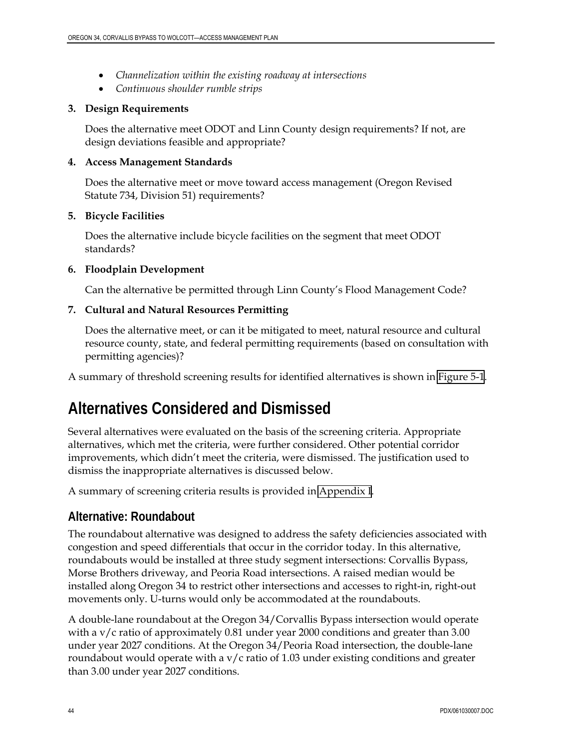- *Channelization within the existing roadway at intersections*
- *Continuous shoulder rumble strips*

**3. Design Requirements**

Does the alternative meet ODOT and Linn County design requirements? If not, are design deviations feasible and appropriate?

**4. Access Management Standards**

Does the alternative meet or move toward access management (Oregon Revised Statute 734, Division 51) requirements?

**5. Bicycle Facilities**

Does the alternative include bicycle facilities on the segment that meet ODOT standards?

**6. Floodplain Development**

Can the alternative be permitted through Linn County's Flood Management Code?

**7. Cultural and Natural Resources Permitting**

Does the alternative meet, or can it be mitigated to meet, natural resource and cultural resource county, state, and federal permitting requirements (based on consultation with permitting agencies)?

A summary of threshold screening results for identified alternatives is shown in Figure 5-1.

# Alternatives Considered and Dismissed

Several alternatives were evaluated on the basis of the screening criteria. Appropriate alternatives, which met the criteria, were further considered. Other potential corridor improvements, which didn't meet the criteria, were dismissed. The justification used to dismiss the inappropriate alternatives is discussed below.

A summary of screening criteria results is provided in Appendix I.

## Alternative: Roundabout

The roundabout alternative was designed to address the safety deficiencies associated with congestion and speed differentials that occur in the corridor today. In this alternative, roundabouts would be installed at three study segment intersections: Corvallis Bypass, Morse Brothers driveway, and Peoria Road intersections. A raised median would be installed along Oregon 34 to restrict other intersections and accesses to right-in, right-out movements only. U-turns would only be accommodated at the roundabouts.

A double-lane roundabout at the Oregon 34/Corvallis Bypass intersection would operate with a v/c ratio of approximately 0.81 under year 2000 conditions and greater than 3.00 under year 2027 conditions. At the Oregon 34/Peoria Road intersection, the double-lane roundabout would operate with a v/c ratio of 1.03 under existing conditions and greater than 3.00 under year 2027 conditions.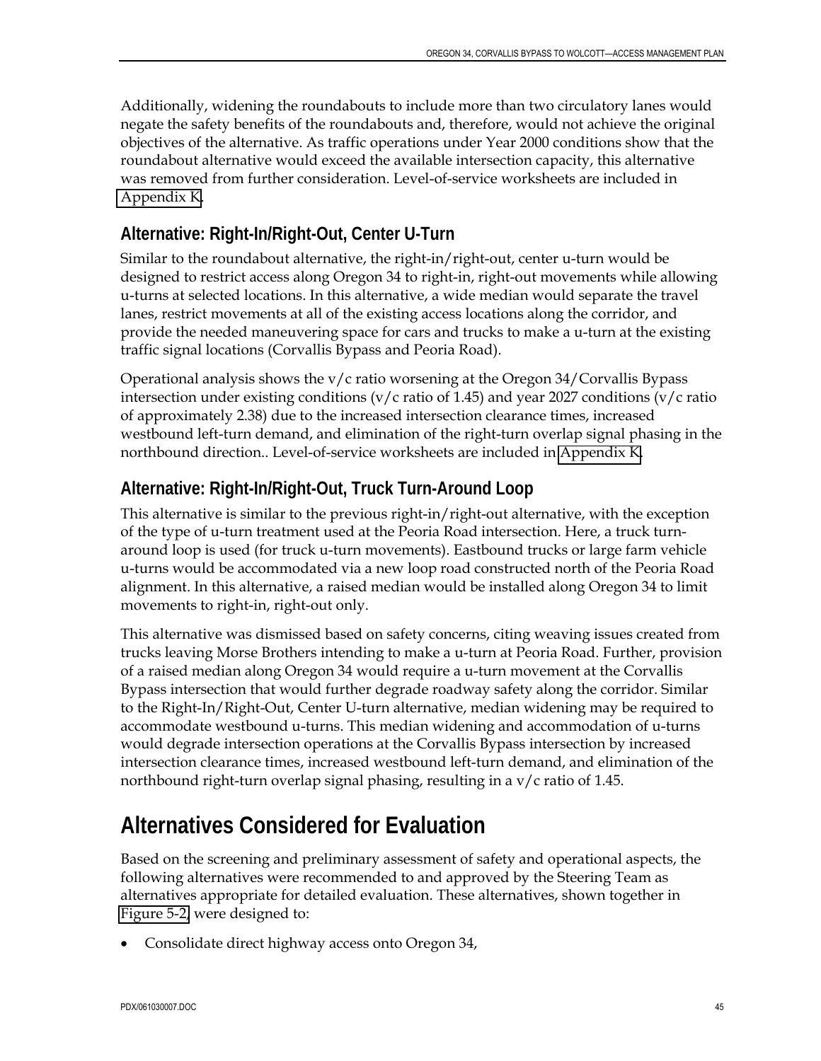Additionally, widening the roundabouts to include more than two circulatory lanes would negate the safety benefits of the roundabouts and, therefore, would not achieve the original objectives of the alternative. As traffic operations under Year 2000 conditions show that the roundabout alternative would exceed the available intersection capacity, this alternative was removed from further consideration. Level-of-service worksheets are included in Appendix K.

### Alternative: Right-In/Right-Out, Center U-Turn

Similar to the roundabout alternative, the right-in/right-out, center u-turn would be designed to restrict access along Oregon 34 to right-in, right-out movements while allowing u-turns at selected locations. In this alternative, a wide median would separate the travel lanes, restrict movements at all of the existing access locations along the corridor, and provide the needed maneuvering space for cars and trucks to make a u-turn at the existing traffic signal locations (Corvallis Bypass and Peoria Road).

Operational analysis shows the v/c ratio worsening at the Oregon 34/Corvallis Bypass intersection under existing conditions (v/c ratio of 1.45) and year 2027 conditions (v/c ratio of approximately 2.38) due to the increased intersection clearance times, increased westbound left-turn demand, and elimination of the right-turn overlap signal phasing in the northbound direction.. Level-of-service worksheets are included in Appendix K.

### Alternative: Right-In/Right-Out, Truck Turn-Around Loop

This alternative is similar to the previous right-in/right-out alternative, with the exception of the type of u-turn treatment used at the Peoria Road intersection. Here, a truck turn-around loop is used (for truck u-turn movements). Eastbound trucks or large farm vehicle u-turns would be accommodated via a new loop road constructed north of the Peoria Road alignment. In this alternative, a raised median would be installed along Oregon 34 to limit movements to right-in, right-out only.

This alternative was dismissed based on safety concerns, citing weaving issues created from trucks leaving Morse Brothers intending to make a u-turn at Peoria Road. Further, provision of a raised median along Oregon 34 would require a u-turn movement at the Corvallis Bypass intersection that would further degrade roadway safety along the corridor. Similar to the Right-In/Right-Out, Center U-turn alternative, median widening may be required to accommodate westbound u-turns. This median widening and accommodation of u-turns would degrade intersection operations at the Corvallis Bypass intersection by increased intersection clearance times, increased westbound left-turn demand, and elimination of the northbound right-turn overlap signal phasing, resulting in a v/c ratio of 1.45.

## Alternatives Considered for Evaluation

Based on the screening and preliminary assessment of safety and operational aspects, the following alternatives were recommended to and approved by the Steering Team as alternatives appropriate for detailed evaluation. These alternatives, shown together in Figure 5-2, were designed to:

- Consolidate direct highway access onto Oregon 34,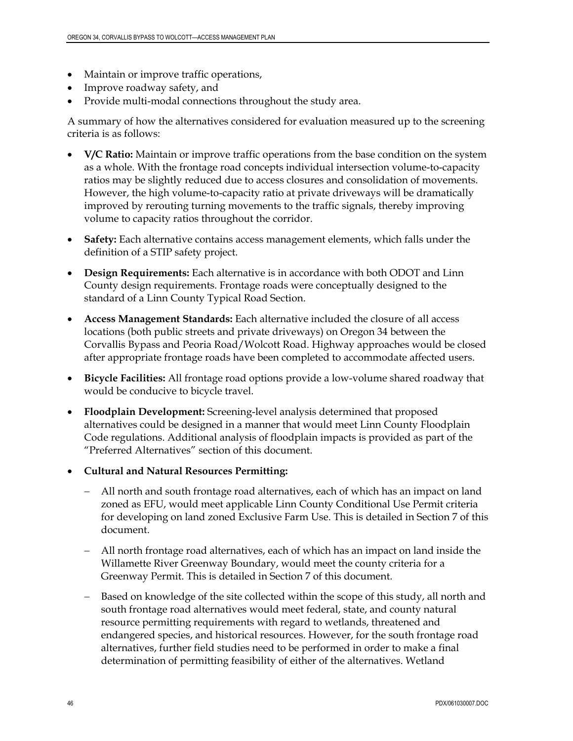- Maintain or improve traffic operations,
- Improve roadway safety, and
- Provide multi-modal connections throughout the study area.

A summary of how the alternatives considered for evaluation measured up to the screening criteria is as follows:

- **V/C Ratio:** Maintain or improve traffic operations from the base condition on the system as a whole. With the frontage road concepts individual intersection volume-to-capacity ratios may be slightly reduced due to access closures and consolidation of movements. However, the high volume-to-capacity ratio at private driveways will be dramatically improved by rerouting turning movements to the traffic signals, thereby improving volume to capacity ratios throughout the corridor.

- **Safety:** Each alternative contains access management elements, which falls under the definition of a STIP safety project.

- **Design Requirements:** Each alternative is in accordance with both ODOT and Linn County design requirements. Frontage roads were conceptually designed to the standard of a Linn County Typical Road Section.

- **Access Management Standards:** Each alternative included the closure of all access locations (both public streets and private driveways) on Oregon 34 between the Corvallis Bypass and Peoria Road/Wolcott Road. Highway approaches would be closed after appropriate frontage roads have been completed to accommodate affected users.

- **Bicycle Facilities:** All frontage road options provide a low-volume shared roadway that would be conducive to bicycle travel.

- **Floodplain Development:** Screening-level analysis determined that proposed alternatives could be designed in a manner that would meet Linn County Floodplain Code regulations. Additional analysis of floodplain impacts is provided as part of the "Preferred Alternatives" section of this document.

- **Cultural and Natural Resources Permitting:**

  - All north and south frontage road alternatives, each of which has an impact on land zoned as EFU, would meet applicable Linn County Conditional Use Permit criteria for developing on land zoned Exclusive Farm Use. This is detailed in Section 7 of this document.

  - All north frontage road alternatives, each of which has an impact on land inside the Willamette River Greenway Boundary, would meet the county criteria for a Greenway Permit. This is detailed in Section 7 of this document.

  - Based on knowledge of the site collected within the scope of this study, all north and south frontage road alternatives would meet federal, state, and county natural resource permitting requirements with regard to wetlands, threatened and endangered species, and historical resources. However, for the south frontage road alternatives, further field studies need to be performed in order to make a final determination of permitting feasibility of either of the alternatives. Wetland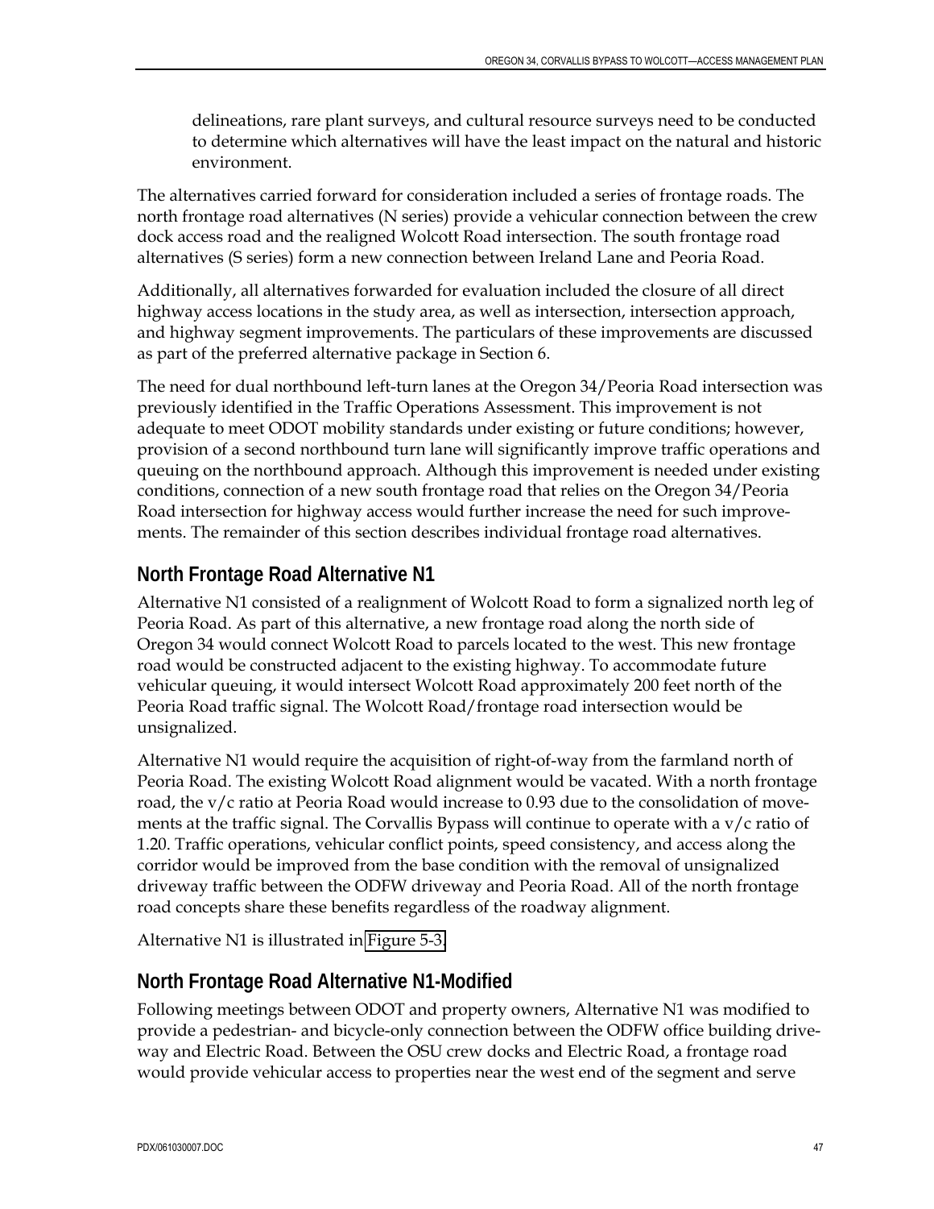delineations, rare plant surveys, and cultural resource surveys need to be conducted to determine which alternatives will have the least impact on the natural and historic environment.

The alternatives carried forward for consideration included a series of frontage roads. The north frontage road alternatives (N series) provide a vehicular connection between the crew dock access road and the realigned Wolcott Road intersection. The south frontage road alternatives (S series) form a new connection between Ireland Lane and Peoria Road.

Additionally, all alternatives forwarded for evaluation included the closure of all direct highway access locations in the study area, as well as intersection, intersection approach, and highway segment improvements. The particulars of these improvements are discussed as part of the preferred alternative package in Section 6.

The need for dual northbound left-turn lanes at the Oregon 34/Peoria Road intersection was previously identified in the Traffic Operations Assessment. This improvement is not adequate to meet ODOT mobility standards under existing or future conditions; however, provision of a second northbound turn lane will significantly improve traffic operations and queuing on the northbound approach. Although this improvement is needed under existing conditions, connection of a new south frontage road that relies on the Oregon 34/Peoria Road intersection for highway access would further increase the need for such improvements. The remainder of this section describes individual frontage road alternatives.

## North Frontage Road Alternative N1

Alternative N1 consisted of a realignment of Wolcott Road to form a signalized north leg of Peoria Road. As part of this alternative, a new frontage road along the north side of Oregon 34 would connect Wolcott Road to parcels located to the west. This new frontage road would be constructed adjacent to the existing highway. To accommodate future vehicular queuing, it would intersect Wolcott Road approximately 200 feet north of the Peoria Road traffic signal. The Wolcott Road/frontage road intersection would be unsignalized.

Alternative N1 would require the acquisition of right-of-way from the farmland north of Peoria Road. The existing Wolcott Road alignment would be vacated. With a north frontage road, the v/c ratio at Peoria Road would increase to 0.93 due to the consolidation of movements at the traffic signal. The Corvallis Bypass will continue to operate with a v/c ratio of 1.20. Traffic operations, vehicular conflict points, speed consistency, and access along the corridor would be improved from the base condition with the removal of unsignalized driveway traffic between the ODFW driveway and Peoria Road. All of the north frontage road concepts share these benefits regardless of the roadway alignment.

Alternative N1 is illustrated in Figure 5-3.

## North Frontage Road Alternative N1-Modified

Following meetings between ODOT and property owners, Alternative N1 was modified to provide a pedestrian- and bicycle-only connection between the ODFW office building driveway and Electric Road. Between the OSU crew docks and Electric Road, a frontage road would provide vehicular access to properties near the west end of the segment and serve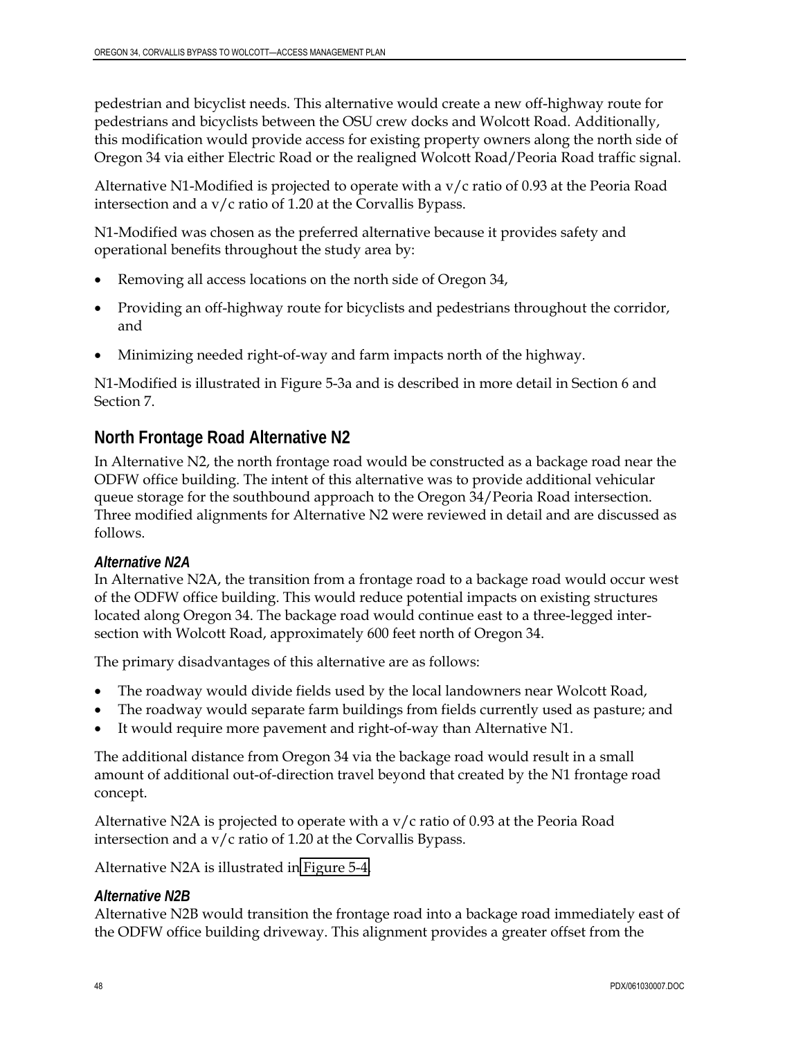pedestrian and bicyclist needs. This alternative would create a new off-highway route for pedestrians and bicyclists between the OSU crew docks and Wolcott Road. Additionally, this modification would provide access for existing property owners along the north side of Oregon 34 via either Electric Road or the realigned Wolcott Road/Peoria Road traffic signal.

Alternative N1-Modified is projected to operate with a v/c ratio of 0.93 at the Peoria Road intersection and a v/c ratio of 1.20 at the Corvallis Bypass.

N1-Modified was chosen as the preferred alternative because it provides safety and operational benefits throughout the study area by:

- Removing all access locations on the north side of Oregon 34,
- Providing an off-highway route for bicyclists and pedestrians throughout the corridor, and
- Minimizing needed right-of-way and farm impacts north of the highway.

N1-Modified is illustrated in Figure 5-3a and is described in more detail in Section 6 and Section 7.

## North Frontage Road Alternative N2

In Alternative N2, the north frontage road would be constructed as a backage road near the ODFW office building. The intent of this alternative was to provide additional vehicular queue storage for the southbound approach to the Oregon 34/Peoria Road intersection. Three modified alignments for Alternative N2 were reviewed in detail and are discussed as follows.

### *Alternative N2A*

In Alternative N2A, the transition from a frontage road to a backage road would occur west of the ODFW office building. This would reduce potential impacts on existing structures located along Oregon 34. The backage road would continue east to a three-legged intersection with Wolcott Road, approximately 600 feet north of Oregon 34.

The primary disadvantages of this alternative are as follows:

- The roadway would divide fields used by the local landowners near Wolcott Road,
- The roadway would separate farm buildings from fields currently used as pasture; and
- It would require more pavement and right-of-way than Alternative N1.

The additional distance from Oregon 34 via the backage road would result in a small amount of additional out-of-direction travel beyond that created by the N1 frontage road concept.

Alternative N2A is projected to operate with a v/c ratio of 0.93 at the Peoria Road intersection and a v/c ratio of 1.20 at the Corvallis Bypass.

Alternative N2A is illustrated in Figure 5-4.

### *Alternative N2B*

Alternative N2B would transition the frontage road into a backage road immediately east of the ODFW office building driveway. This alignment provides a greater offset from the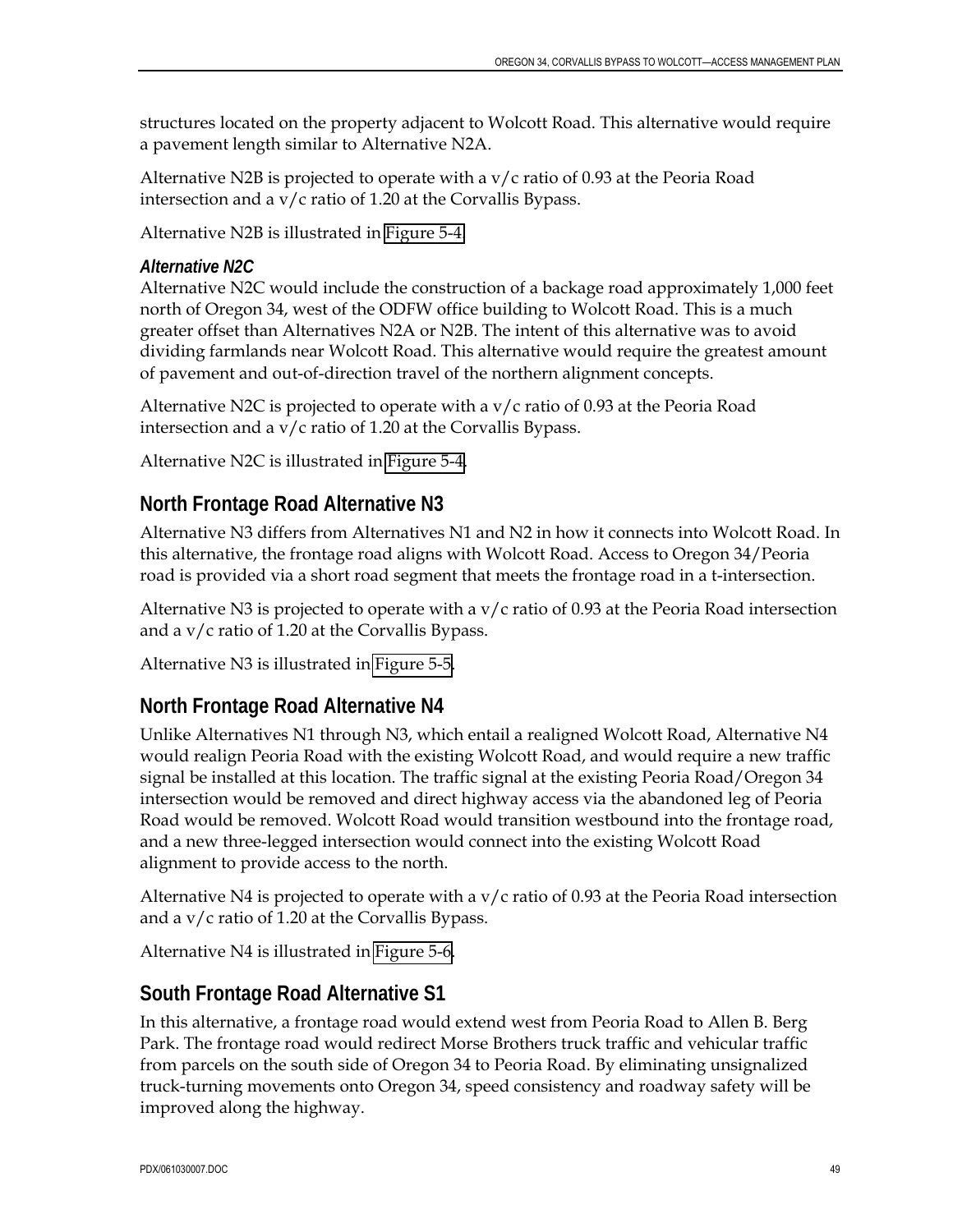structures located on the property adjacent to Wolcott Road. This alternative would require a pavement length similar to Alternative N2A.

Alternative N2B is projected to operate with a v/c ratio of 0.93 at the Peoria Road intersection and a v/c ratio of 1.20 at the Corvallis Bypass.

Alternative N2B is illustrated in Figure 5-4.

### *Alternative N2C*

Alternative N2C would include the construction of a backage road approximately 1,000 feet north of Oregon 34, west of the ODFW office building to Wolcott Road. This is a much greater offset than Alternatives N2A or N2B. The intent of this alternative was to avoid dividing farmlands near Wolcott Road. This alternative would require the greatest amount of pavement and out-of-direction travel of the northern alignment concepts.

Alternative N2C is projected to operate with a v/c ratio of 0.93 at the Peoria Road intersection and a v/c ratio of 1.20 at the Corvallis Bypass.

Alternative N2C is illustrated in Figure 5-4.

## North Frontage Road Alternative N3

Alternative N3 differs from Alternatives N1 and N2 in how it connects into Wolcott Road. In this alternative, the frontage road aligns with Wolcott Road. Access to Oregon 34/Peoria road is provided via a short road segment that meets the frontage road in a t-intersection.

Alternative N3 is projected to operate with a v/c ratio of 0.93 at the Peoria Road intersection and a v/c ratio of 1.20 at the Corvallis Bypass.

Alternative N3 is illustrated in Figure 5-5.

## North Frontage Road Alternative N4

Unlike Alternatives N1 through N3, which entail a realigned Wolcott Road, Alternative N4 would realign Peoria Road with the existing Wolcott Road, and would require a new traffic signal be installed at this location. The traffic signal at the existing Peoria Road/Oregon 34 intersection would be removed and direct highway access via the abandoned leg of Peoria Road would be removed. Wolcott Road would transition westbound into the frontage road, and a new three-legged intersection would connect into the existing Wolcott Road alignment to provide access to the north.

Alternative N4 is projected to operate with a v/c ratio of 0.93 at the Peoria Road intersection and a v/c ratio of 1.20 at the Corvallis Bypass.

Alternative N4 is illustrated in Figure 5-6.

## South Frontage Road Alternative S1

In this alternative, a frontage road would extend west from Peoria Road to Allen B. Berg Park. The frontage road would redirect Morse Brothers truck traffic and vehicular traffic from parcels on the south side of Oregon 34 to Peoria Road. By eliminating unsignalized truck-turning movements onto Oregon 34, speed consistency and roadway safety will be improved along the highway.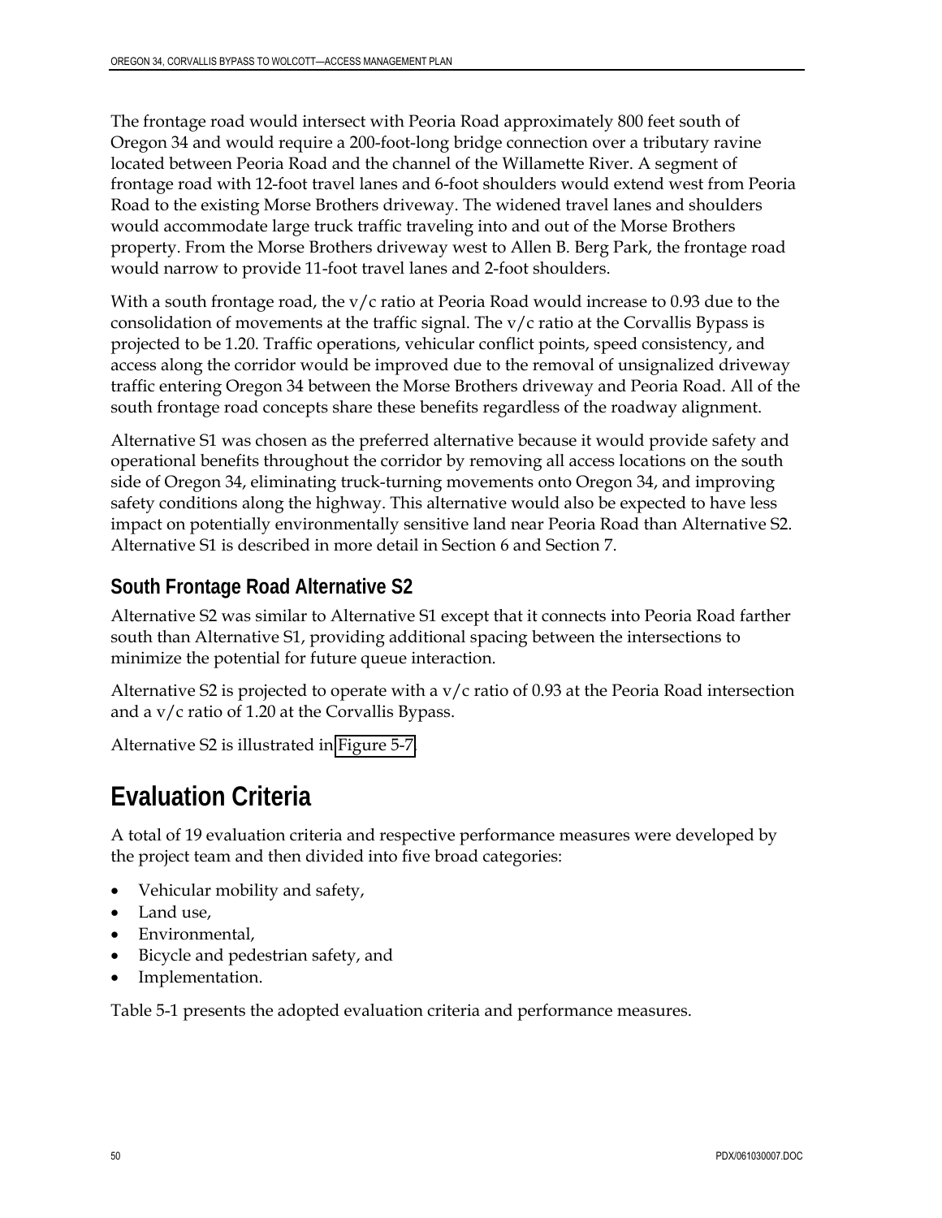The frontage road would intersect with Peoria Road approximately 800 feet south of Oregon 34 and would require a 200-foot-long bridge connection over a tributary ravine located between Peoria Road and the channel of the Willamette River. A segment of frontage road with 12-foot travel lanes and 6-foot shoulders would extend west from Peoria Road to the existing Morse Brothers driveway. The widened travel lanes and shoulders would accommodate large truck traffic traveling into and out of the Morse Brothers property. From the Morse Brothers driveway west to Allen B. Berg Park, the frontage road would narrow to provide 11-foot travel lanes and 2-foot shoulders.

With a south frontage road, the v/c ratio at Peoria Road would increase to 0.93 due to the consolidation of movements at the traffic signal. The v/c ratio at the Corvallis Bypass is projected to be 1.20. Traffic operations, vehicular conflict points, speed consistency, and access along the corridor would be improved due to the removal of unsignalized driveway traffic entering Oregon 34 between the Morse Brothers driveway and Peoria Road. All of the south frontage road concepts share these benefits regardless of the roadway alignment.

Alternative S1 was chosen as the preferred alternative because it would provide safety and operational benefits throughout the corridor by removing all access locations on the south side of Oregon 34, eliminating truck-turning movements onto Oregon 34, and improving safety conditions along the highway. This alternative would also be expected to have less impact on potentially environmentally sensitive land near Peoria Road than Alternative S2. Alternative S1 is described in more detail in Section 6 and Section 7.

### South Frontage Road Alternative S2

Alternative S2 was similar to Alternative S1 except that it connects into Peoria Road farther south than Alternative S1, providing additional spacing between the intersections to minimize the potential for future queue interaction.

Alternative S2 is projected to operate with a v/c ratio of 0.93 at the Peoria Road intersection and a v/c ratio of 1.20 at the Corvallis Bypass.

Alternative S2 is illustrated in Figure 5-7.

## Evaluation Criteria

A total of 19 evaluation criteria and respective performance measures were developed by the project team and then divided into five broad categories:

- Vehicular mobility and safety,
- Land use,
- Environmental,
- Bicycle and pedestrian safety, and
- Implementation.

Table 5-1 presents the adopted evaluation criteria and performance measures.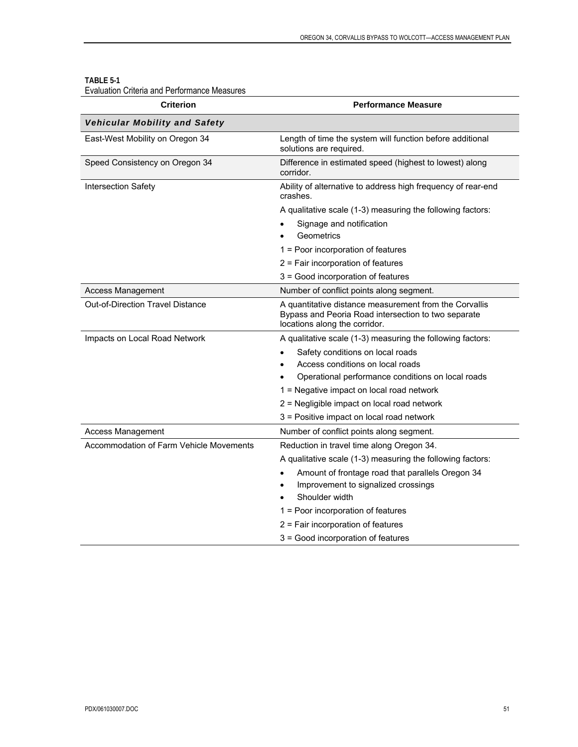**TABLE 5-1**
Evaluation Criteria and Performance Measures

| Criterion | Performance Measure |
|---|---|
| ***Vehicular Mobility and Safety*** | |
| East-West Mobility on Oregon 34 | Length of time the system will function before additional solutions are required. |
| Speed Consistency on Oregon 34 | Difference in estimated speed (highest to lowest) along corridor. |
| Intersection Safety | Ability of alternative to address high frequency of rear-end crashes.<br>A qualitative scale (1-3) measuring the following factors:<br>• Signage and notification<br>• Geometrics<br>1 = Poor incorporation of features<br>2 = Fair incorporation of features<br>3 = Good incorporation of features |
| Access Management | Number of conflict points along segment. |
| Out-of-Direction Travel Distance | A quantitative distance measurement from the Corvallis Bypass and Peoria Road intersection to two separate locations along the corridor. |
| Impacts on Local Road Network | A qualitative scale (1-3) measuring the following factors:<br>• Safety conditions on local roads<br>• Access conditions on local roads<br>• Operational performance conditions on local roads<br>1 = Negative impact on local road network<br>2 = Negligible impact on local road network<br>3 = Positive impact on local road network |
| Access Management | Number of conflict points along segment. |
| Accommodation of Farm Vehicle Movements | Reduction in travel time along Oregon 34.<br>A qualitative scale (1-3) measuring the following factors:<br>• Amount of frontage road that parallels Oregon 34<br>• Improvement to signalized crossings<br>• Shoulder width<br>1 = Poor incorporation of features<br>2 = Fair incorporation of features<br>3 = Good incorporation of features |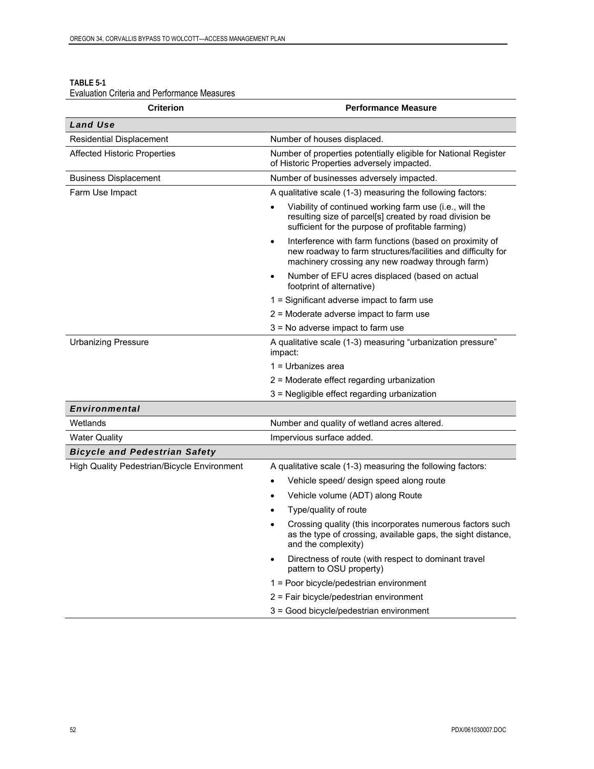**TABLE 5-1**
Evaluation Criteria and Performance Measures

| Criterion | Performance Measure |
|---|---|
| ***Land Use*** | |
| Residential Displacement | Number of houses displaced. |
| Affected Historic Properties | Number of properties potentially eligible for National Register of Historic Properties adversely impacted. |
| Business Displacement | Number of businesses adversely impacted. |
| Farm Use Impact | A qualitative scale (1-3) measuring the following factors:<br>• Viability of continued working farm use (i.e., will the resulting size of parcel[s] created by road division be sufficient for the purpose of profitable farming)<br>• Interference with farm functions (based on proximity of new roadway to farm structures/facilities and difficulty for machinery crossing any new roadway through farm)<br>• Number of EFU acres displaced (based on actual footprint of alternative)<br>1 = Significant adverse impact to farm use<br>2 = Moderate adverse impact to farm use<br>3 = No adverse impact to farm use |
| Urbanizing Pressure | A qualitative scale (1-3) measuring "urbanization pressure" impact:<br>1 = Urbanizes area<br>2 = Moderate effect regarding urbanization<br>3 = Negligible effect regarding urbanization |
| ***Environmental*** | |
| Wetlands | Number and quality of wetland acres altered. |
| Water Quality | Impervious surface added. |
| ***Bicycle and Pedestrian Safety*** | |
| High Quality Pedestrian/Bicycle Environment | A qualitative scale (1-3) measuring the following factors:<br>• Vehicle speed/ design speed along route<br>• Vehicle volume (ADT) along Route<br>• Type/quality of route<br>• Crossing quality (this incorporates numerous factors such as the type of crossing, available gaps, the sight distance, and the complexity)<br>• Directness of route (with respect to dominant travel pattern to OSU property)<br>1 = Poor bicycle/pedestrian environment<br>2 = Fair bicycle/pedestrian environment<br>3 = Good bicycle/pedestrian environment |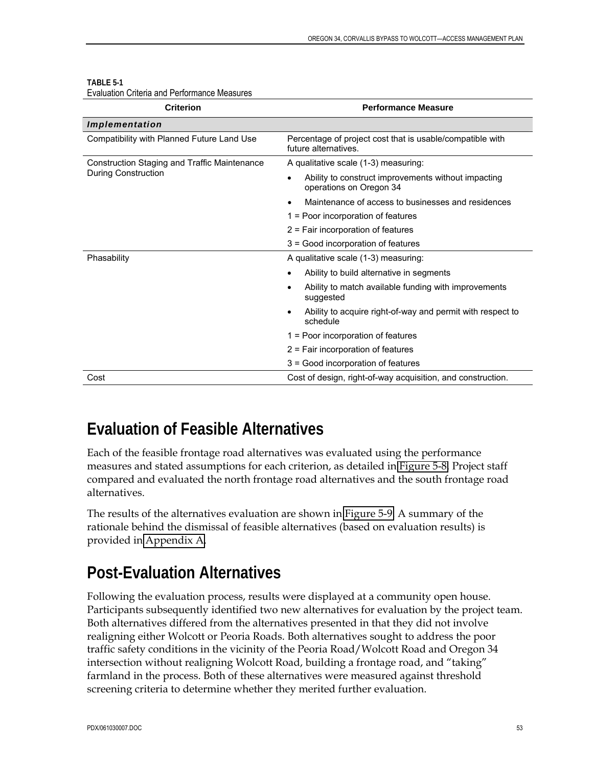**TABLE 5-1**
Evaluation Criteria and Performance Measures

| Criterion | Performance Measure |
|---|---|
| ***Implementation*** | |
| Compatibility with Planned Future Land Use | Percentage of project cost that is usable/compatible with future alternatives. |
| Construction Staging and Traffic Maintenance During Construction | A qualitative scale (1-3) measuring:<br>• Ability to construct improvements without impacting operations on Oregon 34<br>• Maintenance of access to businesses and residences<br>1 = Poor incorporation of features<br>2 = Fair incorporation of features<br>3 = Good incorporation of features |
| Phasability | A qualitative scale (1-3) measuring:<br>• Ability to build alternative in segments<br>• Ability to match available funding with improvements suggested<br>• Ability to acquire right-of-way and permit with respect to schedule<br>1 = Poor incorporation of features<br>2 = Fair incorporation of features<br>3 = Good incorporation of features |
| Cost | Cost of design, right-of-way acquisition, and construction. |

## Evaluation of Feasible Alternatives

Each of the feasible frontage road alternatives was evaluated using the performance measures and stated assumptions for each criterion, as detailed in Figure 5-8. Project staff compared and evaluated the north frontage road alternatives and the south frontage road alternatives.

The results of the alternatives evaluation are shown in Figure 5-9. A summary of the rationale behind the dismissal of feasible alternatives (based on evaluation results) is provided in Appendix A.

## Post-Evaluation Alternatives

Following the evaluation process, results were displayed at a community open house. Participants subsequently identified two new alternatives for evaluation by the project team. Both alternatives differed from the alternatives presented in that they did not involve realigning either Wolcott or Peoria Roads. Both alternatives sought to address the poor traffic safety conditions in the vicinity of the Peoria Road/Wolcott Road and Oregon 34 intersection without realigning Wolcott Road, building a frontage road, and "taking" farmland in the process. Both of these alternatives were measured against threshold screening criteria to determine whether they merited further evaluation.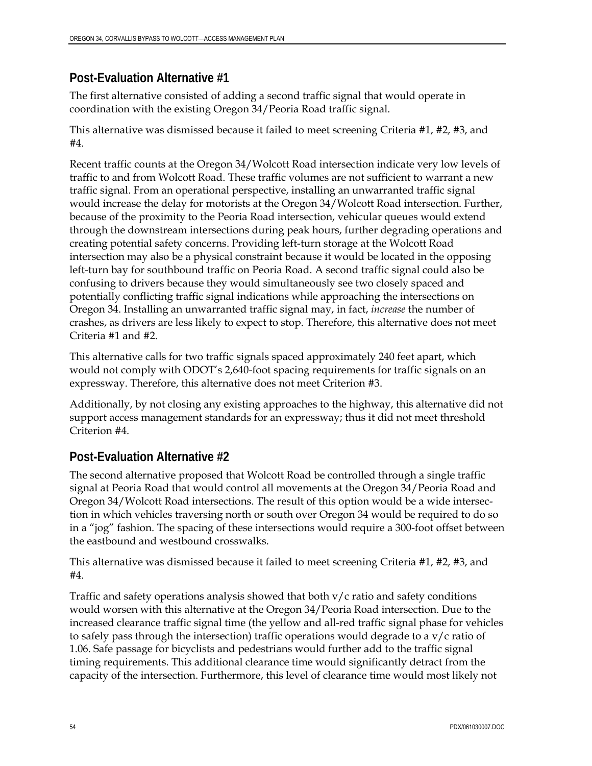## Post-Evaluation Alternative #1

The first alternative consisted of adding a second traffic signal that would operate in coordination with the existing Oregon 34/Peoria Road traffic signal.

This alternative was dismissed because it failed to meet screening Criteria #1, #2, #3, and #4.

Recent traffic counts at the Oregon 34/Wolcott Road intersection indicate very low levels of traffic to and from Wolcott Road. These traffic volumes are not sufficient to warrant a new traffic signal. From an operational perspective, installing an unwarranted traffic signal would increase the delay for motorists at the Oregon 34/Wolcott Road intersection. Further, because of the proximity to the Peoria Road intersection, vehicular queues would extend through the downstream intersections during peak hours, further degrading operations and creating potential safety concerns. Providing left-turn storage at the Wolcott Road intersection may also be a physical constraint because it would be located in the opposing left-turn bay for southbound traffic on Peoria Road. A second traffic signal could also be confusing to drivers because they would simultaneously see two closely spaced and potentially conflicting traffic signal indications while approaching the intersections on Oregon 34. Installing an unwarranted traffic signal may, in fact, *increase* the number of crashes, as drivers are less likely to expect to stop. Therefore, this alternative does not meet Criteria #1 and #2.

This alternative calls for two traffic signals spaced approximately 240 feet apart, which would not comply with ODOT's 2,640-foot spacing requirements for traffic signals on an expressway. Therefore, this alternative does not meet Criterion #3.

Additionally, by not closing any existing approaches to the highway, this alternative did not support access management standards for an expressway; thus it did not meet threshold Criterion #4.

## Post-Evaluation Alternative #2

The second alternative proposed that Wolcott Road be controlled through a single traffic signal at Peoria Road that would control all movements at the Oregon 34/Peoria Road and Oregon 34/Wolcott Road intersections. The result of this option would be a wide intersection in which vehicles traversing north or south over Oregon 34 would be required to do so in a "jog" fashion. The spacing of these intersections would require a 300-foot offset between the eastbound and westbound crosswalks.

This alternative was dismissed because it failed to meet screening Criteria #1, #2, #3, and #4.

Traffic and safety operations analysis showed that both v/c ratio and safety conditions would worsen with this alternative at the Oregon 34/Peoria Road intersection. Due to the increased clearance traffic signal time (the yellow and all-red traffic signal phase for vehicles to safely pass through the intersection) traffic operations would degrade to a v/c ratio of 1.06. Safe passage for bicyclists and pedestrians would further add to the traffic signal timing requirements. This additional clearance time would significantly detract from the capacity of the intersection. Furthermore, this level of clearance time would most likely not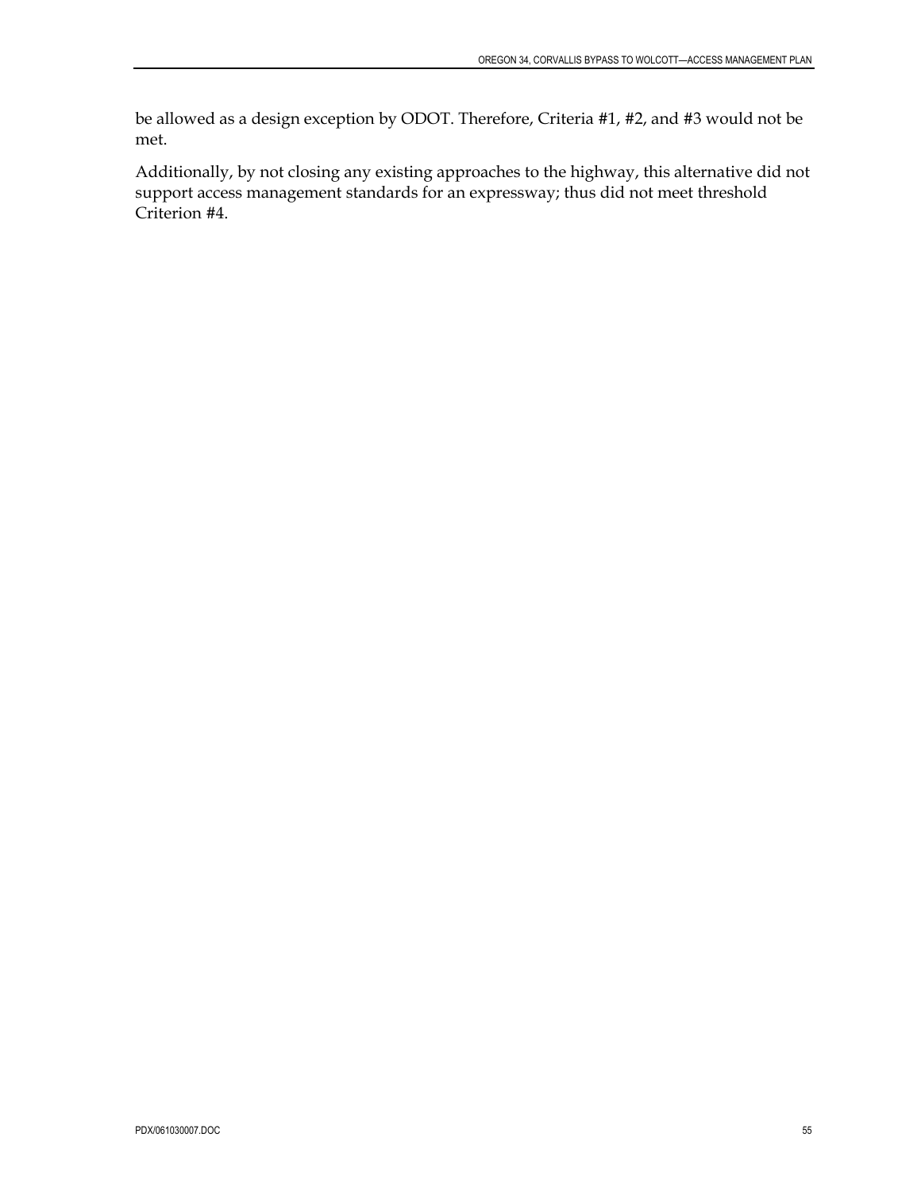be allowed as a design exception by ODOT. Therefore, Criteria #1, #2, and #3 would not be met.

Additionally, by not closing any existing approaches to the highway, this alternative did not support access management standards for an expressway; thus did not meet threshold Criterion #4.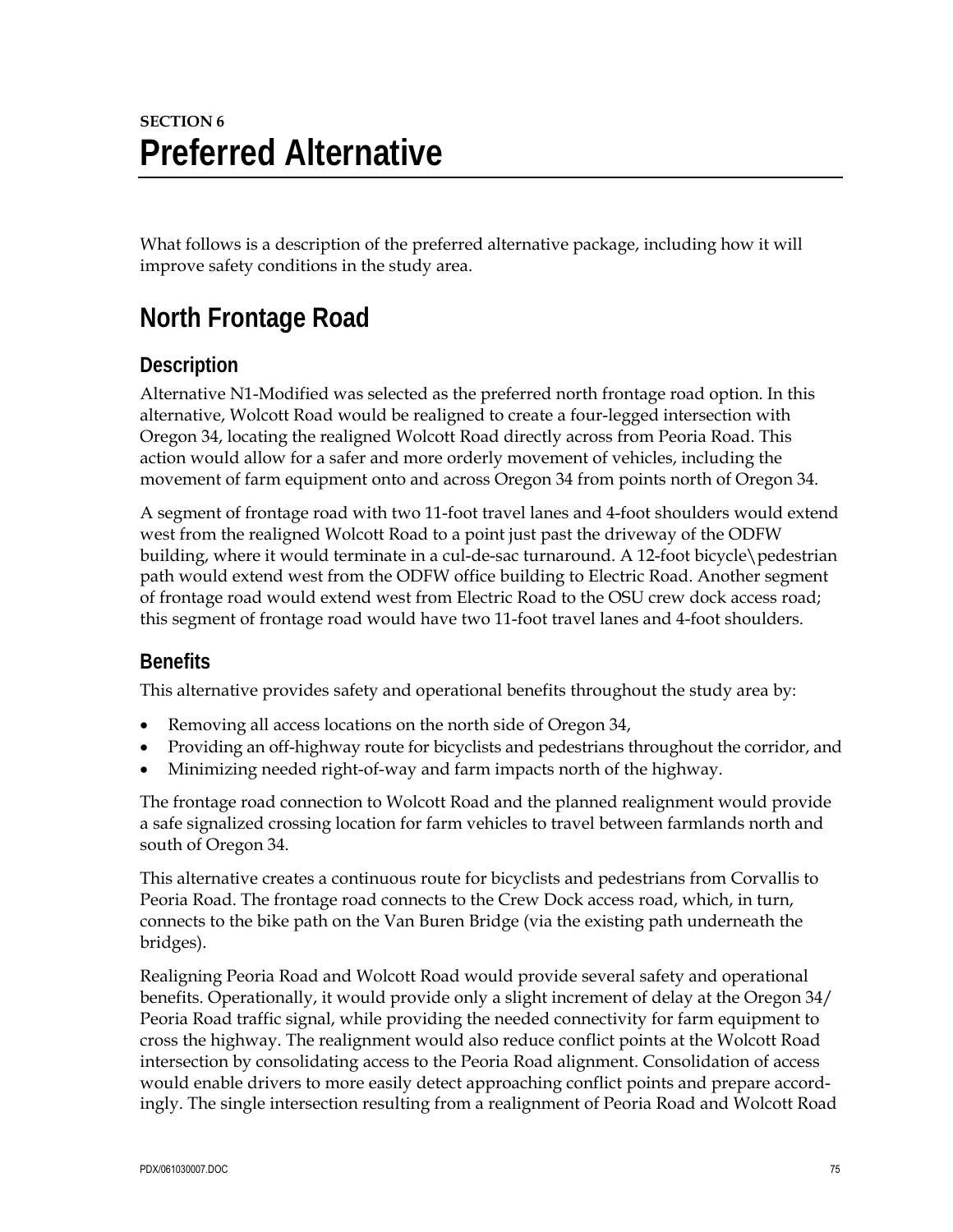SECTION 6

# Preferred Alternative

What follows is a description of the preferred alternative package, including how it will improve safety conditions in the study area.

## North Frontage Road

### Description

Alternative N1-Modified was selected as the preferred north frontage road option. In this alternative, Wolcott Road would be realigned to create a four-legged intersection with Oregon 34, locating the realigned Wolcott Road directly across from Peoria Road. This action would allow for a safer and more orderly movement of vehicles, including the movement of farm equipment onto and across Oregon 34 from points north of Oregon 34.

A segment of frontage road with two 11-foot travel lanes and 4-foot shoulders would extend west from the realigned Wolcott Road to a point just past the driveway of the ODFW building, where it would terminate in a cul-de-sac turnaround. A 12-foot bicycle\pedestrian path would extend west from the ODFW office building to Electric Road. Another segment of frontage road would extend west from Electric Road to the OSU crew dock access road; this segment of frontage road would have two 11-foot travel lanes and 4-foot shoulders.

### Benefits

This alternative provides safety and operational benefits throughout the study area by:

- Removing all access locations on the north side of Oregon 34,
- Providing an off-highway route for bicyclists and pedestrians throughout the corridor, and
- Minimizing needed right-of-way and farm impacts north of the highway.

The frontage road connection to Wolcott Road and the planned realignment would provide a safe signalized crossing location for farm vehicles to travel between farmlands north and south of Oregon 34.

This alternative creates a continuous route for bicyclists and pedestrians from Corvallis to Peoria Road. The frontage road connects to the Crew Dock access road, which, in turn, connects to the bike path on the Van Buren Bridge (via the existing path underneath the bridges).

Realigning Peoria Road and Wolcott Road would provide several safety and operational benefits. Operationally, it would provide only a slight increment of delay at the Oregon 34/ Peoria Road traffic signal, while providing the needed connectivity for farm equipment to cross the highway. The realignment would also reduce conflict points at the Wolcott Road intersection by consolidating access to the Peoria Road alignment. Consolidation of access would enable drivers to more easily detect approaching conflict points and prepare accordingly. The single intersection resulting from a realignment of Peoria Road and Wolcott Road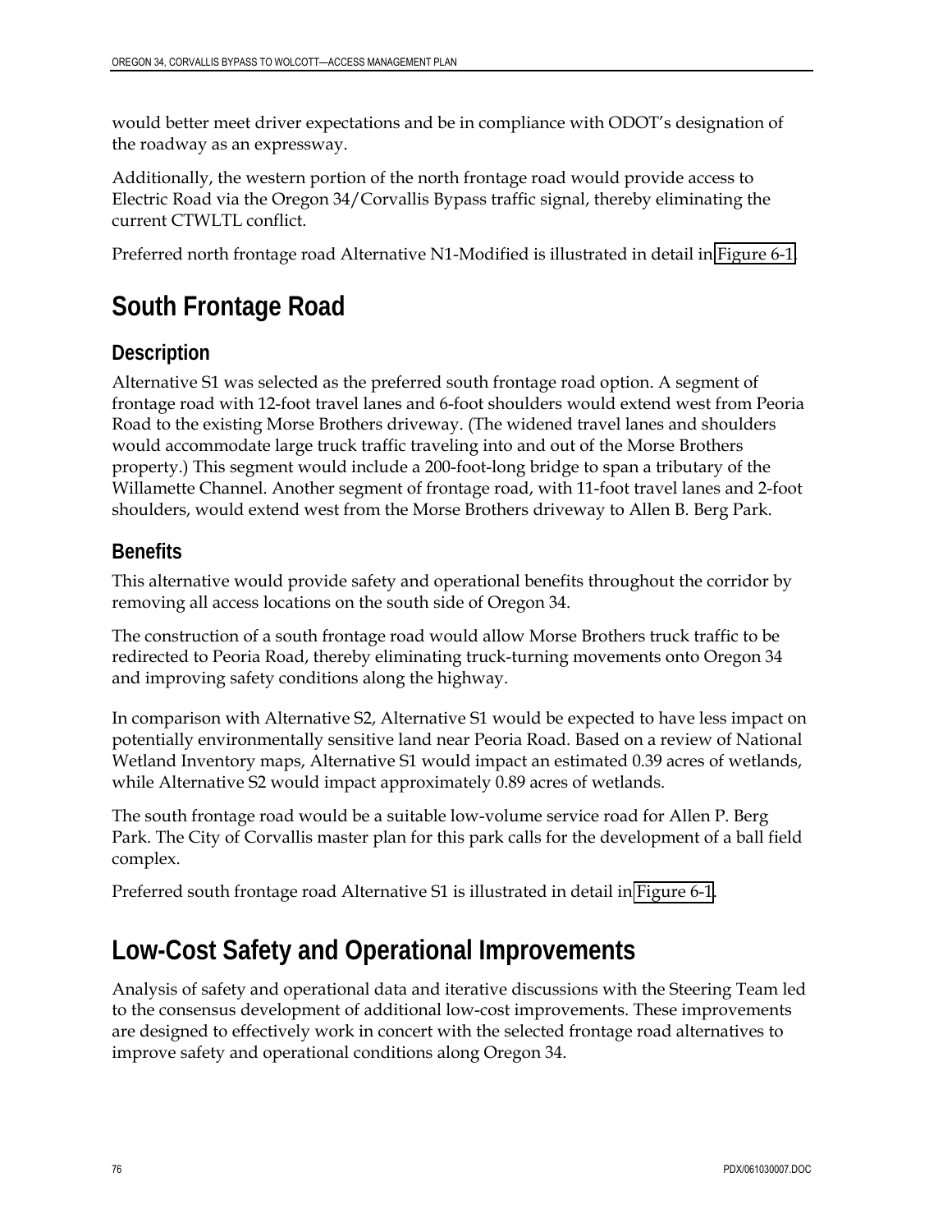would better meet driver expectations and be in compliance with ODOT's designation of the roadway as an expressway.

Additionally, the western portion of the north frontage road would provide access to Electric Road via the Oregon 34/Corvallis Bypass traffic signal, thereby eliminating the current CTWLTL conflict.

Preferred north frontage road Alternative N1-Modified is illustrated in detail in Figure 6-1.

## South Frontage Road

### Description

Alternative S1 was selected as the preferred south frontage road option. A segment of frontage road with 12-foot travel lanes and 6-foot shoulders would extend west from Peoria Road to the existing Morse Brothers driveway. (The widened travel lanes and shoulders would accommodate large truck traffic traveling into and out of the Morse Brothers property.) This segment would include a 200-foot-long bridge to span a tributary of the Willamette Channel. Another segment of frontage road, with 11-foot travel lanes and 2-foot shoulders, would extend west from the Morse Brothers driveway to Allen B. Berg Park.

### Benefits

This alternative would provide safety and operational benefits throughout the corridor by removing all access locations on the south side of Oregon 34.

The construction of a south frontage road would allow Morse Brothers truck traffic to be redirected to Peoria Road, thereby eliminating truck-turning movements onto Oregon 34 and improving safety conditions along the highway.

In comparison with Alternative S2, Alternative S1 would be expected to have less impact on potentially environmentally sensitive land near Peoria Road. Based on a review of National Wetland Inventory maps, Alternative S1 would impact an estimated 0.39 acres of wetlands, while Alternative S2 would impact approximately 0.89 acres of wetlands.

The south frontage road would be a suitable low-volume service road for Allen P. Berg Park. The City of Corvallis master plan for this park calls for the development of a ball field complex.

Preferred south frontage road Alternative S1 is illustrated in detail in Figure 6-1.

## Low-Cost Safety and Operational Improvements

Analysis of safety and operational data and iterative discussions with the Steering Team led to the consensus development of additional low-cost improvements. These improvements are designed to effectively work in concert with the selected frontage road alternatives to improve safety and operational conditions along Oregon 34.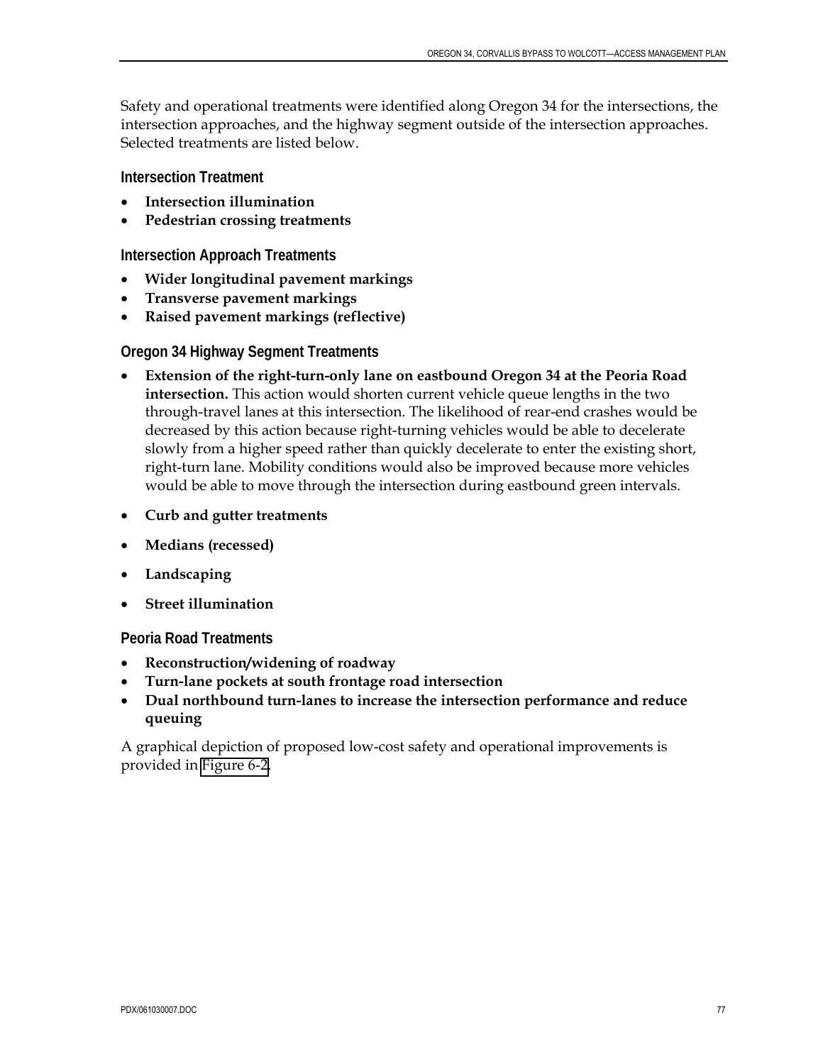Safety and operational treatments were identified along Oregon 34 for the intersections, the intersection approaches, and the highway segment outside of the intersection approaches. Selected treatments are listed below.

### Intersection Treatment

- **Intersection illumination**
- **Pedestrian crossing treatments**

### Intersection Approach Treatments

- **Wider longitudinal pavement markings**
- **Transverse pavement markings**
- **Raised pavement markings (reflective)**

### Oregon 34 Highway Segment Treatments

- **Extension of the right-turn-only lane on eastbound Oregon 34 at the Peoria Road intersection.** This action would shorten current vehicle queue lengths in the two through-travel lanes at this intersection. The likelihood of rear-end crashes would be decreased by this action because right-turning vehicles would be able to decelerate slowly from a higher speed rather than quickly decelerate to enter the existing short, right-turn lane. Mobility conditions would also be improved because more vehicles would be able to move through the intersection during eastbound green intervals.
- **Curb and gutter treatments**
- **Medians (recessed)**
- **Landscaping**
- **Street illumination**

### Peoria Road Treatments

- **Reconstruction/widening of roadway**
- **Turn-lane pockets at south frontage road intersection**
- **Dual northbound turn-lanes to increase the intersection performance and reduce queuing**

A graphical depiction of proposed low-cost safety and operational improvements is provided in Figure 6-2.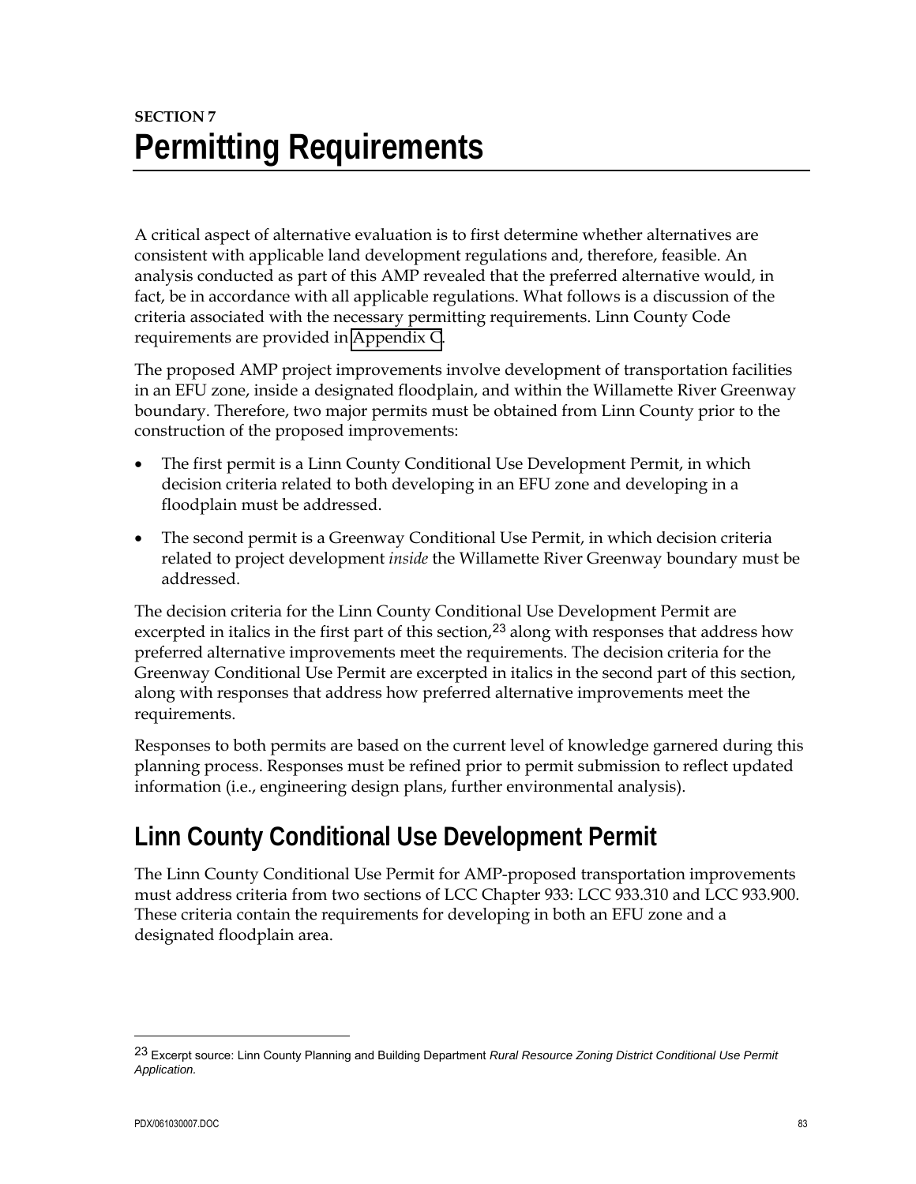SECTION 7

# Permitting Requirements

A critical aspect of alternative evaluation is to first determine whether alternatives are consistent with applicable land development regulations and, therefore, feasible. An analysis conducted as part of this AMP revealed that the preferred alternative would, in fact, be in accordance with all applicable regulations. What follows is a discussion of the criteria associated with the necessary permitting requirements. Linn County Code requirements are provided in Appendix C.

The proposed AMP project improvements involve development of transportation facilities in an EFU zone, inside a designated floodplain, and within the Willamette River Greenway boundary. Therefore, two major permits must be obtained from Linn County prior to the construction of the proposed improvements:

- The first permit is a Linn County Conditional Use Development Permit, in which decision criteria related to both developing in an EFU zone and developing in a floodplain must be addressed.
- The second permit is a Greenway Conditional Use Permit, in which decision criteria related to project development *inside* the Willamette River Greenway boundary must be addressed.

The decision criteria for the Linn County Conditional Use Development Permit are excerpted in italics in the first part of this section,[23] along with responses that address how preferred alternative improvements meet the requirements. The decision criteria for the Greenway Conditional Use Permit are excerpted in italics in the second part of this section, along with responses that address how preferred alternative improvements meet the requirements.

Responses to both permits are based on the current level of knowledge garnered during this planning process. Responses must be refined prior to permit submission to reflect updated information (i.e., engineering design plans, further environmental analysis).

## Linn County Conditional Use Development Permit

The Linn County Conditional Use Permit for AMP-proposed transportation improvements must address criteria from two sections of LCC Chapter 933: LCC 933.310 and LCC 933.900. These criteria contain the requirements for developing in both an EFU zone and a designated floodplain area.

---

[23] Excerpt source: Linn County Planning and Building Department *Rural Resource Zoning District Conditional Use Permit Application.*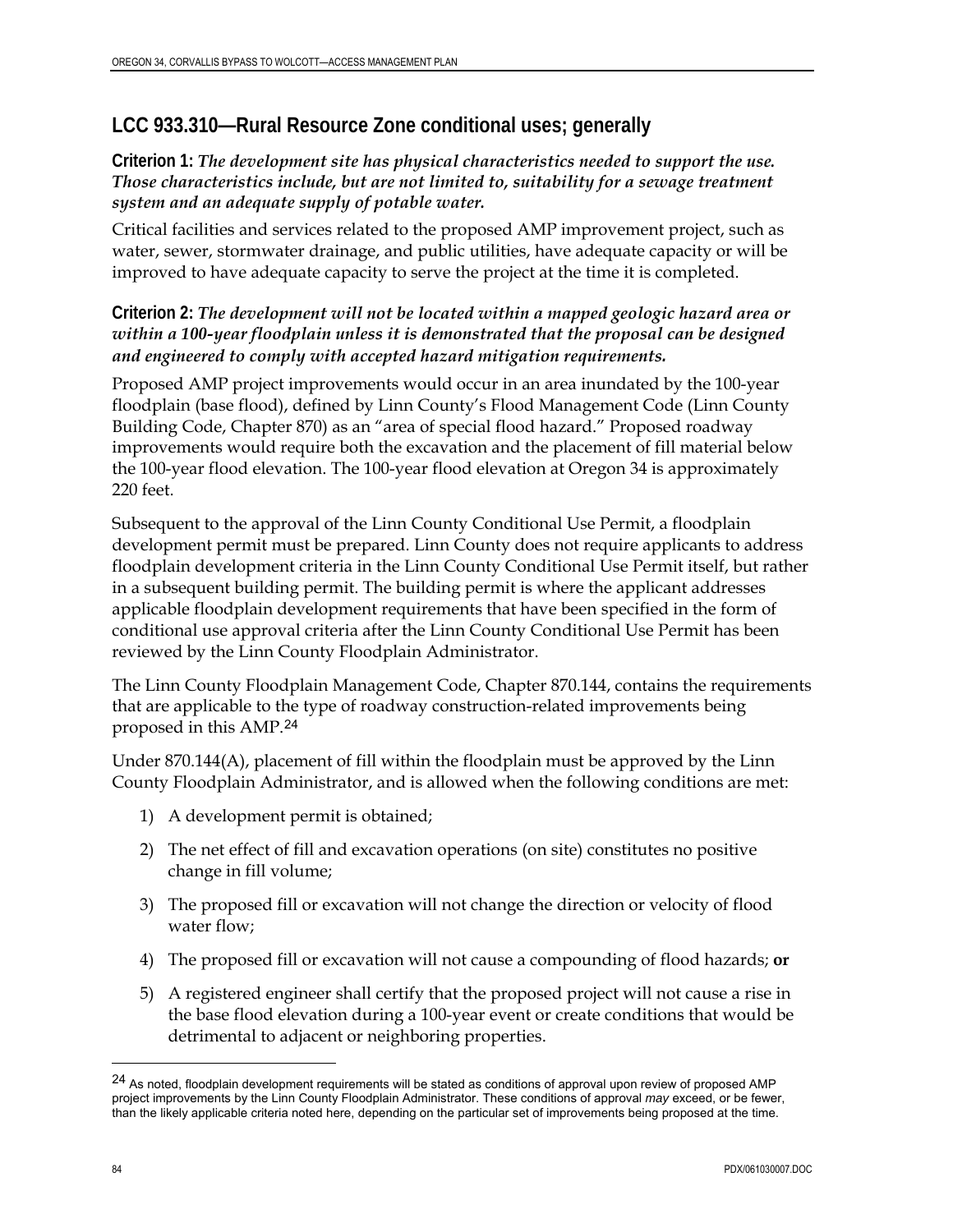## LCC 933.310—Rural Resource Zone conditional uses; generally

**Criterion 1:** ***The development site has physical characteristics needed to support the use. Those characteristics include, but are not limited to, suitability for a sewage treatment system and an adequate supply of potable water.***

Critical facilities and services related to the proposed AMP improvement project, such as water, sewer, stormwater drainage, and public utilities, have adequate capacity or will be improved to have adequate capacity to serve the project at the time it is completed.

**Criterion 2:** ***The development will not be located within a mapped geologic hazard area or within a 100-year floodplain unless it is demonstrated that the proposal can be designed and engineered to comply with accepted hazard mitigation requirements.***

Proposed AMP project improvements would occur in an area inundated by the 100-year floodplain (base flood), defined by Linn County's Flood Management Code (Linn County Building Code, Chapter 870) as an "area of special flood hazard." Proposed roadway improvements would require both the excavation and the placement of fill material below the 100-year flood elevation. The 100-year flood elevation at Oregon 34 is approximately 220 feet.

Subsequent to the approval of the Linn County Conditional Use Permit, a floodplain development permit must be prepared. Linn County does not require applicants to address floodplain development criteria in the Linn County Conditional Use Permit itself, but rather in a subsequent building permit. The building permit is where the applicant addresses applicable floodplain development requirements that have been specified in the form of conditional use approval criteria after the Linn County Conditional Use Permit has been reviewed by the Linn County Floodplain Administrator.

The Linn County Floodplain Management Code, Chapter 870.144, contains the requirements that are applicable to the type of roadway construction-related improvements being proposed in this AMP.[24]

Under 870.144(A), placement of fill within the floodplain must be approved by the Linn County Floodplain Administrator, and is allowed when the following conditions are met:

1) A development permit is obtained;
2) The net effect of fill and excavation operations (on site) constitutes no positive change in fill volume;
3) The proposed fill or excavation will not change the direction or velocity of flood water flow;
4) The proposed fill or excavation will not cause a compounding of flood hazards; **or**
5) A registered engineer shall certify that the proposed project will not cause a rise in the base flood elevation during a 100-year event or create conditions that would be detrimental to adjacent or neighboring properties.

[24] As noted, floodplain development requirements will be stated as conditions of approval upon review of proposed AMP project improvements by the Linn County Floodplain Administrator. These conditions of approval *may* exceed, or be fewer, than the likely applicable criteria noted here, depending on the particular set of improvements being proposed at the time.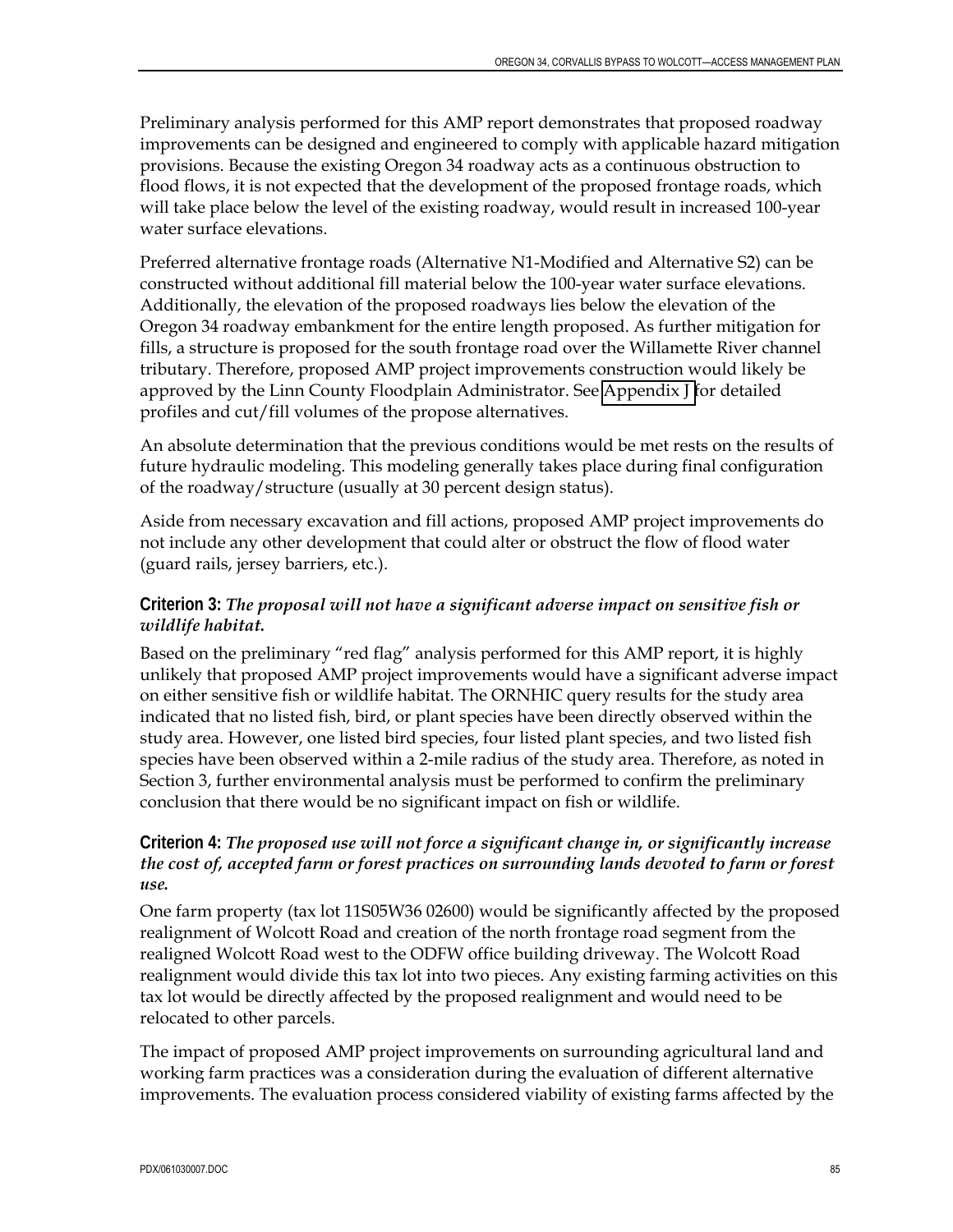Preliminary analysis performed for this AMP report demonstrates that proposed roadway improvements can be designed and engineered to comply with applicable hazard mitigation provisions. Because the existing Oregon 34 roadway acts as a continuous obstruction to flood flows, it is not expected that the development of the proposed frontage roads, which will take place below the level of the existing roadway, would result in increased 100-year water surface elevations.

Preferred alternative frontage roads (Alternative N1-Modified and Alternative S2) can be constructed without additional fill material below the 100-year water surface elevations. Additionally, the elevation of the proposed roadways lies below the elevation of the Oregon 34 roadway embankment for the entire length proposed. As further mitigation for fills, a structure is proposed for the south frontage road over the Willamette River channel tributary. Therefore, proposed AMP project improvements construction would likely be approved by the Linn County Floodplain Administrator. See Appendix J for detailed profiles and cut/fill volumes of the propose alternatives.

An absolute determination that the previous conditions would be met rests on the results of future hydraulic modeling. This modeling generally takes place during final configuration of the roadway/structure (usually at 30 percent design status).

Aside from necessary excavation and fill actions, proposed AMP project improvements do not include any other development that could alter or obstruct the flow of flood water (guard rails, jersey barriers, etc.).

#### Criterion 3: *The proposal will not have a significant adverse impact on sensitive fish or wildlife habitat.*

Based on the preliminary "red flag" analysis performed for this AMP report, it is highly unlikely that proposed AMP project improvements would have a significant adverse impact on either sensitive fish or wildlife habitat. The ORNHIC query results for the study area indicated that no listed fish, bird, or plant species have been directly observed within the study area. However, one listed bird species, four listed plant species, and two listed fish species have been observed within a 2-mile radius of the study area. Therefore, as noted in Section 3, further environmental analysis must be performed to confirm the preliminary conclusion that there would be no significant impact on fish or wildlife.

#### Criterion 4: *The proposed use will not force a significant change in, or significantly increase the cost of, accepted farm or forest practices on surrounding lands devoted to farm or forest use.*

One farm property (tax lot 11S05W36 02600) would be significantly affected by the proposed realignment of Wolcott Road and creation of the north frontage road segment from the realigned Wolcott Road west to the ODFW office building driveway. The Wolcott Road realignment would divide this tax lot into two pieces. Any existing farming activities on this tax lot would be directly affected by the proposed realignment and would need to be relocated to other parcels.

The impact of proposed AMP project improvements on surrounding agricultural land and working farm practices was a consideration during the evaluation of different alternative improvements. The evaluation process considered viability of existing farms affected by the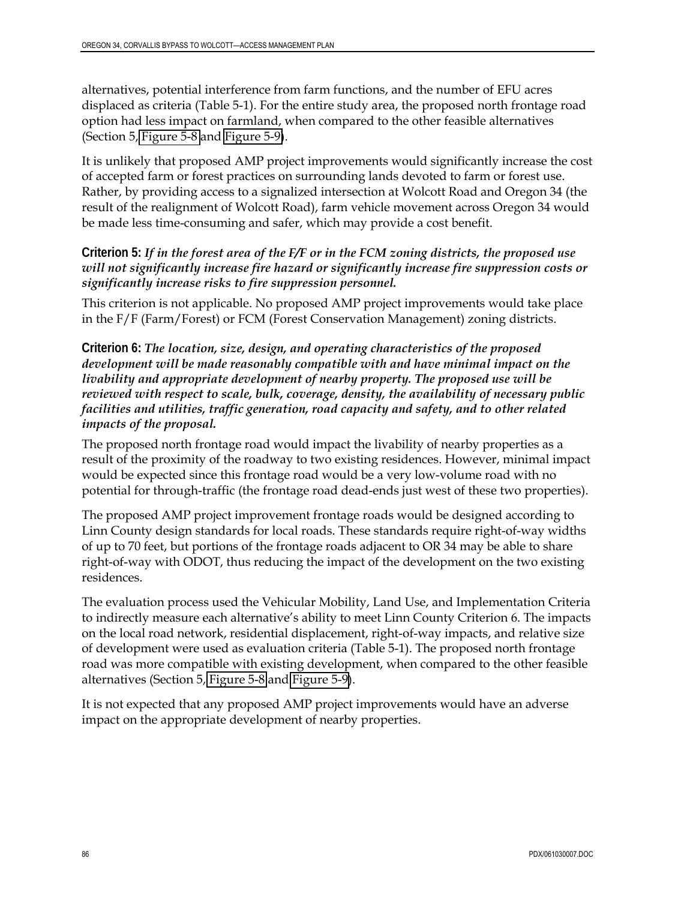alternatives, potential interference from farm functions, and the number of EFU acres displaced as criteria (Table 5-1). For the entire study area, the proposed north frontage road option had less impact on farmland, when compared to the other feasible alternatives (Section 5, Figure 5-8 and Figure 5-9).

It is unlikely that proposed AMP project improvements would significantly increase the cost of accepted farm or forest practices on surrounding lands devoted to farm or forest use. Rather, by providing access to a signalized intersection at Wolcott Road and Oregon 34 (the result of the realignment of Wolcott Road), farm vehicle movement across Oregon 34 would be made less time-consuming and safer, which may provide a cost benefit.

**Criterion 5:** ***If in the forest area of the F/F or in the FCM zoning districts, the proposed use will not significantly increase fire hazard or significantly increase fire suppression costs or significantly increase risks to fire suppression personnel.***

This criterion is not applicable. No proposed AMP project improvements would take place in the F/F (Farm/Forest) or FCM (Forest Conservation Management) zoning districts.

**Criterion 6:** ***The location, size, design, and operating characteristics of the proposed development will be made reasonably compatible with and have minimal impact on the livability and appropriate development of nearby property. The proposed use will be reviewed with respect to scale, bulk, coverage, density, the availability of necessary public facilities and utilities, traffic generation, road capacity and safety, and to other related impacts of the proposal.***

The proposed north frontage road would impact the livability of nearby properties as a result of the proximity of the roadway to two existing residences. However, minimal impact would be expected since this frontage road would be a very low-volume road with no potential for through-traffic (the frontage road dead-ends just west of these two properties).

The proposed AMP project improvement frontage roads would be designed according to Linn County design standards for local roads. These standards require right-of-way widths of up to 70 feet, but portions of the frontage roads adjacent to OR 34 may be able to share right-of-way with ODOT, thus reducing the impact of the development on the two existing residences.

The evaluation process used the Vehicular Mobility, Land Use, and Implementation Criteria to indirectly measure each alternative's ability to meet Linn County Criterion 6. The impacts on the local road network, residential displacement, right-of-way impacts, and relative size of development were used as evaluation criteria (Table 5-1). The proposed north frontage road was more compatible with existing development, when compared to the other feasible alternatives (Section 5, Figure 5-8 and Figure 5-9).

It is not expected that any proposed AMP project improvements would have an adverse impact on the appropriate development of nearby properties.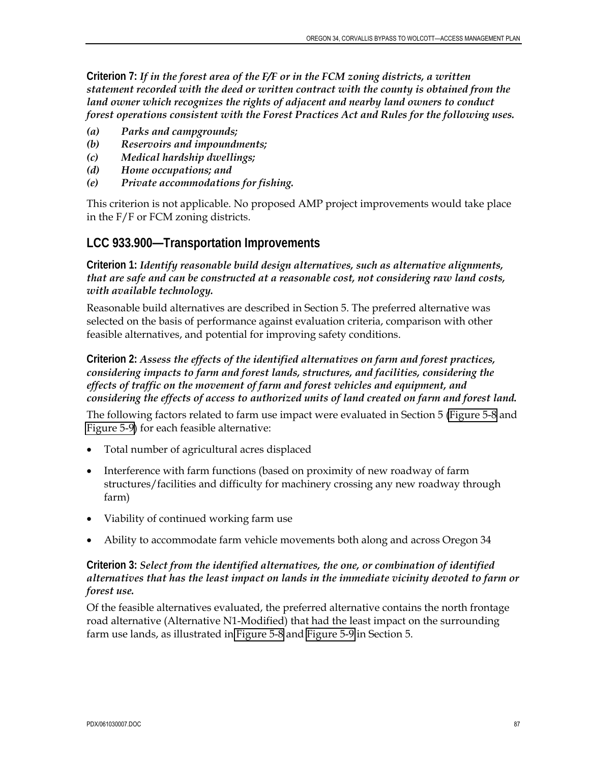**Criterion 7:** ***If in the forest area of the F/F or in the FCM zoning districts, a written statement recorded with the deed or written contract with the county is obtained from the land owner which recognizes the rights of adjacent and nearby land owners to conduct forest operations consistent with the Forest Practices Act and Rules for the following uses.***

*(a) Parks and campgrounds;*
*(b) Reservoirs and impoundments;*
*(c) Medical hardship dwellings;*
*(d) Home occupations; and*
*(e) Private accommodations for fishing.*

This criterion is not applicable. No proposed AMP project improvements would take place in the F/F or FCM zoning districts.

## LCC 933.900—Transportation Improvements

**Criterion 1:** ***Identify reasonable build design alternatives, such as alternative alignments, that are safe and can be constructed at a reasonable cost, not considering raw land costs, with available technology.***

Reasonable build alternatives are described in Section 5. The preferred alternative was selected on the basis of performance against evaluation criteria, comparison with other feasible alternatives, and potential for improving safety conditions.

**Criterion 2:** ***Assess the effects of the identified alternatives on farm and forest practices, considering impacts to farm and forest lands, structures, and facilities, considering the effects of traffic on the movement of farm and forest vehicles and equipment, and considering the effects of access to authorized units of land created on farm and forest land.***

The following factors related to farm use impact were evaluated in Section 5 (Figure 5-8 and Figure 5-9) for each feasible alternative:

- Total number of agricultural acres displaced
- Interference with farm functions (based on proximity of new roadway of farm structures/facilities and difficulty for machinery crossing any new roadway through farm)
- Viability of continued working farm use
- Ability to accommodate farm vehicle movements both along and across Oregon 34

**Criterion 3:** ***Select from the identified alternatives, the one, or combination of identified alternatives that has the least impact on lands in the immediate vicinity devoted to farm or forest use.***

Of the feasible alternatives evaluated, the preferred alternative contains the north frontage road alternative (Alternative N1-Modified) that had the least impact on the surrounding farm use lands, as illustrated in Figure 5-8 and Figure 5-9 in Section 5.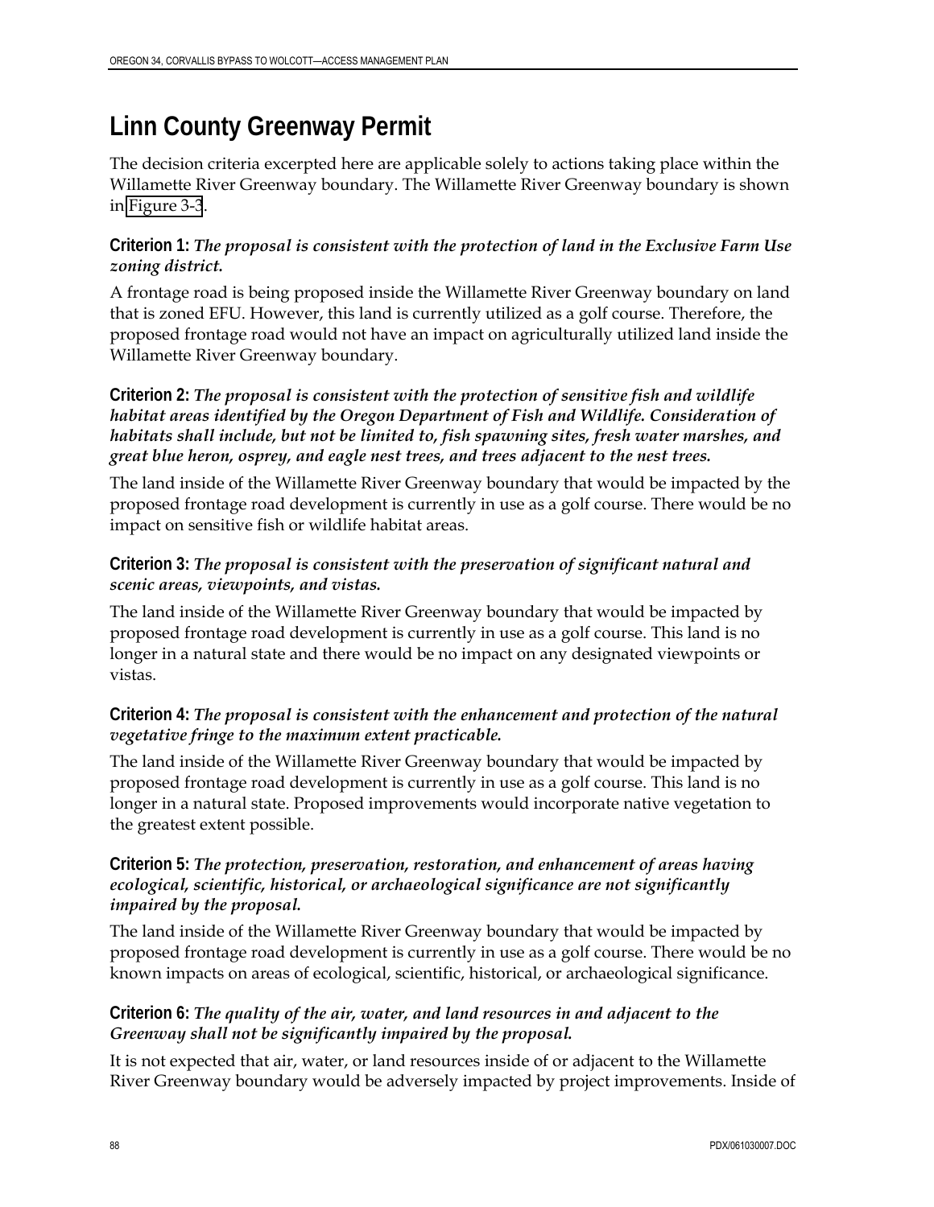## Linn County Greenway Permit

The decision criteria excerpted here are applicable solely to actions taking place within the Willamette River Greenway boundary. The Willamette River Greenway boundary is shown in Figure 3-3.

**Criterion 1:** ***The proposal is consistent with the protection of land in the Exclusive Farm Use zoning district.***

A frontage road is being proposed inside the Willamette River Greenway boundary on land that is zoned EFU. However, this land is currently utilized as a golf course. Therefore, the proposed frontage road would not have an impact on agriculturally utilized land inside the Willamette River Greenway boundary.

**Criterion 2:** ***The proposal is consistent with the protection of sensitive fish and wildlife habitat areas identified by the Oregon Department of Fish and Wildlife. Consideration of habitats shall include, but not be limited to, fish spawning sites, fresh water marshes, and great blue heron, osprey, and eagle nest trees, and trees adjacent to the nest trees.***

The land inside of the Willamette River Greenway boundary that would be impacted by the proposed frontage road development is currently in use as a golf course. There would be no impact on sensitive fish or wildlife habitat areas.

**Criterion 3:** ***The proposal is consistent with the preservation of significant natural and scenic areas, viewpoints, and vistas.***

The land inside of the Willamette River Greenway boundary that would be impacted by proposed frontage road development is currently in use as a golf course. This land is no longer in a natural state and there would be no impact on any designated viewpoints or vistas.

**Criterion 4:** ***The proposal is consistent with the enhancement and protection of the natural vegetative fringe to the maximum extent practicable.***

The land inside of the Willamette River Greenway boundary that would be impacted by proposed frontage road development is currently in use as a golf course. This land is no longer in a natural state. Proposed improvements would incorporate native vegetation to the greatest extent possible.

**Criterion 5:** ***The protection, preservation, restoration, and enhancement of areas having ecological, scientific, historical, or archaeological significance are not significantly impaired by the proposal.***

The land inside of the Willamette River Greenway boundary that would be impacted by proposed frontage road development is currently in use as a golf course. There would be no known impacts on areas of ecological, scientific, historical, or archaeological significance.

**Criterion 6:** ***The quality of the air, water, and land resources in and adjacent to the Greenway shall not be significantly impaired by the proposal.***

It is not expected that air, water, or land resources inside of or adjacent to the Willamette River Greenway boundary would be adversely impacted by project improvements. Inside of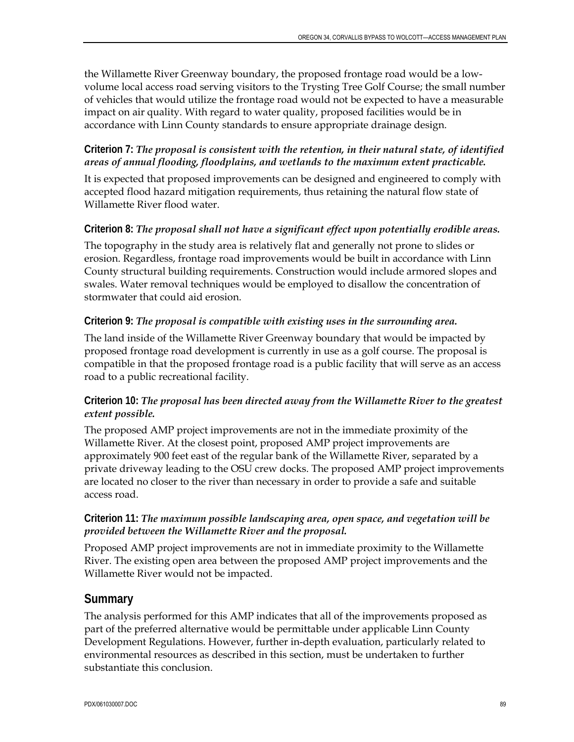the Willamette River Greenway boundary, the proposed frontage road would be a low-volume local access road serving visitors to the Trysting Tree Golf Course; the small number of vehicles that would utilize the frontage road would not be expected to have a measurable impact on air quality. With regard to water quality, proposed facilities would be in accordance with Linn County standards to ensure appropriate drainage design.

**Criterion 7:** ***The proposal is consistent with the retention, in their natural state, of identified areas of annual flooding, floodplains, and wetlands to the maximum extent practicable.***

It is expected that proposed improvements can be designed and engineered to comply with accepted flood hazard mitigation requirements, thus retaining the natural flow state of Willamette River flood water.

**Criterion 8:** ***The proposal shall not have a significant effect upon potentially erodible areas.***

The topography in the study area is relatively flat and generally not prone to slides or erosion. Regardless, frontage road improvements would be built in accordance with Linn County structural building requirements. Construction would include armored slopes and swales. Water removal techniques would be employed to disallow the concentration of stormwater that could aid erosion.

**Criterion 9:** ***The proposal is compatible with existing uses in the surrounding area.***

The land inside of the Willamette River Greenway boundary that would be impacted by proposed frontage road development is currently in use as a golf course. The proposal is compatible in that the proposed frontage road is a public facility that will serve as an access road to a public recreational facility.

**Criterion 10:** ***The proposal has been directed away from the Willamette River to the greatest extent possible.***

The proposed AMP project improvements are not in the immediate proximity of the Willamette River. At the closest point, proposed AMP project improvements are approximately 900 feet east of the regular bank of the Willamette River, separated by a private driveway leading to the OSU crew docks. The proposed AMP project improvements are located no closer to the river than necessary in order to provide a safe and suitable access road.

**Criterion 11:** ***The maximum possible landscaping area, open space, and vegetation will be provided between the Willamette River and the proposal.***

Proposed AMP project improvements are not in immediate proximity to the Willamette River. The existing open area between the proposed AMP project improvements and the Willamette River would not be impacted.

## Summary

The analysis performed for this AMP indicates that all of the improvements proposed as part of the preferred alternative would be permittable under applicable Linn County Development Regulations. However, further in-depth evaluation, particularly related to environmental resources as described in this section, must be undertaken to further substantiate this conclusion.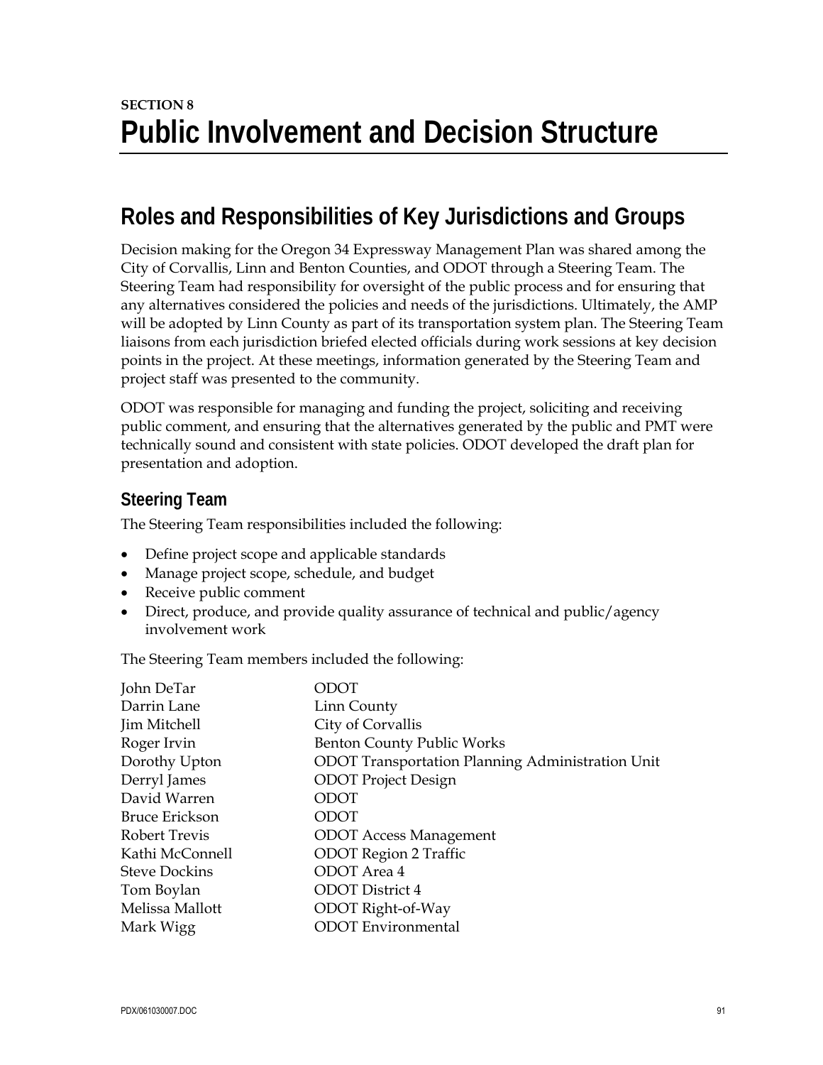**SECTION 8**

# Public Involvement and Decision Structure

## Roles and Responsibilities of Key Jurisdictions and Groups

Decision making for the Oregon 34 Expressway Management Plan was shared among the City of Corvallis, Linn and Benton Counties, and ODOT through a Steering Team. The Steering Team had responsibility for oversight of the public process and for ensuring that any alternatives considered the policies and needs of the jurisdictions. Ultimately, the AMP will be adopted by Linn County as part of its transportation system plan. The Steering Team liaisons from each jurisdiction briefed elected officials during work sessions at key decision points in the project. At these meetings, information generated by the Steering Team and project staff was presented to the community.

ODOT was responsible for managing and funding the project, soliciting and receiving public comment, and ensuring that the alternatives generated by the public and PMT were technically sound and consistent with state policies. ODOT developed the draft plan for presentation and adoption.

### Steering Team

The Steering Team responsibilities included the following:

- Define project scope and applicable standards
- Manage project scope, schedule, and budget
- Receive public comment
- Direct, produce, and provide quality assurance of technical and public/agency involvement work

The Steering Team members included the following:

| | |
|---|---|
| John DeTar | ODOT |
| Darrin Lane | Linn County |
| Jim Mitchell | City of Corvallis |
| Roger Irvin | Benton County Public Works |
| Dorothy Upton | ODOT Transportation Planning Administration Unit |
| Derryl James | ODOT Project Design |
| David Warren | ODOT |
| Bruce Erickson | ODOT |
| Robert Trevis | ODOT Access Management |
| Kathi McConnell | ODOT Region 2 Traffic |
| Steve Dockins | ODOT Area 4 |
| Tom Boylan | ODOT District 4 |
| Melissa Mallott | ODOT Right-of-Way |
| Mark Wigg | ODOT Environmental |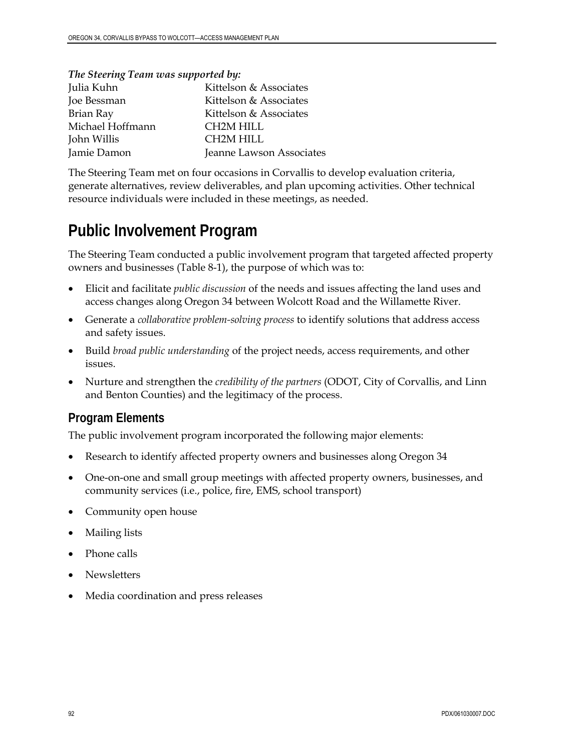***The Steering Team was supported by:***

| | |
|---|---|
| Julia Kuhn | Kittelson & Associates |
| Joe Bessman | Kittelson & Associates |
| Brian Ray | Kittelson & Associates |
| Michael Hoffmann | CH2M HILL |
| John Willis | CH2M HILL |
| Jamie Damon | Jeanne Lawson Associates |

The Steering Team met on four occasions in Corvallis to develop evaluation criteria, generate alternatives, review deliverables, and plan upcoming activities. Other technical resource individuals were included in these meetings, as needed.

# Public Involvement Program

The Steering Team conducted a public involvement program that targeted affected property owners and businesses (Table 8-1), the purpose of which was to:

- Elicit and facilitate *public discussion* of the needs and issues affecting the land uses and access changes along Oregon 34 between Wolcott Road and the Willamette River.
- Generate a *collaborative problem-solving process* to identify solutions that address access and safety issues.
- Build *broad public understanding* of the project needs, access requirements, and other issues.
- Nurture and strengthen the *credibility of the partners* (ODOT, City of Corvallis, and Linn and Benton Counties) and the legitimacy of the process.

## Program Elements

The public involvement program incorporated the following major elements:

- Research to identify affected property owners and businesses along Oregon 34
- One-on-one and small group meetings with affected property owners, businesses, and community services (i.e., police, fire, EMS, school transport)
- Community open house
- Mailing lists
- Phone calls
- Newsletters
- Media coordination and press releases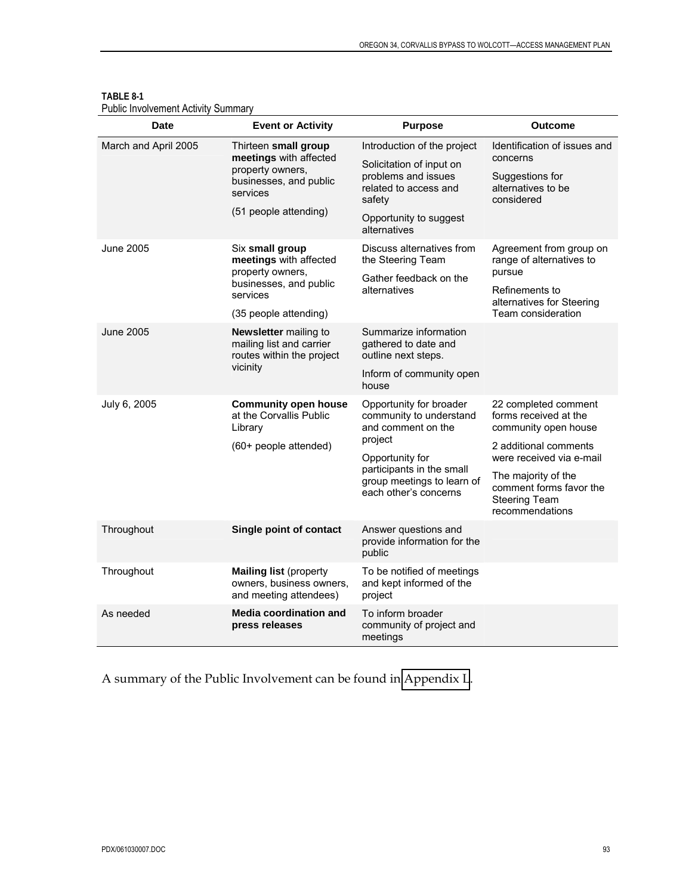**TABLE 8-1**
Public Involvement Activity Summary

| Date | Event or Activity | Purpose | Outcome |
|---|---|---|---|
| March and April 2005 | Thirteen **small group meetings** with affected property owners, businesses, and public services<br><br>(51 people attending) | Introduction of the project<br><br>Solicitation of input on problems and issues related to access and safety<br><br>Opportunity to suggest alternatives | Identification of issues and concerns<br><br>Suggestions for alternatives to be considered |
| June 2005 | Six **small group meetings** with affected property owners, businesses, and public services<br><br>(35 people attending) | Discuss alternatives from the Steering Team<br><br>Gather feedback on the alternatives | Agreement from group on range of alternatives to pursue<br><br>Refinements to alternatives for Steering Team consideration |
| June 2005 | **Newsletter** mailing to mailing list and carrier routes within the project vicinity | Summarize information gathered to date and outline next steps.<br><br>Inform of community open house | |
| July 6, 2005 | **Community open house** at the Corvallis Public Library<br><br>(60+ people attended) | Opportunity for broader community to understand and comment on the project<br><br>Opportunity for participants in the small group meetings to learn of each other's concerns | 22 completed comment forms received at the community open house<br><br>2 additional comments were received via e-mail<br><br>The majority of the comment forms favor the Steering Team recommendations |
| Throughout | **Single point of contact** | Answer questions and provide information for the public | |
| Throughout | **Mailing list** (property owners, business owners, and meeting attendees) | To be notified of meetings and kept informed of the project | |
| As needed | **Media coordination and press releases** | To inform broader community of project and meetings | |

A summary of the Public Involvement can be found in Appendix L.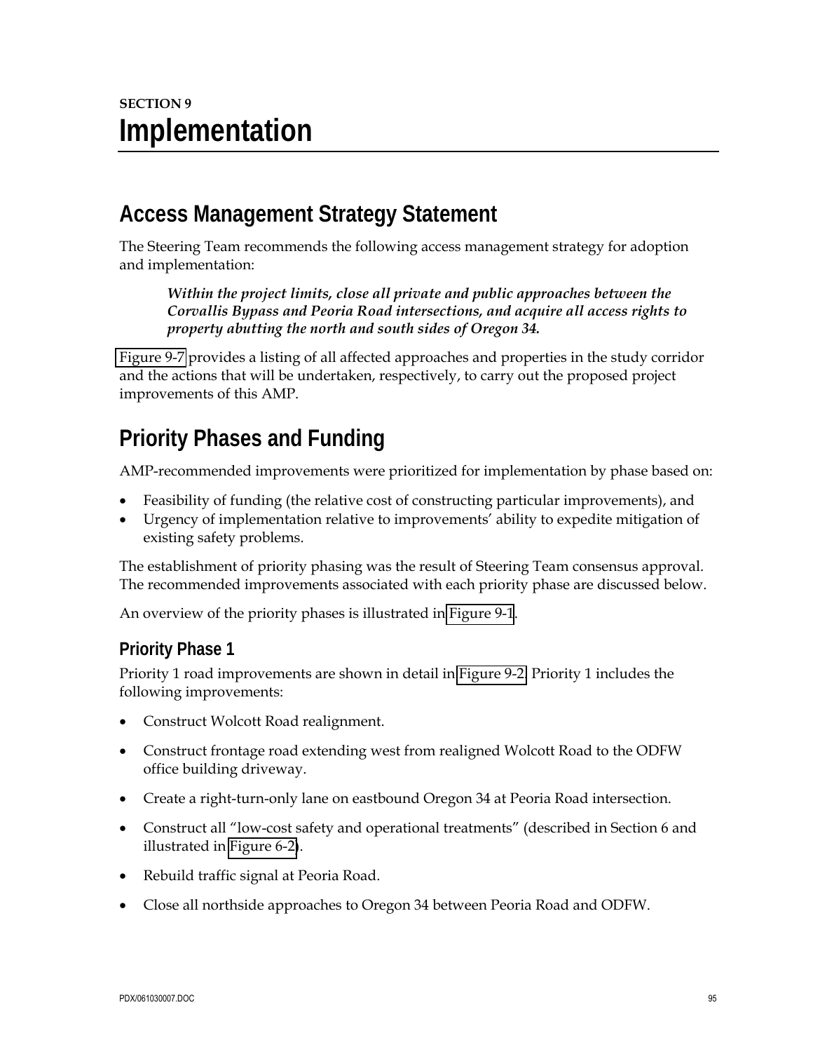SECTION 9

# Implementation

## Access Management Strategy Statement

The Steering Team recommends the following access management strategy for adoption and implementation:

> ***Within the project limits, close all private and public approaches between the Corvallis Bypass and Peoria Road intersections, and acquire all access rights to property abutting the north and south sides of Oregon 34.***

Figure 9-7 provides a listing of all affected approaches and properties in the study corridor and the actions that will be undertaken, respectively, to carry out the proposed project improvements of this AMP.

## Priority Phases and Funding

AMP-recommended improvements were prioritized for implementation by phase based on:

- Feasibility of funding (the relative cost of constructing particular improvements), and
- Urgency of implementation relative to improvements' ability to expedite mitigation of existing safety problems.

The establishment of priority phasing was the result of Steering Team consensus approval. The recommended improvements associated with each priority phase are discussed below.

An overview of the priority phases is illustrated in Figure 9-1.

### Priority Phase 1

Priority 1 road improvements are shown in detail in Figure 9-2. Priority 1 includes the following improvements:

- Construct Wolcott Road realignment.
- Construct frontage road extending west from realigned Wolcott Road to the ODFW office building driveway.
- Create a right-turn-only lane on eastbound Oregon 34 at Peoria Road intersection.
- Construct all "low-cost safety and operational treatments" (described in Section 6 and illustrated in Figure 6-2).
- Rebuild traffic signal at Peoria Road.
- Close all northside approaches to Oregon 34 between Peoria Road and ODFW.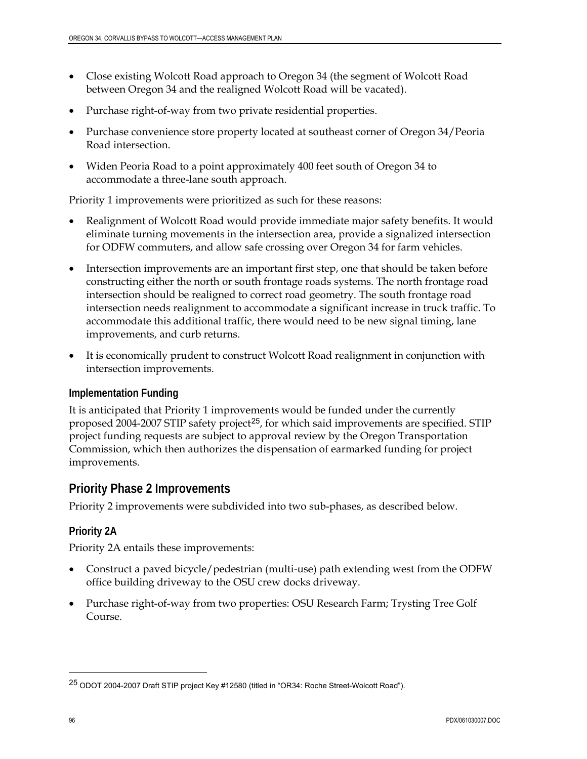- Close existing Wolcott Road approach to Oregon 34 (the segment of Wolcott Road between Oregon 34 and the realigned Wolcott Road will be vacated).
- Purchase right-of-way from two private residential properties.
- Purchase convenience store property located at southeast corner of Oregon 34/Peoria Road intersection.
- Widen Peoria Road to a point approximately 400 feet south of Oregon 34 to accommodate a three-lane south approach.

Priority 1 improvements were prioritized as such for these reasons:

- Realignment of Wolcott Road would provide immediate major safety benefits. It would eliminate turning movements in the intersection area, provide a signalized intersection for ODFW commuters, and allow safe crossing over Oregon 34 for farm vehicles.
- Intersection improvements are an important first step, one that should be taken before constructing either the north or south frontage roads systems. The north frontage road intersection should be realigned to correct road geometry. The south frontage road intersection needs realignment to accommodate a significant increase in truck traffic. To accommodate this additional traffic, there would need to be new signal timing, lane improvements, and curb returns.
- It is economically prudent to construct Wolcott Road realignment in conjunction with intersection improvements.

### Implementation Funding

It is anticipated that Priority 1 improvements would be funded under the currently proposed 2004-2007 STIP safety project[25], for which said improvements are specified. STIP project funding requests are subject to approval review by the Oregon Transportation Commission, which then authorizes the dispensation of earmarked funding for project improvements.

## Priority Phase 2 Improvements

Priority 2 improvements were subdivided into two sub-phases, as described below.

### Priority 2A

Priority 2A entails these improvements:

- Construct a paved bicycle/pedestrian (multi-use) path extending west from the ODFW office building driveway to the OSU crew docks driveway.
- Purchase right-of-way from two properties: OSU Research Farm; Trysting Tree Golf Course.

---

[25] ODOT 2004-2007 Draft STIP project Key #12580 (titled in "OR34: Roche Street-Wolcott Road").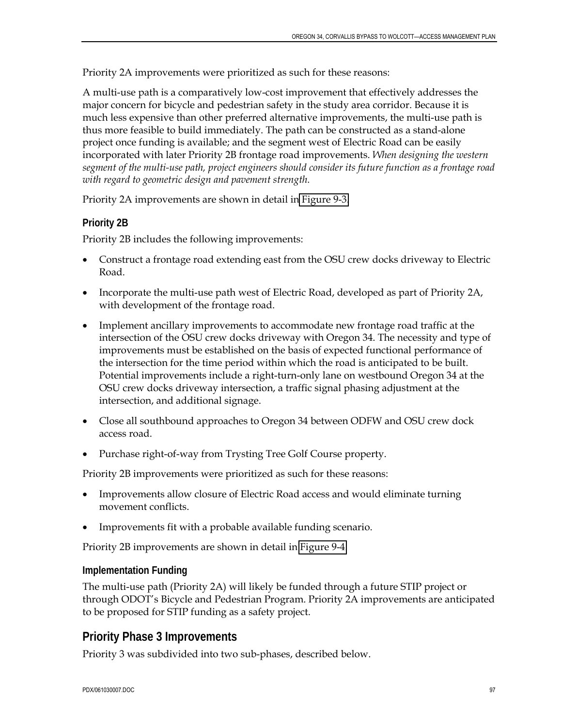Priority 2A improvements were prioritized as such for these reasons:

A multi-use path is a comparatively low-cost improvement that effectively addresses the major concern for bicycle and pedestrian safety in the study area corridor. Because it is much less expensive than other preferred alternative improvements, the multi-use path is thus more feasible to build immediately. The path can be constructed as a stand-alone project once funding is available; and the segment west of Electric Road can be easily incorporated with later Priority 2B frontage road improvements. *When designing the western segment of the multi-use path, project engineers should consider its future function as a frontage road with regard to geometric design and pavement strength.*

Priority 2A improvements are shown in detail in Figure 9-3.

### Priority 2B

Priority 2B includes the following improvements:

- Construct a frontage road extending east from the OSU crew docks driveway to Electric Road.
- Incorporate the multi-use path west of Electric Road, developed as part of Priority 2A, with development of the frontage road.
- Implement ancillary improvements to accommodate new frontage road traffic at the intersection of the OSU crew docks driveway with Oregon 34. The necessity and type of improvements must be established on the basis of expected functional performance of the intersection for the time period within which the road is anticipated to be built. Potential improvements include a right-turn-only lane on westbound Oregon 34 at the OSU crew docks driveway intersection, a traffic signal phasing adjustment at the intersection, and additional signage.
- Close all southbound approaches to Oregon 34 between ODFW and OSU crew dock access road.
- Purchase right-of-way from Trysting Tree Golf Course property.

Priority 2B improvements were prioritized as such for these reasons:

- Improvements allow closure of Electric Road access and would eliminate turning movement conflicts.
- Improvements fit with a probable available funding scenario.

Priority 2B improvements are shown in detail in Figure 9-4.

### Implementation Funding

The multi-use path (Priority 2A) will likely be funded through a future STIP project or through ODOT's Bicycle and Pedestrian Program. Priority 2A improvements are anticipated to be proposed for STIP funding as a safety project.

## Priority Phase 3 Improvements

Priority 3 was subdivided into two sub-phases, described below.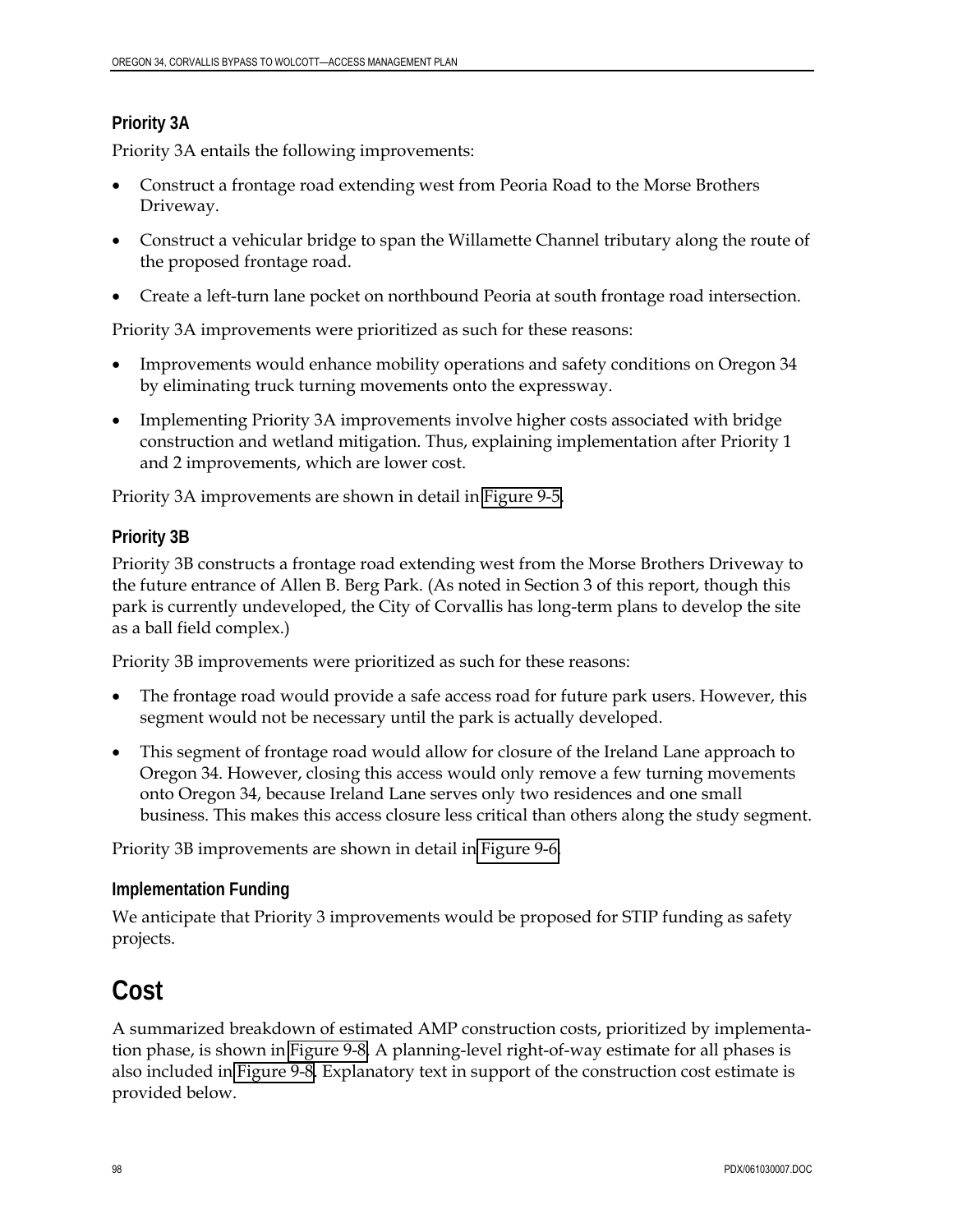### Priority 3A

Priority 3A entails the following improvements:

- Construct a frontage road extending west from Peoria Road to the Morse Brothers Driveway.
- Construct a vehicular bridge to span the Willamette Channel tributary along the route of the proposed frontage road.
- Create a left-turn lane pocket on northbound Peoria at south frontage road intersection.

Priority 3A improvements were prioritized as such for these reasons:

- Improvements would enhance mobility operations and safety conditions on Oregon 34 by eliminating truck turning movements onto the expressway.
- Implementing Priority 3A improvements involve higher costs associated with bridge construction and wetland mitigation. Thus, explaining implementation after Priority 1 and 2 improvements, which are lower cost.

Priority 3A improvements are shown in detail in Figure 9-5.

### Priority 3B

Priority 3B constructs a frontage road extending west from the Morse Brothers Driveway to the future entrance of Allen B. Berg Park. (As noted in Section 3 of this report, though this park is currently undeveloped, the City of Corvallis has long-term plans to develop the site as a ball field complex.)

Priority 3B improvements were prioritized as such for these reasons:

- The frontage road would provide a safe access road for future park users. However, this segment would not be necessary until the park is actually developed.
- This segment of frontage road would allow for closure of the Ireland Lane approach to Oregon 34. However, closing this access would only remove a few turning movements onto Oregon 34, because Ireland Lane serves only two residences and one small business. This makes this access closure less critical than others along the study segment.

Priority 3B improvements are shown in detail in Figure 9-6.

### Implementation Funding

We anticipate that Priority 3 improvements would be proposed for STIP funding as safety projects.

## Cost

A summarized breakdown of estimated AMP construction costs, prioritized by implementation phase, is shown in Figure 9-8. A planning-level right-of-way estimate for all phases is also included in Figure 9-8. Explanatory text in support of the construction cost estimate is provided below.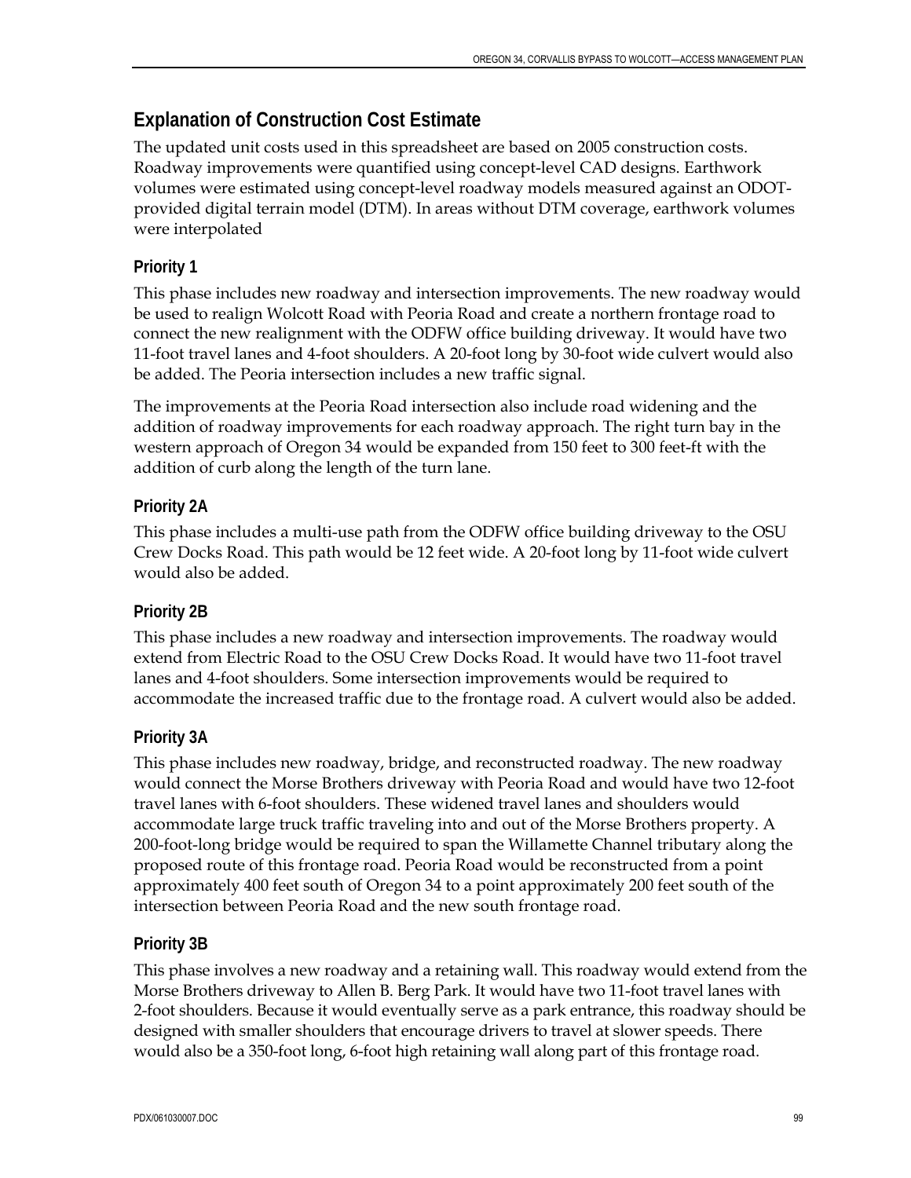## Explanation of Construction Cost Estimate

The updated unit costs used in this spreadsheet are based on 2005 construction costs. Roadway improvements were quantified using concept-level CAD designs. Earthwork volumes were estimated using concept-level roadway models measured against an ODOT-provided digital terrain model (DTM). In areas without DTM coverage, earthwork volumes were interpolated

### Priority 1

This phase includes new roadway and intersection improvements. The new roadway would be used to realign Wolcott Road with Peoria Road and create a northern frontage road to connect the new realignment with the ODFW office building driveway. It would have two 11-foot travel lanes and 4-foot shoulders. A 20-foot long by 30-foot wide culvert would also be added. The Peoria intersection includes a new traffic signal.

The improvements at the Peoria Road intersection also include road widening and the addition of roadway improvements for each roadway approach. The right turn bay in the western approach of Oregon 34 would be expanded from 150 feet to 300 feet-ft with the addition of curb along the length of the turn lane.

### Priority 2A

This phase includes a multi-use path from the ODFW office building driveway to the OSU Crew Docks Road. This path would be 12 feet wide. A 20-foot long by 11-foot wide culvert would also be added.

### Priority 2B

This phase includes a new roadway and intersection improvements. The roadway would extend from Electric Road to the OSU Crew Docks Road. It would have two 11-foot travel lanes and 4-foot shoulders. Some intersection improvements would be required to accommodate the increased traffic due to the frontage road. A culvert would also be added.

### Priority 3A

This phase includes new roadway, bridge, and reconstructed roadway. The new roadway would connect the Morse Brothers driveway with Peoria Road and would have two 12-foot travel lanes with 6-foot shoulders. These widened travel lanes and shoulders would accommodate large truck traffic traveling into and out of the Morse Brothers property. A 200-foot-long bridge would be required to span the Willamette Channel tributary along the proposed route of this frontage road. Peoria Road would be reconstructed from a point approximately 400 feet south of Oregon 34 to a point approximately 200 feet south of the intersection between Peoria Road and the new south frontage road.

### Priority 3B

This phase involves a new roadway and a retaining wall. This roadway would extend from the Morse Brothers driveway to Allen B. Berg Park. It would have two 11-foot travel lanes with 2-foot shoulders. Because it would eventually serve as a park entrance, this roadway should be designed with smaller shoulders that encourage drivers to travel at slower speeds. There would also be a 350-foot long, 6-foot high retaining wall along part of this frontage road.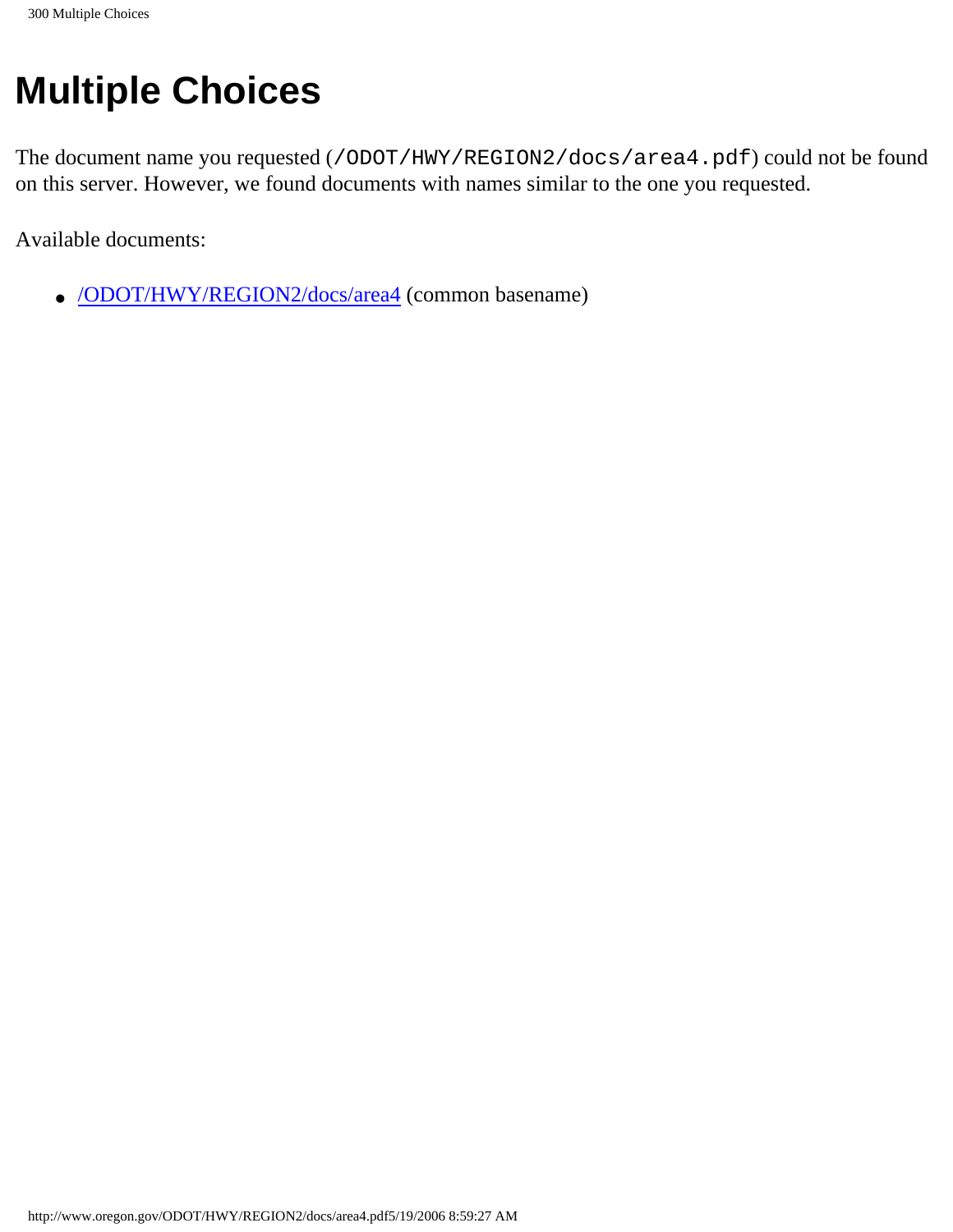# Multiple Choices

The document name you requested (`/ODOT/HWY/REGION2/docs/area4.pdf`) could not be found on this server. However, we found documents with names similar to the one you requested.

Available documents:

- /ODOT/HWY/REGION2/docs/area4 (common basename)